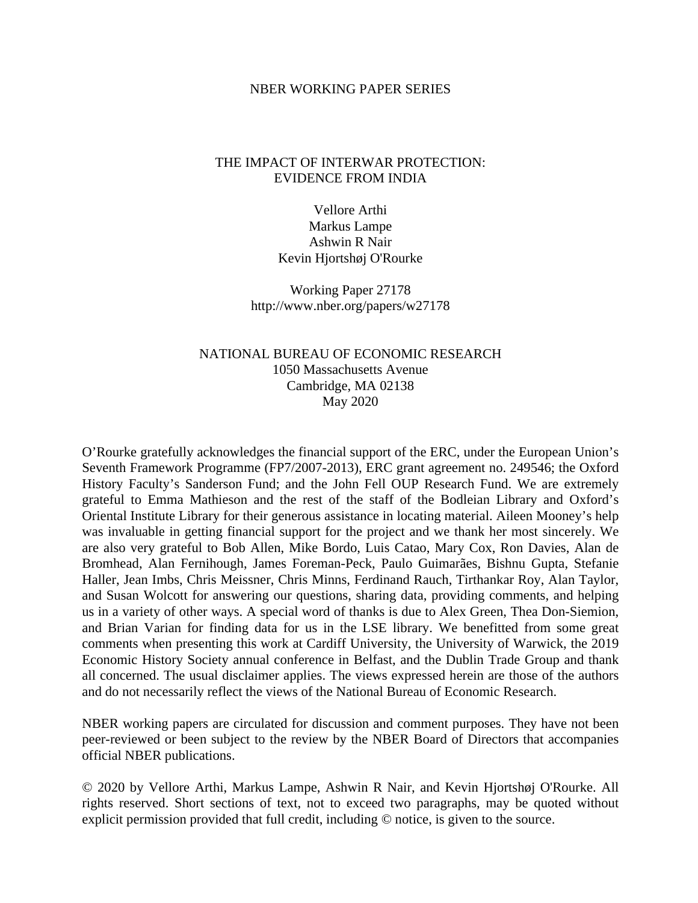NBER WORKING PAPER SERIES

# THE IMPACT OF INTERWAR PROTECTION: EVIDENCE FROM INDIA

Vellore Arthi
Markus Lampe
Ashwin R Nair
Kevin Hjortshøj O'Rourke

Working Paper 27178
http://www.nber.org/papers/w27178

NATIONAL BUREAU OF ECONOMIC RESEARCH
1050 Massachusetts Avenue
Cambridge, MA 02138
May 2020

O'Rourke gratefully acknowledges the financial support of the ERC, under the European Union's Seventh Framework Programme (FP7/2007-2013), ERC grant agreement no. 249546; the Oxford History Faculty's Sanderson Fund; and the John Fell OUP Research Fund. We are extremely grateful to Emma Mathieson and the rest of the staff of the Bodleian Library and Oxford's Oriental Institute Library for their generous assistance in locating material. Aileen Mooney's help was invaluable in getting financial support for the project and we thank her most sincerely. We are also very grateful to Bob Allen, Mike Bordo, Luis Catao, Mary Cox, Ron Davies, Alan de Bromhead, Alan Fernihough, James Foreman-Peck, Paulo Guimarães, Bishnu Gupta, Stefanie Haller, Jean Imbs, Chris Meissner, Chris Minns, Ferdinand Rauch, Tirthankar Roy, Alan Taylor, and Susan Wolcott for answering our questions, sharing data, providing comments, and helping us in a variety of other ways. A special word of thanks is due to Alex Green, Thea Don-Siemion, and Brian Varian for finding data for us in the LSE library. We benefitted from some great comments when presenting this work at Cardiff University, the University of Warwick, the 2019 Economic History Society annual conference in Belfast, and the Dublin Trade Group and thank all concerned. The usual disclaimer applies. The views expressed herein are those of the authors and do not necessarily reflect the views of the National Bureau of Economic Research.

NBER working papers are circulated for discussion and comment purposes. They have not been peer-reviewed or been subject to the review by the NBER Board of Directors that accompanies official NBER publications.

© 2020 by Vellore Arthi, Markus Lampe, Ashwin R Nair, and Kevin Hjortshøj O'Rourke. All rights reserved. Short sections of text, not to exceed two paragraphs, may be quoted without explicit permission provided that full credit, including © notice, is given to the source.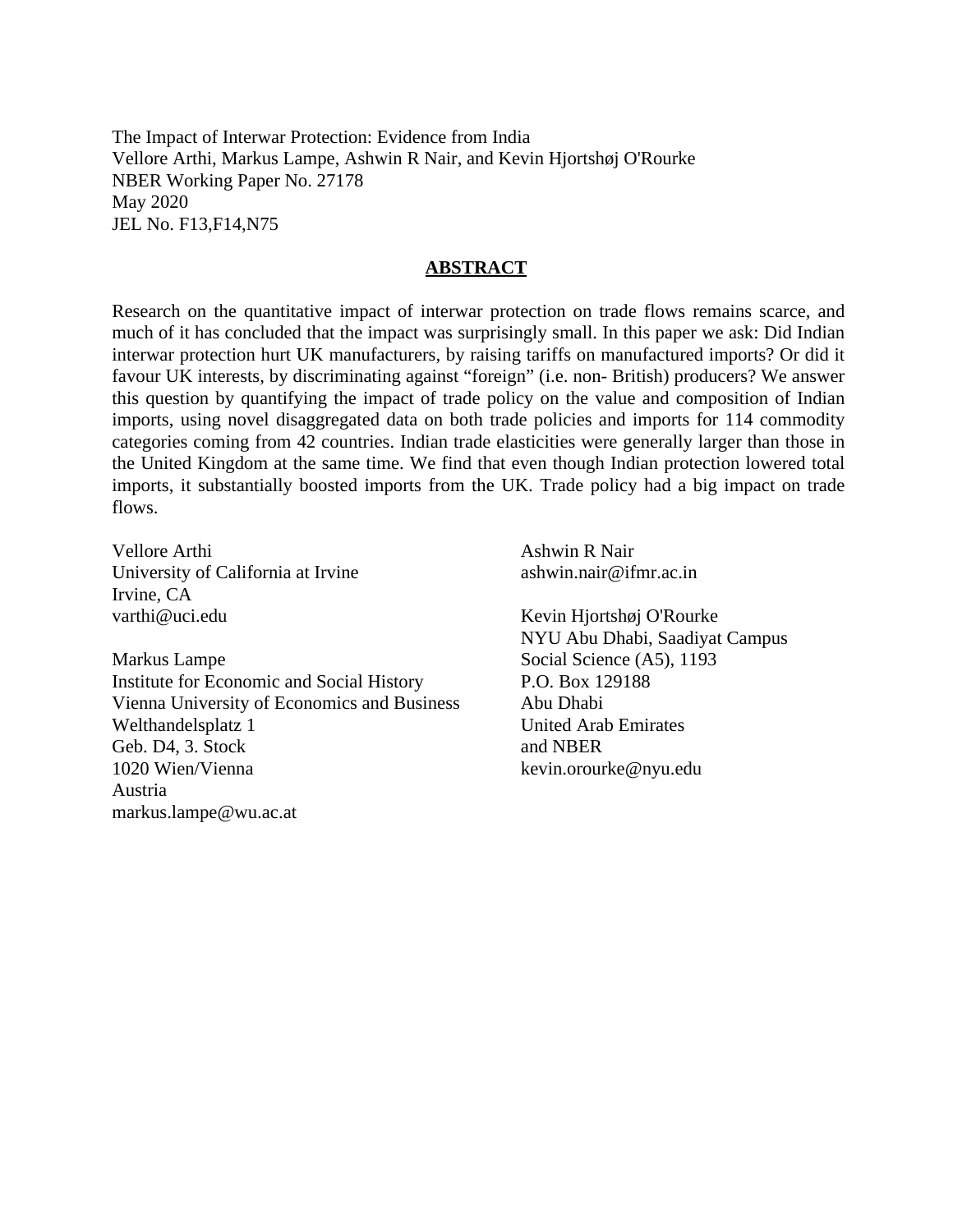The Impact of Interwar Protection: Evidence from India
Vellore Arthi, Markus Lampe, Ashwin R Nair, and Kevin Hjortshøj O'Rourke
NBER Working Paper No. 27178
May 2020
JEL No. F13,F14,N75

## ABSTRACT

Research on the quantitative impact of interwar protection on trade flows remains scarce, and much of it has concluded that the impact was surprisingly small. In this paper we ask: Did Indian interwar protection hurt UK manufacturers, by raising tariffs on manufactured imports? Or did it favour UK interests, by discriminating against "foreign" (i.e. non- British) producers? We answer this question by quantifying the impact of trade policy on the value and composition of Indian imports, using novel disaggregated data on both trade policies and imports for 114 commodity categories coming from 42 countries. Indian trade elasticities were generally larger than those in the United Kingdom at the same time. We find that even though Indian protection lowered total imports, it substantially boosted imports from the UK. Trade policy had a big impact on trade flows.

Vellore Arthi
University of California at Irvine
Irvine, CA
varthi@uci.edu

Markus Lampe
Institute for Economic and Social History
Vienna University of Economics and Business
Welthandelsplatz 1
Geb. D4, 3. Stock
1020 Wien/Vienna
Austria
markus.lampe@wu.ac.at

Ashwin R Nair
ashwin.nair@ifmr.ac.in

Kevin Hjortshøj O'Rourke
NYU Abu Dhabi, Saadiyat Campus
Social Science (A5), 1193
P.O. Box 129188
Abu Dhabi
United Arab Emirates
and NBER
kevin.orourke@nyu.edu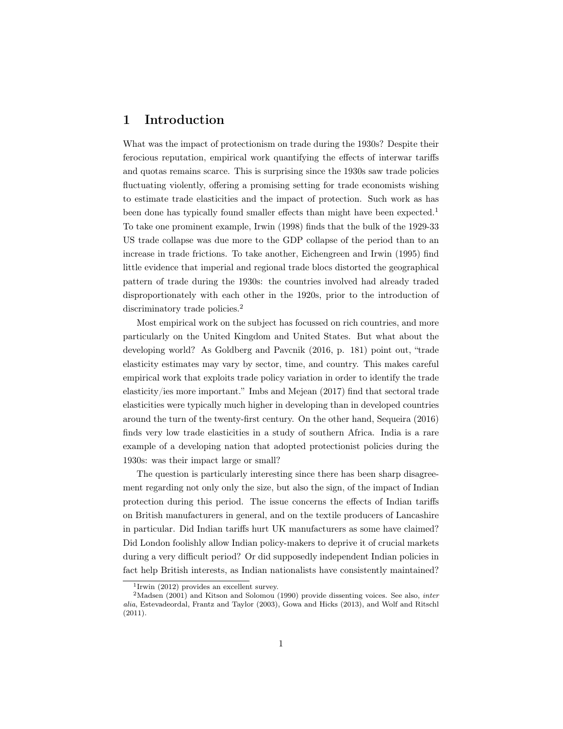# 1 Introduction

What was the impact of protectionism on trade during the 1930s? Despite their ferocious reputation, empirical work quantifying the effects of interwar tariffs and quotas remains scarce. This is surprising since the 1930s saw trade policies fluctuating violently, offering a promising setting for trade economists wishing to estimate trade elasticities and the impact of protection. Such work as has been done has typically found smaller effects than might have been expected.[1] To take one prominent example, Irwin (1998) finds that the bulk of the 1929-33 US trade collapse was due more to the GDP collapse of the period than to an increase in trade frictions. To take another, Eichengreen and Irwin (1995) find little evidence that imperial and regional trade blocs distorted the geographical pattern of trade during the 1930s: the countries involved had already traded disproportionately with each other in the 1920s, prior to the introduction of discriminatory trade policies.[2]

Most empirical work on the subject has focussed on rich countries, and more particularly on the United Kingdom and United States. But what about the developing world? As Goldberg and Pavcnik (2016, p. 181) point out, "trade elasticity estimates may vary by sector, time, and country. This makes careful empirical work that exploits trade policy variation in order to identify the trade elasticity/ies more important." Imbs and Mejean (2017) find that sectoral trade elasticities were typically much higher in developing than in developed countries around the turn of the twenty-first century. On the other hand, Sequeira (2016) finds very low trade elasticities in a study of southern Africa. India is a rare example of a developing nation that adopted protectionist policies during the 1930s: was their impact large or small?

The question is particularly interesting since there has been sharp disagreement regarding not only only the size, but also the sign, of the impact of Indian protection during this period. The issue concerns the effects of Indian tariffs on British manufacturers in general, and on the textile producers of Lancashire in particular. Did Indian tariffs hurt UK manufacturers as some have claimed? Did London foolishly allow Indian policy-makers to deprive it of crucial markets during a very difficult period? Or did supposedly independent Indian policies in fact help British interests, as Indian nationalists have consistently maintained?

[1] Irwin (2012) provides an excellent survey.

[2] Madsen (2001) and Kitson and Solomou (1990) provide dissenting voices. See also, *inter alia*, Estevadeordal, Frantz and Taylor (2003), Gowa and Hicks (2013), and Wolf and Ritschl (2011).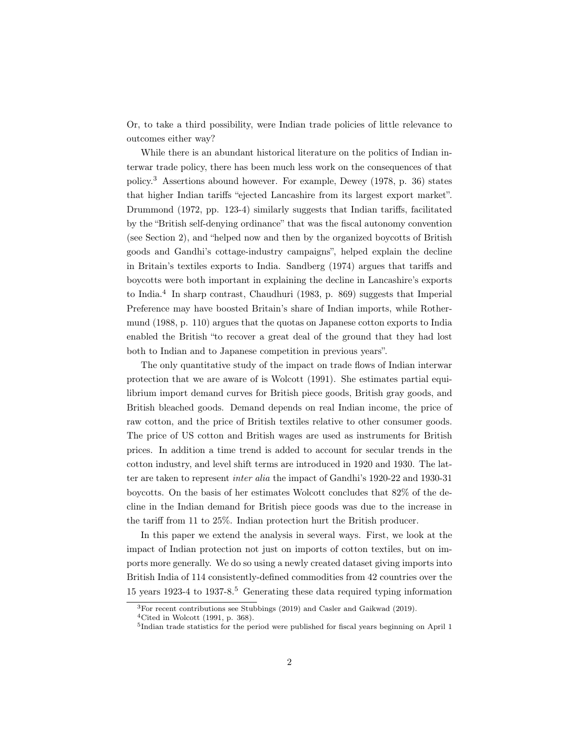Or, to take a third possibility, were Indian trade policies of little relevance to outcomes either way?

While there is an abundant historical literature on the politics of Indian interwar trade policy, there has been much less work on the consequences of that policy.[3] Assertions abound however. For example, Dewey (1978, p. 36) states that higher Indian tariffs "ejected Lancashire from its largest export market". Drummond (1972, pp. 123-4) similarly suggests that Indian tariffs, facilitated by the "British self-denying ordinance" that was the fiscal autonomy convention (see Section 2), and "helped now and then by the organized boycotts of British goods and Gandhi's cottage-industry campaigns", helped explain the decline in Britain's textiles exports to India. Sandberg (1974) argues that tariffs and boycotts were both important in explaining the decline in Lancashire's exports to India.[4] In sharp contrast, Chaudhuri (1983, p. 869) suggests that Imperial Preference may have boosted Britain's share of Indian imports, while Rothermund (1988, p. 110) argues that the quotas on Japanese cotton exports to India enabled the British "to recover a great deal of the ground that they had lost both to Indian and to Japanese competition in previous years".

The only quantitative study of the impact on trade flows of Indian interwar protection that we are aware of is Wolcott (1991). She estimates partial equilibrium import demand curves for British piece goods, British gray goods, and British bleached goods. Demand depends on real Indian income, the price of raw cotton, and the price of British textiles relative to other consumer goods. The price of US cotton and British wages are used as instruments for British prices. In addition a time trend is added to account for secular trends in the cotton industry, and level shift terms are introduced in 1920 and 1930. The latter are taken to represent *inter alia* the impact of Gandhi's 1920-22 and 1930-31 boycotts. On the basis of her estimates Wolcott concludes that 82% of the decline in the Indian demand for British piece goods was due to the increase in the tariff from 11 to 25%. Indian protection hurt the British producer.

In this paper we extend the analysis in several ways. First, we look at the impact of Indian protection not just on imports of cotton textiles, but on imports more generally. We do so using a newly created dataset giving imports into British India of 114 consistently-defined commodities from 42 countries over the 15 years 1923-4 to 1937-8.[5] Generating these data required typing information

[3] For recent contributions see Stubbings (2019) and Casler and Gaikwad (2019).

[4] Cited in Wolcott (1991, p. 368).

[5] Indian trade statistics for the period were published for fiscal years beginning on April 1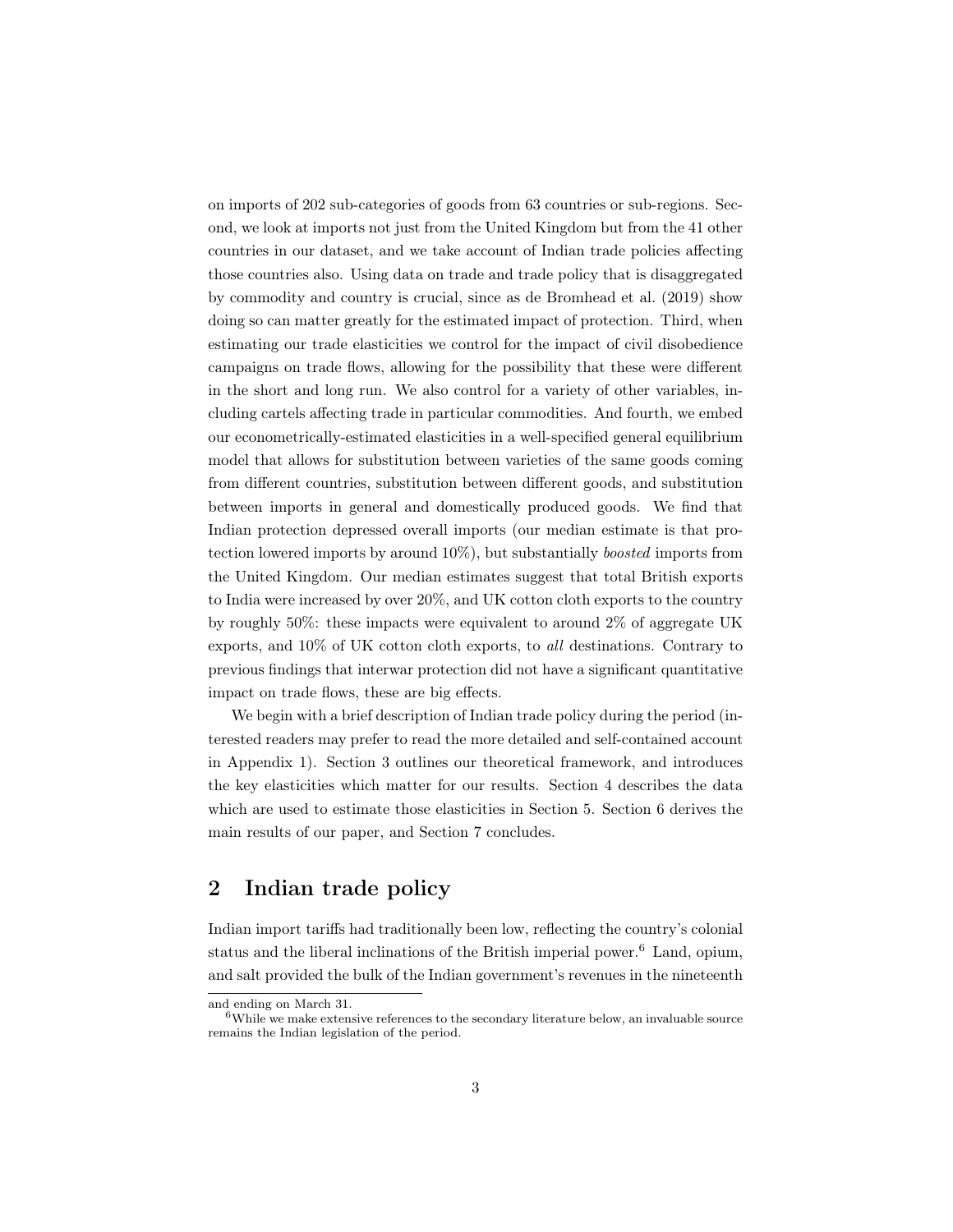on imports of 202 sub-categories of goods from 63 countries or sub-regions. Second, we look at imports not just from the United Kingdom but from the 41 other countries in our dataset, and we take account of Indian trade policies affecting those countries also. Using data on trade and trade policy that is disaggregated by commodity and country is crucial, since as de Bromhead et al. (2019) show doing so can matter greatly for the estimated impact of protection. Third, when estimating our trade elasticities we control for the impact of civil disobedience campaigns on trade flows, allowing for the possibility that these were different in the short and long run. We also control for a variety of other variables, including cartels affecting trade in particular commodities. And fourth, we embed our econometrically-estimated elasticities in a well-specified general equilibrium model that allows for substitution between varieties of the same goods coming from different countries, substitution between different goods, and substitution between imports in general and domestically produced goods. We find that Indian protection depressed overall imports (our median estimate is that protection lowered imports by around 10%), but substantially *boosted* imports from the United Kingdom. Our median estimates suggest that total British exports to India were increased by over 20%, and UK cotton cloth exports to the country by roughly 50%: these impacts were equivalent to around 2% of aggregate UK exports, and 10% of UK cotton cloth exports, to *all* destinations. Contrary to previous findings that interwar protection did not have a significant quantitative impact on trade flows, these are big effects.

We begin with a brief description of Indian trade policy during the period (interested readers may prefer to read the more detailed and self-contained account in Appendix 1). Section 3 outlines our theoretical framework, and introduces the key elasticities which matter for our results. Section 4 describes the data which are used to estimate those elasticities in Section 5. Section 6 derives the main results of our paper, and Section 7 concludes.

## 2 Indian trade policy

Indian import tariffs had traditionally been low, reflecting the country's colonial status and the liberal inclinations of the British imperial power.[6] Land, opium, and salt provided the bulk of the Indian government's revenues in the nineteenth

and ending on March 31.

[6] While we make extensive references to the secondary literature below, an invaluable source remains the Indian legislation of the period.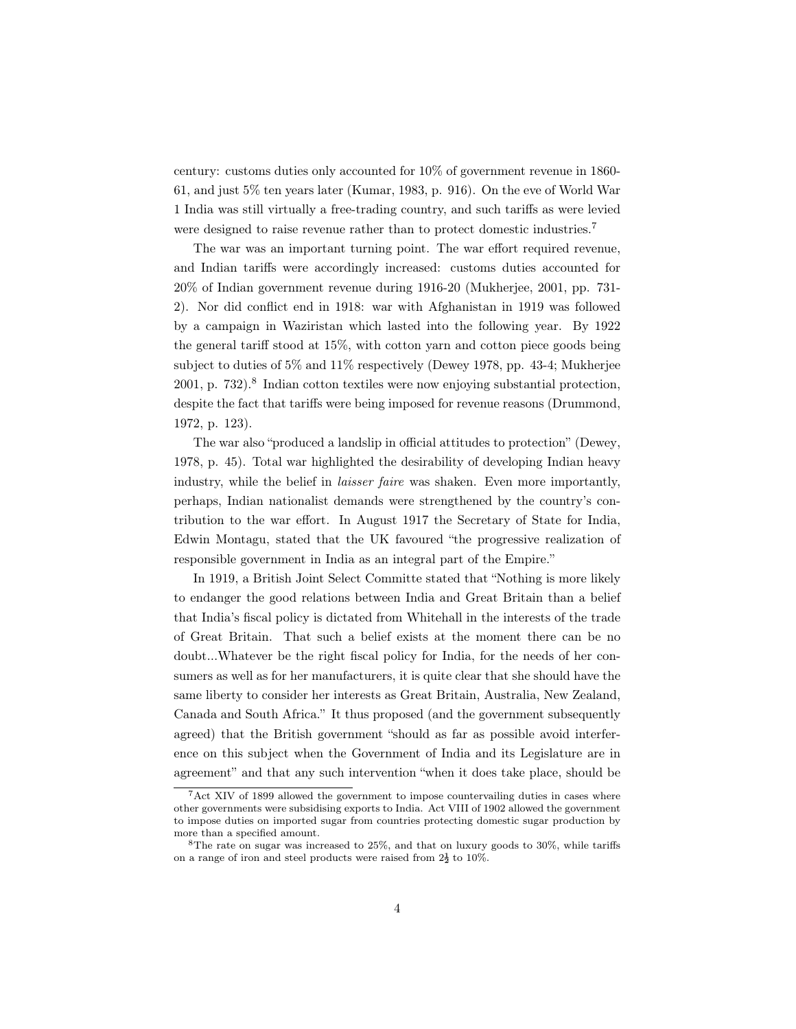century: customs duties only accounted for 10% of government revenue in 1860-61, and just 5% ten years later (Kumar, 1983, p. 916). On the eve of World War 1 India was still virtually a free-trading country, and such tariffs as were levied were designed to raise revenue rather than to protect domestic industries.[7]

The war was an important turning point. The war effort required revenue, and Indian tariffs were accordingly increased: customs duties accounted for 20% of Indian government revenue during 1916-20 (Mukherjee, 2001, pp. 731-2). Nor did conflict end in 1918: war with Afghanistan in 1919 was followed by a campaign in Waziristan which lasted into the following year. By 1922 the general tariff stood at 15%, with cotton yarn and cotton piece goods being subject to duties of 5% and 11% respectively (Dewey 1978, pp. 43-4; Mukherjee 2001, p. 732).[8] Indian cotton textiles were now enjoying substantial protection, despite the fact that tariffs were being imposed for revenue reasons (Drummond, 1972, p. 123).

The war also "produced a landslip in official attitudes to protection" (Dewey, 1978, p. 45). Total war highlighted the desirability of developing Indian heavy industry, while the belief in *laisser faire* was shaken. Even more importantly, perhaps, Indian nationalist demands were strengthened by the country's contribution to the war effort. In August 1917 the Secretary of State for India, Edwin Montagu, stated that the UK favoured "the progressive realization of responsible government in India as an integral part of the Empire."

In 1919, a British Joint Select Committe stated that "Nothing is more likely to endanger the good relations between India and Great Britain than a belief that India's fiscal policy is dictated from Whitehall in the interests of the trade of Great Britain. That such a belief exists at the moment there can be no doubt...Whatever be the right fiscal policy for India, for the needs of her consumers as well as for her manufacturers, it is quite clear that she should have the same liberty to consider her interests as Great Britain, Australia, New Zealand, Canada and South Africa." It thus proposed (and the government subsequently agreed) that the British government "should as far as possible avoid interference on this subject when the Government of India and its Legislature are in agreement" and that any such intervention "when it does take place, should be

[7]Act XIV of 1899 allowed the government to impose countervailing duties in cases where other governments were subsidising exports to India. Act VIII of 1902 allowed the government to impose duties on imported sugar from countries protecting domestic sugar production by more than a specified amount.

[8]The rate on sugar was increased to 25%, and that on luxury goods to 30%, while tariffs on a range of iron and steel products were raised from $2\frac{1}{2}$ to 10%.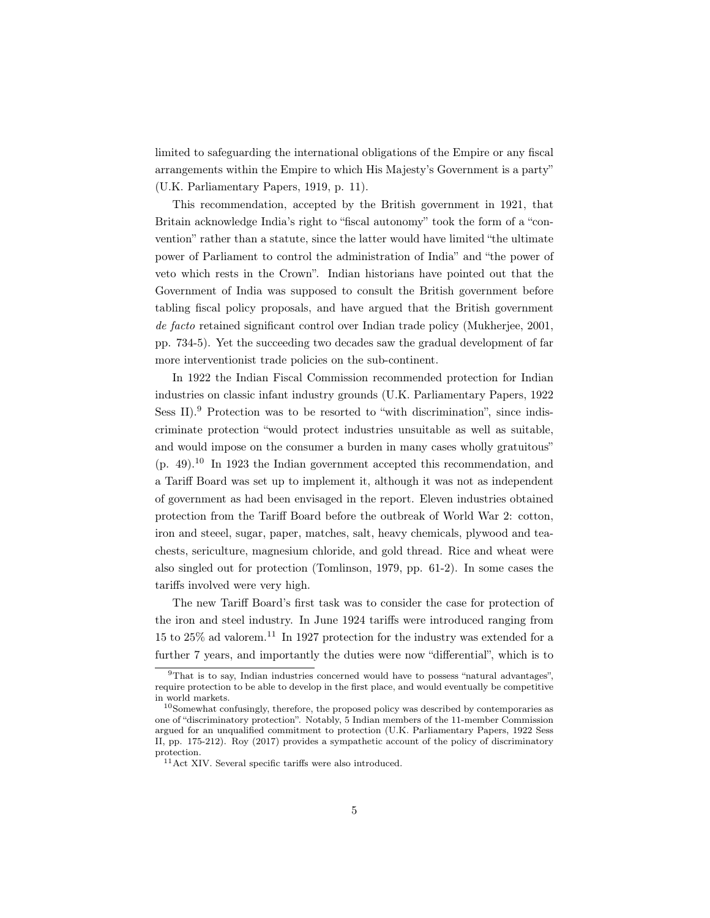limited to safeguarding the international obligations of the Empire or any fiscal arrangements within the Empire to which His Majesty's Government is a party" (U.K. Parliamentary Papers, 1919, p. 11).

This recommendation, accepted by the British government in 1921, that Britain acknowledge India's right to "fiscal autonomy" took the form of a "convention" rather than a statute, since the latter would have limited "the ultimate power of Parliament to control the administration of India" and "the power of veto which rests in the Crown". Indian historians have pointed out that the Government of India was supposed to consult the British government before tabling fiscal policy proposals, and have argued that the British government *de facto* retained significant control over Indian trade policy (Mukherjee, 2001, pp. 734-5). Yet the succeeding two decades saw the gradual development of far more interventionist trade policies on the sub-continent.

In 1922 the Indian Fiscal Commission recommended protection for Indian industries on classic infant industry grounds (U.K. Parliamentary Papers, 1922 Sess II).[9] Protection was to be resorted to "with discrimination", since indiscriminate protection "would protect industries unsuitable as well as suitable, and would impose on the consumer a burden in many cases wholly gratuitous" (p. 49).[10] In 1923 the Indian government accepted this recommendation, and a Tariff Board was set up to implement it, although it was not as independent of government as had been envisaged in the report. Eleven industries obtained protection from the Tariff Board before the outbreak of World War 2: cotton, iron and steeel, sugar, paper, matches, salt, heavy chemicals, plywood and tea-chests, sericulture, magnesium chloride, and gold thread. Rice and wheat were also singled out for protection (Tomlinson, 1979, pp. 61-2). In some cases the tariffs involved were very high.

The new Tariff Board's first task was to consider the case for protection of the iron and steel industry. In June 1924 tariffs were introduced ranging from 15 to 25% ad valorem.[11] In 1927 protection for the industry was extended for a further 7 years, and importantly the duties were now "differential", which is to

[9] That is to say, Indian industries concerned would have to possess "natural advantages", require protection to be able to develop in the first place, and would eventually be competitive in world markets.

[10] Somewhat confusingly, therefore, the proposed policy was described by contemporaries as one of "discriminatory protection". Notably, 5 Indian members of the 11-member Commission argued for an unqualified commitment to protection (U.K. Parliamentary Papers, 1922 Sess II, pp. 175-212). Roy (2017) provides a sympathetic account of the policy of discriminatory protection.

[11] Act XIV. Several specific tariffs were also introduced.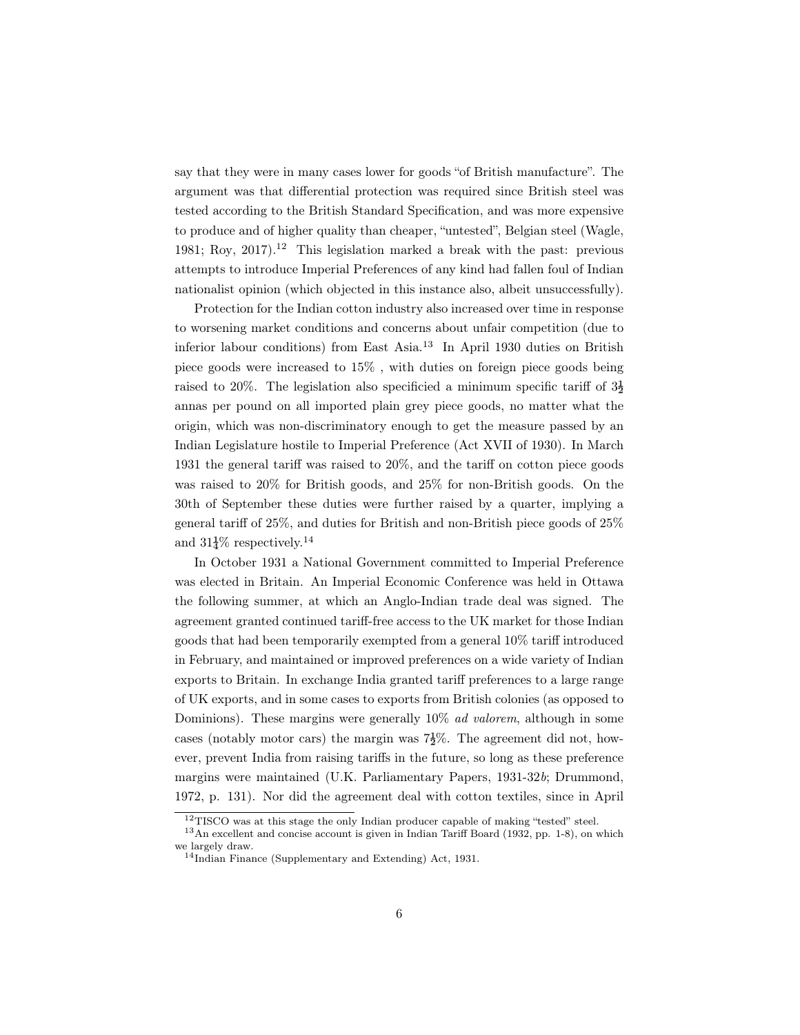say that they were in many cases lower for goods "of British manufacture". The argument was that differential protection was required since British steel was tested according to the British Standard Specification, and was more expensive to produce and of higher quality than cheaper, "untested", Belgian steel (Wagle, 1981; Roy, 2017).[12] This legislation marked a break with the past: previous attempts to introduce Imperial Preferences of any kind had fallen foul of Indian nationalist opinion (which objected in this instance also, albeit unsuccessfully).

Protection for the Indian cotton industry also increased over time in response to worsening market conditions and concerns about unfair competition (due to inferior labour conditions) from East Asia.[13] In April 1930 duties on British piece goods were increased to 15% , with duties on foreign piece goods being raised to 20%. The legislation also specificied a minimum specific tariff of $3\frac{1}{2}$ annas per pound on all imported plain grey piece goods, no matter what the origin, which was non-discriminatory enough to get the measure passed by an Indian Legislature hostile to Imperial Preference (Act XVII of 1930). In March 1931 the general tariff was raised to 20%, and the tariff on cotton piece goods was raised to 20% for British goods, and 25% for non-British goods. On the 30th of September these duties were further raised by a quarter, implying a general tariff of 25%, and duties for British and non-British piece goods of 25% and $31\frac{1}{4}$% respectively.[14]

In October 1931 a National Government committed to Imperial Preference was elected in Britain. An Imperial Economic Conference was held in Ottawa the following summer, at which an Anglo-Indian trade deal was signed. The agreement granted continued tariff-free access to the UK market for those Indian goods that had been temporarily exempted from a general 10% tariff introduced in February, and maintained or improved preferences on a wide variety of Indian exports to Britain. In exchange India granted tariff preferences to a large range of UK exports, and in some cases to exports from British colonies (as opposed to Dominions). These margins were generally 10% *ad valorem*, although in some cases (notably motor cars) the margin was $7\frac{1}{2}$%. The agreement did not, however, prevent India from raising tariffs in the future, so long as these preference margins were maintained (U.K. Parliamentary Papers, 1931-32*b*; Drummond, 1972, p. 131). Nor did the agreement deal with cotton textiles, since in April

[12] TISCO was at this stage the only Indian producer capable of making "tested" steel.

[13] An excellent and concise account is given in Indian Tariff Board (1932, pp. 1-8), on which we largely draw.

[14] Indian Finance (Supplementary and Extending) Act, 1931.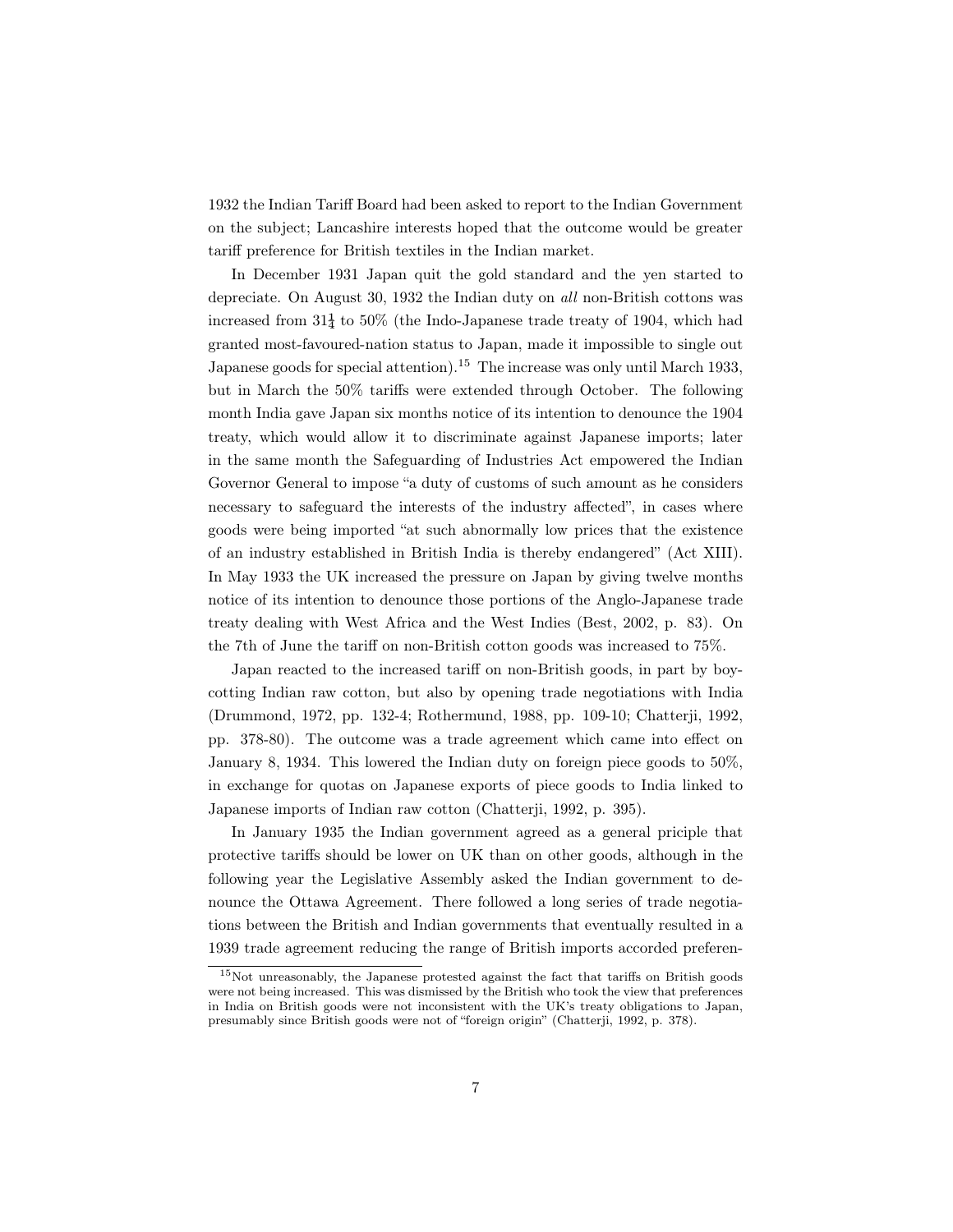1932 the Indian Tariff Board had been asked to report to the Indian Government on the subject; Lancashire interests hoped that the outcome would be greater tariff preference for British textiles in the Indian market.

In December 1931 Japan quit the gold standard and the yen started to depreciate. On August 30, 1932 the Indian duty on *all* non-British cottons was increased from $31\frac{1}{4}$ to 50% (the Indo-Japanese trade treaty of 1904, which had granted most-favoured-nation status to Japan, made it impossible to single out Japanese goods for special attention).[15] The increase was only until March 1933, but in March the 50% tariffs were extended through October. The following month India gave Japan six months notice of its intention to denounce the 1904 treaty, which would allow it to discriminate against Japanese imports; later in the same month the Safeguarding of Industries Act empowered the Indian Governor General to impose "a duty of customs of such amount as he considers necessary to safeguard the interests of the industry affected", in cases where goods were being imported "at such abnormally low prices that the existence of an industry established in British India is thereby endangered" (Act XIII). In May 1933 the UK increased the pressure on Japan by giving twelve months notice of its intention to denounce those portions of the Anglo-Japanese trade treaty dealing with West Africa and the West Indies (Best, 2002, p. 83). On the 7th of June the tariff on non-British cotton goods was increased to 75%.

Japan reacted to the increased tariff on non-British goods, in part by boycotting Indian raw cotton, but also by opening trade negotiations with India (Drummond, 1972, pp. 132-4; Rothermund, 1988, pp. 109-10; Chatterji, 1992, pp. 378-80). The outcome was a trade agreement which came into effect on January 8, 1934. This lowered the Indian duty on foreign piece goods to 50%, in exchange for quotas on Japanese exports of piece goods to India linked to Japanese imports of Indian raw cotton (Chatterji, 1992, p. 395).

In January 1935 the Indian government agreed as a general priciple that protective tariffs should be lower on UK than on other goods, although in the following year the Legislative Assembly asked the Indian government to denounce the Ottawa Agreement. There followed a long series of trade negotiations between the British and Indian governments that eventually resulted in a 1939 trade agreement reducing the range of British imports accorded preferen-

[15] Not unreasonably, the Japanese protested against the fact that tariffs on British goods were not being increased. This was dismissed by the British who took the view that preferences in India on British goods were not inconsistent with the UK's treaty obligations to Japan, presumably since British goods were not of "foreign origin" (Chatterji, 1992, p. 378).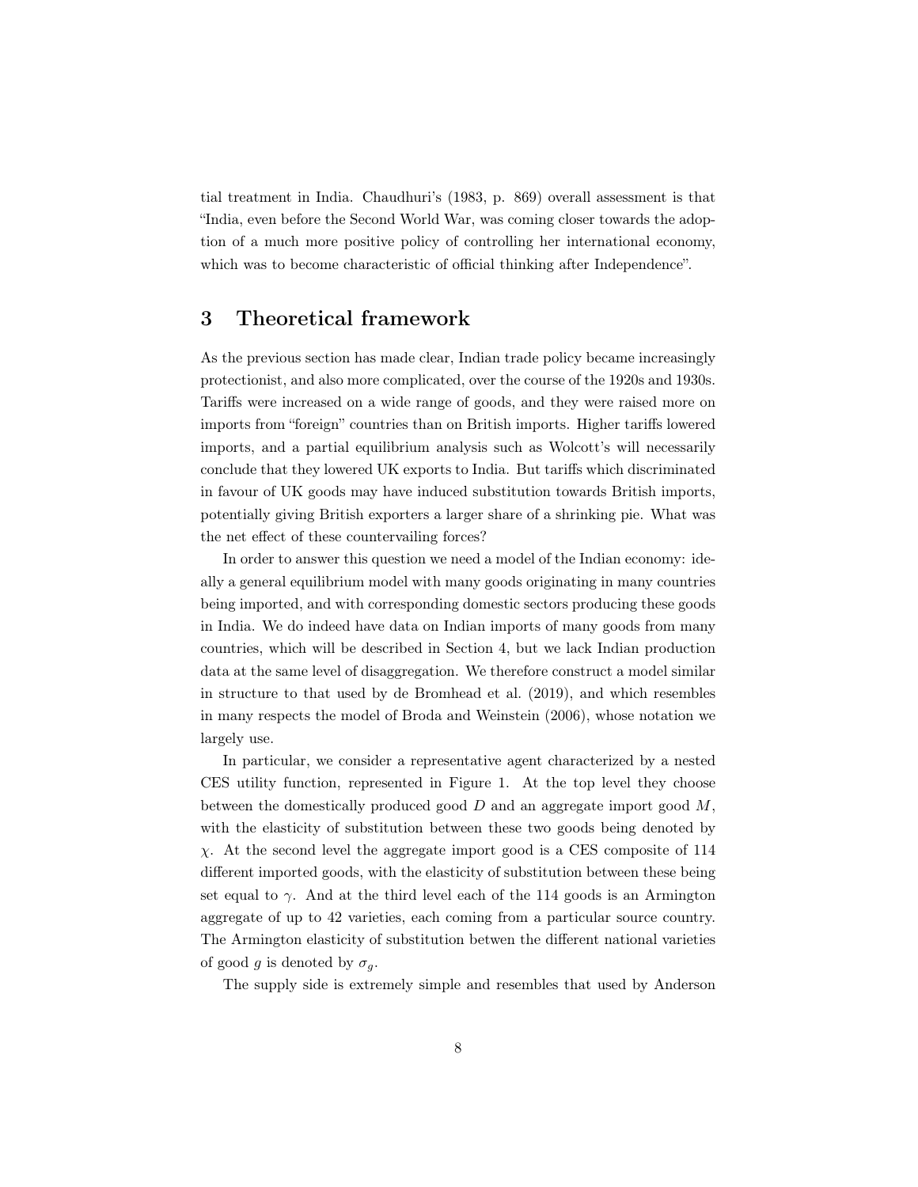tial treatment in India. Chaudhuri's (1983, p. 869) overall assessment is that "India, even before the Second World War, was coming closer towards the adoption of a much more positive policy of controlling her international economy, which was to become characteristic of official thinking after Independence".

## 3 Theoretical framework

As the previous section has made clear, Indian trade policy became increasingly protectionist, and also more complicated, over the course of the 1920s and 1930s. Tariffs were increased on a wide range of goods, and they were raised more on imports from "foreign" countries than on British imports. Higher tariffs lowered imports, and a partial equilibrium analysis such as Wolcott's will necessarily conclude that they lowered UK exports to India. But tariffs which discriminated in favour of UK goods may have induced substitution towards British imports, potentially giving British exporters a larger share of a shrinking pie. What was the net effect of these countervailing forces?

In order to answer this question we need a model of the Indian economy: ideally a general equilibrium model with many goods originating in many countries being imported, and with corresponding domestic sectors producing these goods in India. We do indeed have data on Indian imports of many goods from many countries, which will be described in Section 4, but we lack Indian production data at the same level of disaggregation. We therefore construct a model similar in structure to that used by de Bromhead et al. (2019), and which resembles in many respects the model of Broda and Weinstein (2006), whose notation we largely use.

In particular, we consider a representative agent characterized by a nested CES utility function, represented in Figure 1. At the top level they choose between the domestically produced good $D$ and an aggregate import good $M$, with the elasticity of substitution between these two goods being denoted by $\chi$. At the second level the aggregate import good is a CES composite of 114 different imported goods, with the elasticity of substitution between these being set equal to $\gamma$. And at the third level each of the 114 goods is an Armington aggregate of up to 42 varieties, each coming from a particular source country. The Armington elasticity of substitution betwen the different national varieties of good $g$ is denoted by $\sigma_g$.

The supply side is extremely simple and resembles that used by Anderson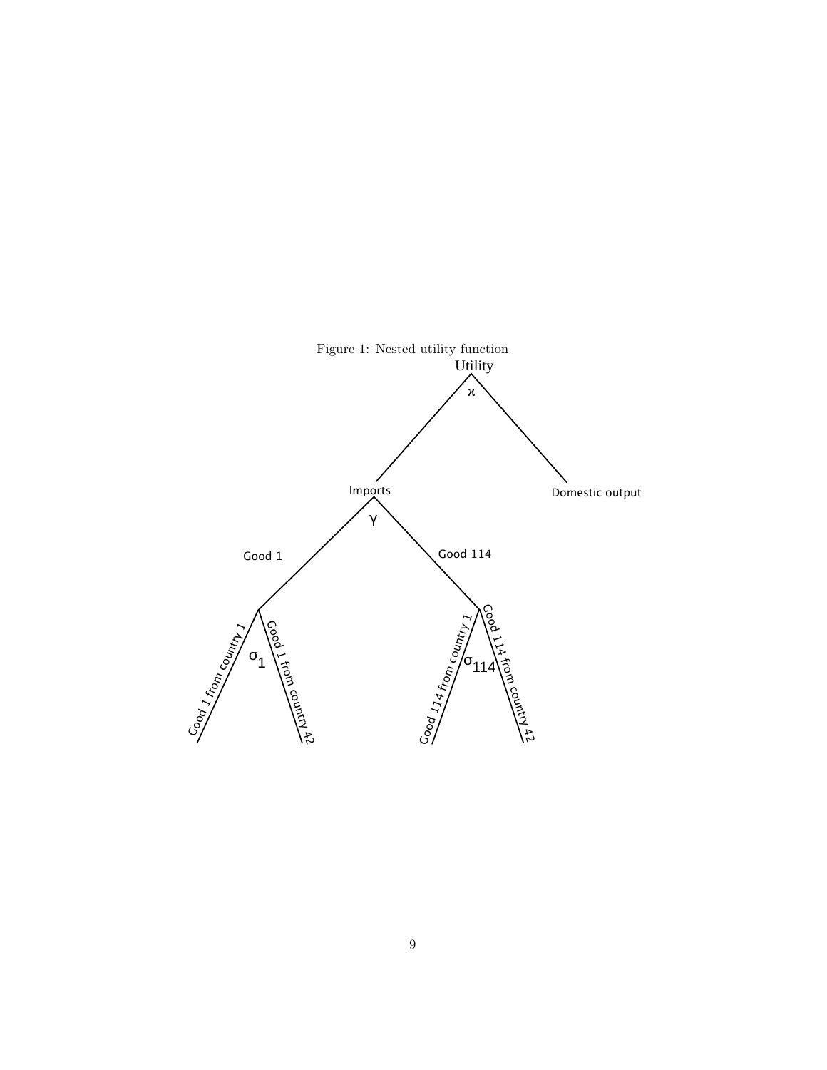Figure 1: Nested utility function

Utility

$\varkappa$

Imports

Domestic output

$\gamma$

Good 1

Good 114

Good 1 from country 1

$\sigma_1$

Good 1 from country 42

Good 114 from country 1

$\sigma_{114}$

Good 114 from country 42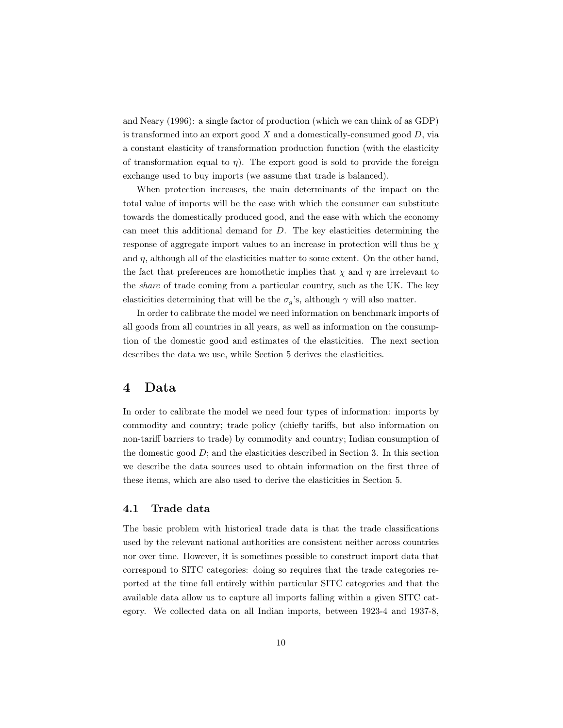and Neary (1996): a single factor of production (which we can think of as GDP) is transformed into an export good $X$ and a domestically-consumed good $D$, via a constant elasticity of transformation production function (with the elasticity of transformation equal to $\eta$). The export good is sold to provide the foreign exchange used to buy imports (we assume that trade is balanced).

When protection increases, the main determinants of the impact on the total value of imports will be the ease with which the consumer can substitute towards the domestically produced good, and the ease with which the economy can meet this additional demand for $D$. The key elasticities determining the response of aggregate import values to an increase in protection will thus be $\chi$ and $\eta$, although all of the elasticities matter to some extent. On the other hand, the fact that preferences are homothetic implies that $\chi$ and $\eta$ are irrelevant to the *share* of trade coming from a particular country, such as the UK. The key elasticities determining that will be the $\sigma_g$'s, although $\gamma$ will also matter.

In order to calibrate the model we need information on benchmark imports of all goods from all countries in all years, as well as information on the consumption of the domestic good and estimates of the elasticities. The next section describes the data we use, while Section 5 derives the elasticities.

# 4 Data

In order to calibrate the model we need four types of information: imports by commodity and country; trade policy (chiefly tariffs, but also information on non-tariff barriers to trade) by commodity and country; Indian consumption of the domestic good $D$; and the elasticities described in Section 3. In this section we describe the data sources used to obtain information on the first three of these items, which are also used to derive the elasticities in Section 5.

## 4.1 Trade data

The basic problem with historical trade data is that the trade classifications used by the relevant national authorities are consistent neither across countries nor over time. However, it is sometimes possible to construct import data that correspond to SITC categories: doing so requires that the trade categories reported at the time fall entirely within particular SITC categories and that the available data allow us to capture all imports falling within a given SITC category. We collected data on all Indian imports, between 1923-4 and 1937-8,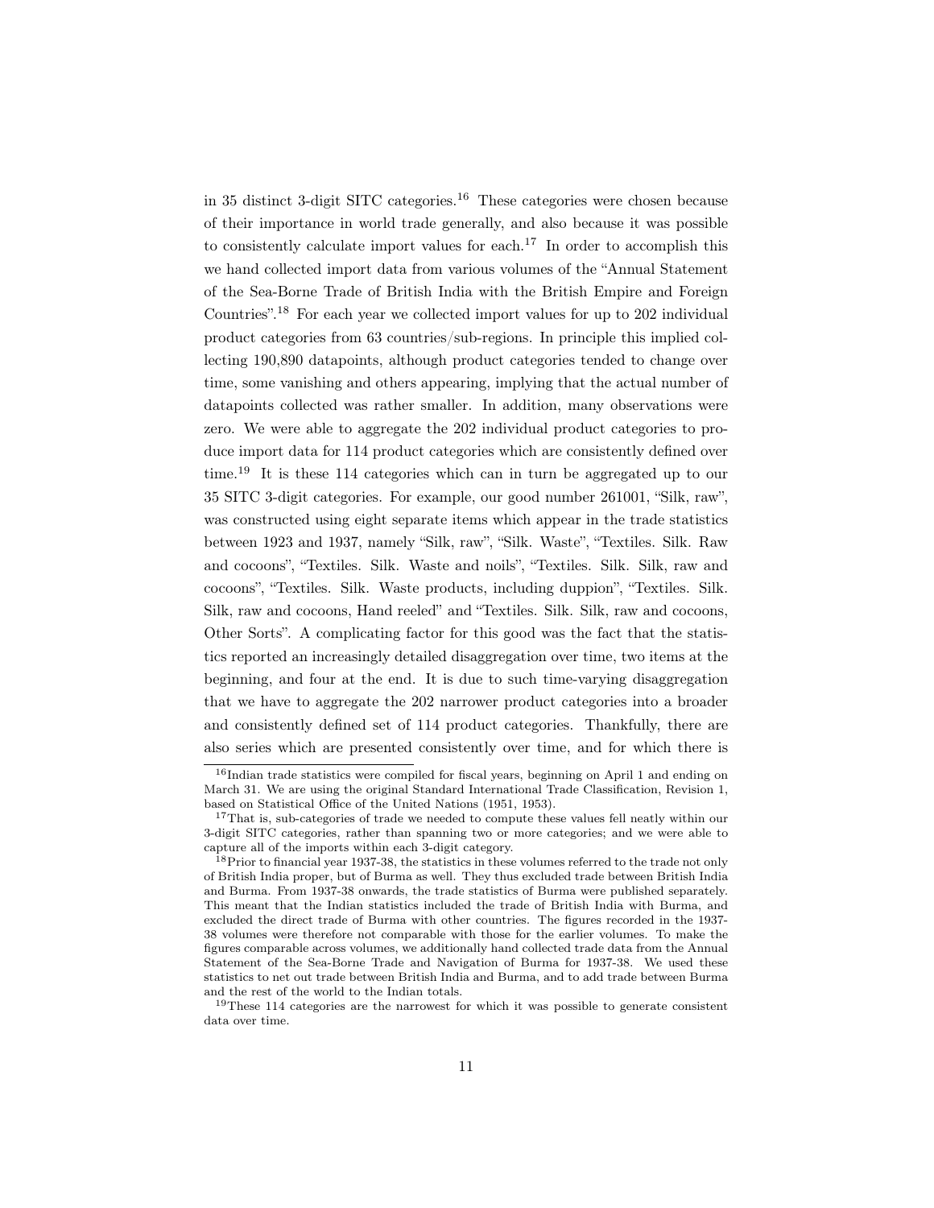in 35 distinct 3-digit SITC categories.[16] These categories were chosen because of their importance in world trade generally, and also because it was possible to consistently calculate import values for each.[17] In order to accomplish this we hand collected import data from various volumes of the "Annual Statement of the Sea-Borne Trade of British India with the British Empire and Foreign Countries".[18] For each year we collected import values for up to 202 individual product categories from 63 countries/sub-regions. In principle this implied collecting 190,890 datapoints, although product categories tended to change over time, some vanishing and others appearing, implying that the actual number of datapoints collected was rather smaller. In addition, many observations were zero. We were able to aggregate the 202 individual product categories to produce import data for 114 product categories which are consistently defined over time.[19] It is these 114 categories which can in turn be aggregated up to our 35 SITC 3-digit categories. For example, our good number 261001, "Silk, raw", was constructed using eight separate items which appear in the trade statistics between 1923 and 1937, namely "Silk, raw", "Silk. Waste", "Textiles. Silk. Raw and cocoons", "Textiles. Silk. Waste and noils", "Textiles. Silk. Silk, raw and cocoons", "Textiles. Silk. Waste products, including duppion", "Textiles. Silk. Silk, raw and cocoons, Hand reeled" and "Textiles. Silk. Silk, raw and cocoons, Other Sorts". A complicating factor for this good was the fact that the statistics reported an increasingly detailed disaggregation over time, two items at the beginning, and four at the end. It is due to such time-varying disaggregation that we have to aggregate the 202 narrower product categories into a broader and consistently defined set of 114 product categories. Thankfully, there are also series which are presented consistently over time, and for which there is

[16] Indian trade statistics were compiled for fiscal years, beginning on April 1 and ending on March 31. We are using the original Standard International Trade Classification, Revision 1, based on Statistical Office of the United Nations (1951, 1953).

[17] That is, sub-categories of trade we needed to compute these values fell neatly within our 3-digit SITC categories, rather than spanning two or more categories; and we were able to capture all of the imports within each 3-digit category.

[18] Prior to financial year 1937-38, the statistics in these volumes referred to the trade not only of British India proper, but of Burma as well. They thus excluded trade between British India and Burma. From 1937-38 onwards, the trade statistics of Burma were published separately. This meant that the Indian statistics included the trade of British India with Burma, and excluded the direct trade of Burma with other countries. The figures recorded in the 1937-38 volumes were therefore not comparable with those for the earlier volumes. To make the figures comparable across volumes, we additionally hand collected trade data from the Annual Statement of the Sea-Borne Trade and Navigation of Burma for 1937-38. We used these statistics to net out trade between British India and Burma, and to add trade between Burma and the rest of the world to the Indian totals.

[19] These 114 categories are the narrowest for which it was possible to generate consistent data over time.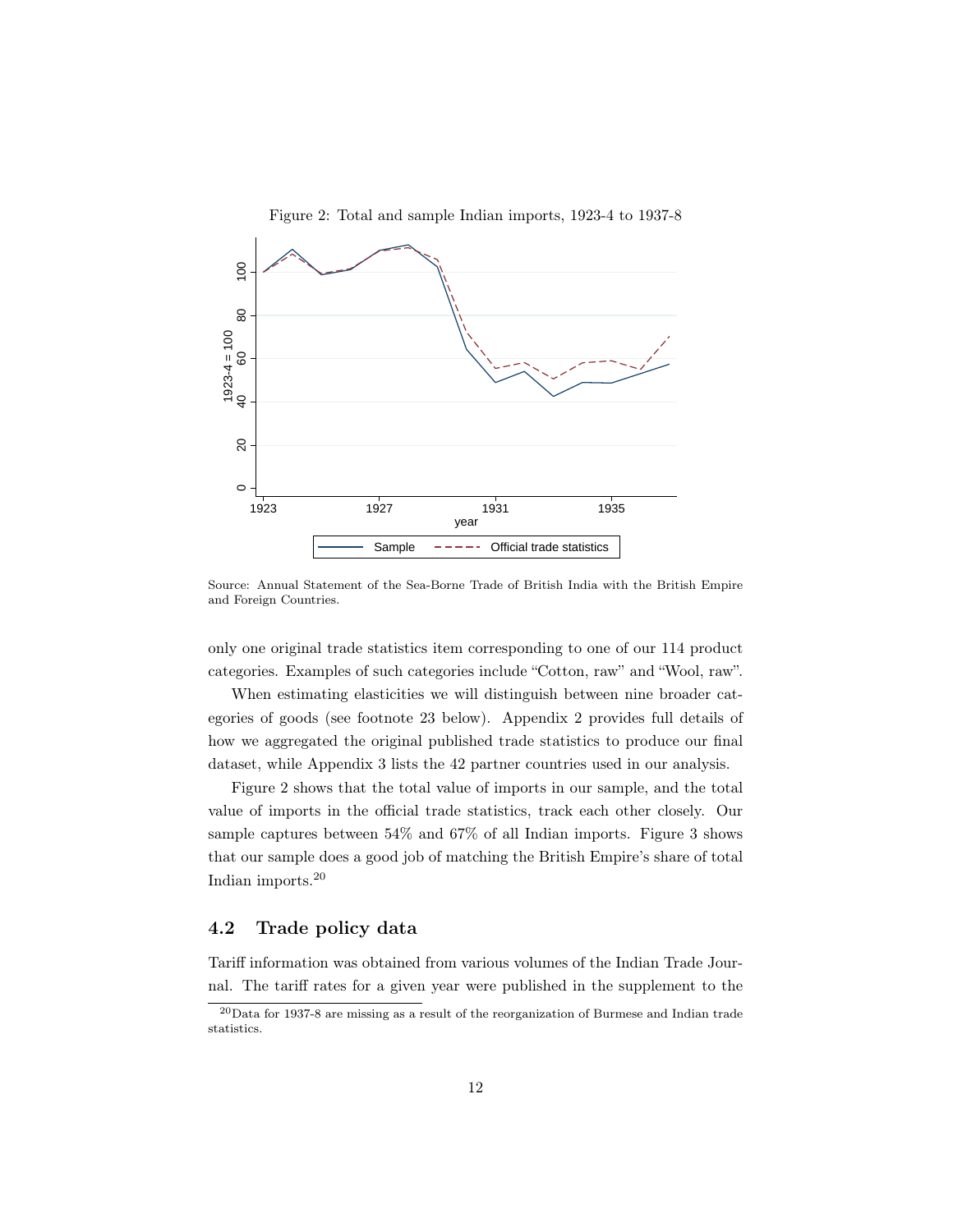Figure 2: Total and sample Indian imports, 1923-4 to 1937-8

Source: Annual Statement of the Sea-Borne Trade of British India with the British Empire and Foreign Countries.

only one original trade statistics item corresponding to one of our 114 product categories. Examples of such categories include "Cotton, raw" and "Wool, raw".

When estimating elasticities we will distinguish between nine broader categories of goods (see footnote 23 below). Appendix 2 provides full details of how we aggregated the original published trade statistics to produce our final dataset, while Appendix 3 lists the 42 partner countries used in our analysis.

Figure 2 shows that the total value of imports in our sample, and the total value of imports in the official trade statistics, track each other closely. Our sample captures between 54% and 67% of all Indian imports. Figure 3 shows that our sample does a good job of matching the British Empire's share of total Indian imports.[20]

## 4.2 Trade policy data

Tariff information was obtained from various volumes of the Indian Trade Journal. The tariff rates for a given year were published in the supplement to the

[20] Data for 1937-8 are missing as a result of the reorganization of Burmese and Indian trade statistics.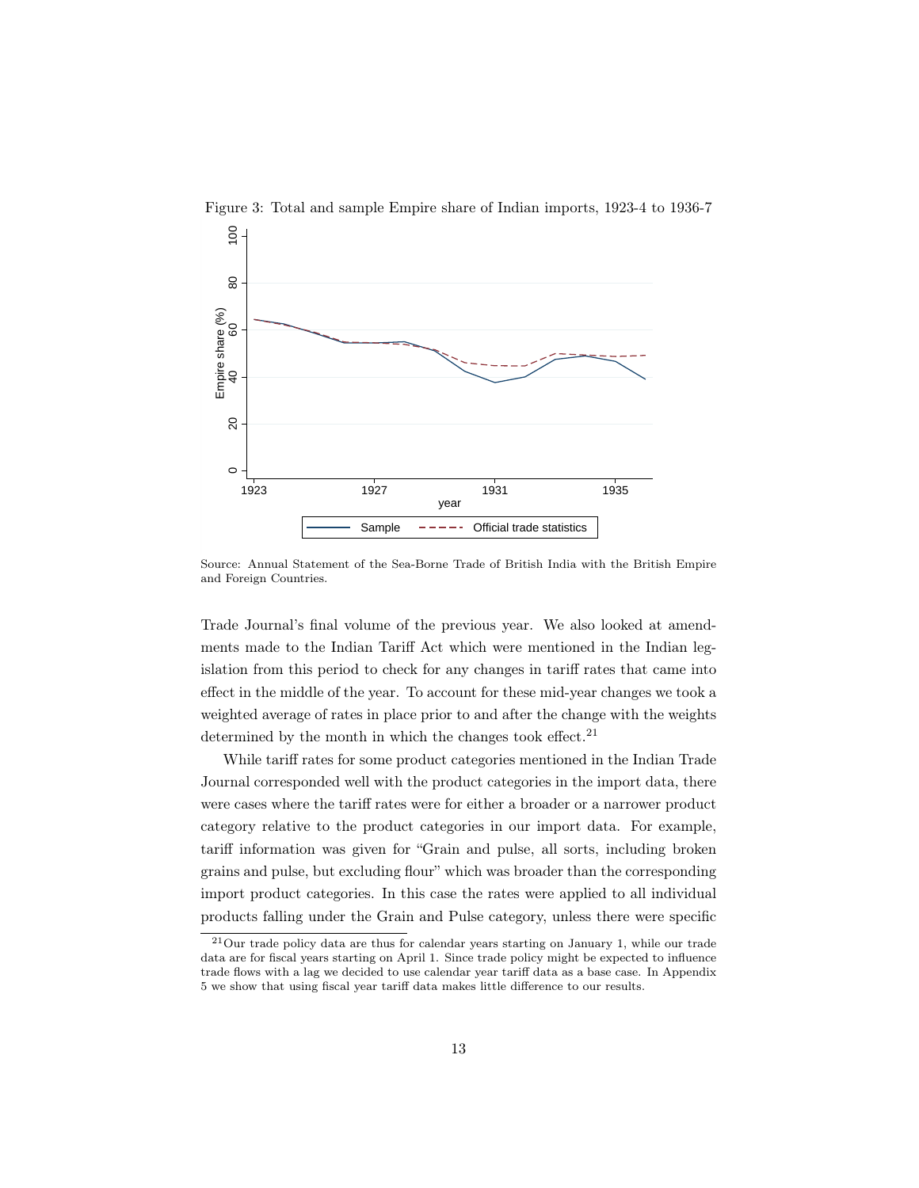Figure 3: Total and sample Empire share of Indian imports, 1923-4 to 1936-7

Source: Annual Statement of the Sea-Borne Trade of British India with the British Empire and Foreign Countries.

Trade Journal's final volume of the previous year. We also looked at amendments made to the Indian Tariff Act which were mentioned in the Indian legislation from this period to check for any changes in tariff rates that came into effect in the middle of the year. To account for these mid-year changes we took a weighted average of rates in place prior to and after the change with the weights determined by the month in which the changes took effect.[21]

While tariff rates for some product categories mentioned in the Indian Trade Journal corresponded well with the product categories in the import data, there were cases where the tariff rates were for either a broader or a narrower product category relative to the product categories in our import data. For example, tariff information was given for "Grain and pulse, all sorts, including broken grains and pulse, but excluding flour" which was broader than the corresponding import product categories. In this case the rates were applied to all individual products falling under the Grain and Pulse category, unless there were specific

[21] Our trade policy data are thus for calendar years starting on January 1, while our trade data are for fiscal years starting on April 1. Since trade policy might be expected to influence trade flows with a lag we decided to use calendar year tariff data as a base case. In Appendix 5 we show that using fiscal year tariff data makes little difference to our results.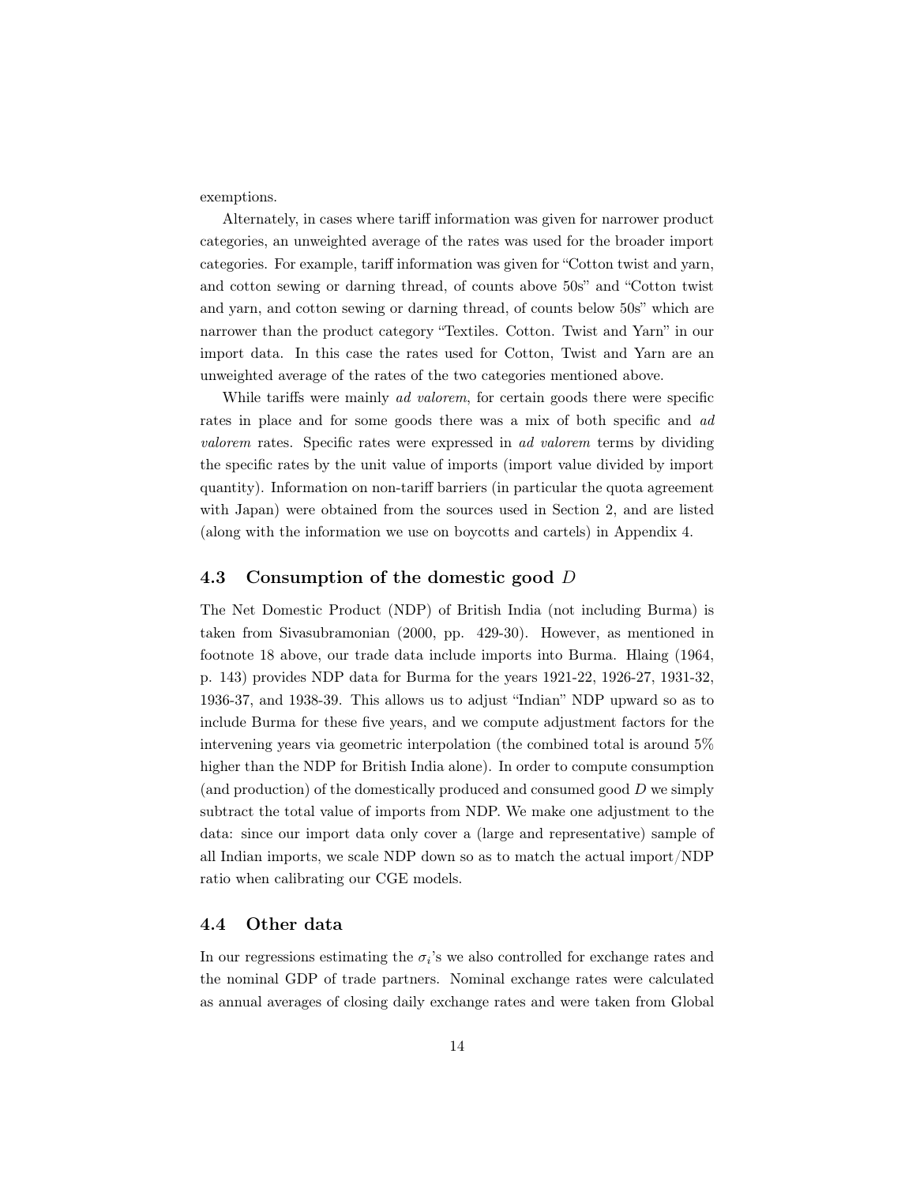exemptions.

Alternately, in cases where tariff information was given for narrower product categories, an unweighted average of the rates was used for the broader import categories. For example, tariff information was given for "Cotton twist and yarn, and cotton sewing or darning thread, of counts above 50s" and "Cotton twist and yarn, and cotton sewing or darning thread, of counts below 50s" which are narrower than the product category "Textiles. Cotton. Twist and Yarn" in our import data. In this case the rates used for Cotton, Twist and Yarn are an unweighted average of the rates of the two categories mentioned above.

While tariffs were mainly *ad valorem*, for certain goods there were specific rates in place and for some goods there was a mix of both specific and *ad valorem* rates. Specific rates were expressed in *ad valorem* terms by dividing the specific rates by the unit value of imports (import value divided by import quantity). Information on non-tariff barriers (in particular the quota agreement with Japan) were obtained from the sources used in Section 2, and are listed (along with the information we use on boycotts and cartels) in Appendix 4.

### 4.3 Consumption of the domestic good $D$

The Net Domestic Product (NDP) of British India (not including Burma) is taken from Sivasubramonian (2000, pp. 429-30). However, as mentioned in footnote 18 above, our trade data include imports into Burma. Hlaing (1964, p. 143) provides NDP data for Burma for the years 1921-22, 1926-27, 1931-32, 1936-37, and 1938-39. This allows us to adjust "Indian" NDP upward so as to include Burma for these five years, and we compute adjustment factors for the intervening years via geometric interpolation (the combined total is around 5% higher than the NDP for British India alone). In order to compute consumption (and production) of the domestically produced and consumed good $D$ we simply subtract the total value of imports from NDP. We make one adjustment to the data: since our import data only cover a (large and representative) sample of all Indian imports, we scale NDP down so as to match the actual import/NDP ratio when calibrating our CGE models.

### 4.4 Other data

In our regressions estimating the $\sigma_i$'s we also controlled for exchange rates and the nominal GDP of trade partners. Nominal exchange rates were calculated as annual averages of closing daily exchange rates and were taken from Global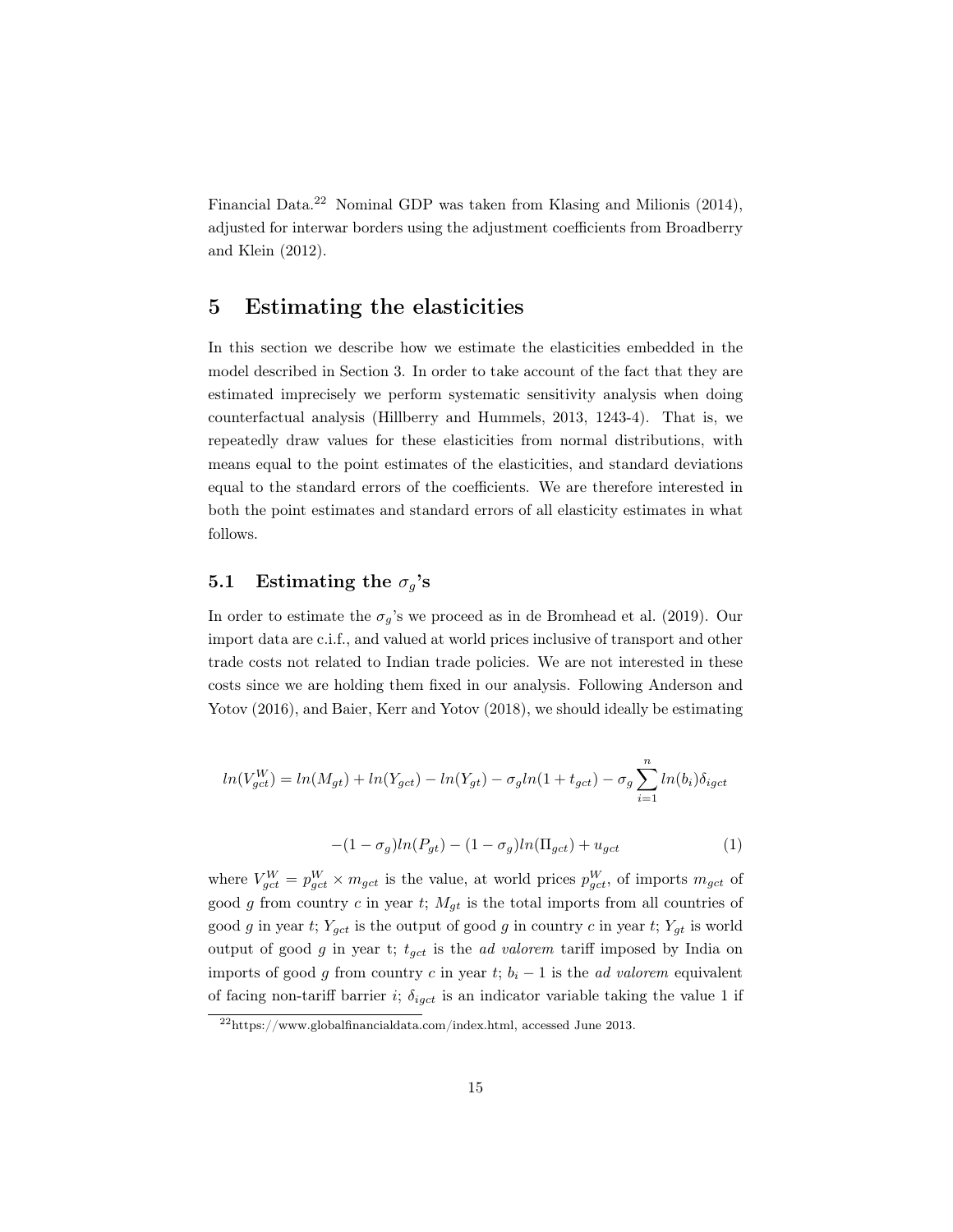Financial Data.[22] Nominal GDP was taken from Klasing and Milionis (2014), adjusted for interwar borders using the adjustment coefficients from Broadberry and Klein (2012).

# 5 Estimating the elasticities

In this section we describe how we estimate the elasticities embedded in the model described in Section 3. In order to take account of the fact that they are estimated imprecisely we perform systematic sensitivity analysis when doing counterfactual analysis (Hillberry and Hummels, 2013, 1243-4). That is, we repeatedly draw values for these elasticities from normal distributions, with means equal to the point estimates of the elasticities, and standard deviations equal to the standard errors of the coefficients. We are therefore interested in both the point estimates and standard errors of all elasticity estimates in what follows.

## 5.1 Estimating the $\sigma_g$'s

In order to estimate the $\sigma_g$'s we proceed as in de Bromhead et al. (2019). Our import data are c.i.f., and valued at world prices inclusive of transport and other trade costs not related to Indian trade policies. We are not interested in these costs since we are holding them fixed in our analysis. Following Anderson and Yotov (2016), and Baier, Kerr and Yotov (2018), we should ideally be estimating

$$ln(V_{gct}^{W}) = ln(M_{gt}) + ln(Y_{gct}) - ln(Y_{gt}) - \sigma_g ln(1 + t_{gct}) - \sigma_g \sum_{i=1}^{n} ln(b_i)\delta_{igct}$$

$$-(1 - \sigma_g)ln(P_{gt}) - (1 - \sigma_g)ln(\Pi_{gct}) + u_{gct} \quad (1)$$

where $V_{gct}^{W} = p_{gct}^{W} \times m_{gct}$ is the value, at world prices $p_{gct}^{W}$, of imports $m_{gct}$ of good $g$ from country $c$ in year $t$; $M_{gt}$ is the total imports from all countries of good $g$ in year $t$; $Y_{gct}$ is the output of good $g$ in country $c$ in year $t$; $Y_{gt}$ is world output of good $g$ in year t; $t_{gct}$ is the *ad valorem* tariff imposed by India on imports of good $g$ from country $c$ in year $t$; $b_i - 1$ is the *ad valorem* equivalent of facing non-tariff barrier $i$; $\delta_{igct}$ is an indicator variable taking the value 1 if

[22] https://www.globalfinancialdata.com/index.html, accessed June 2013.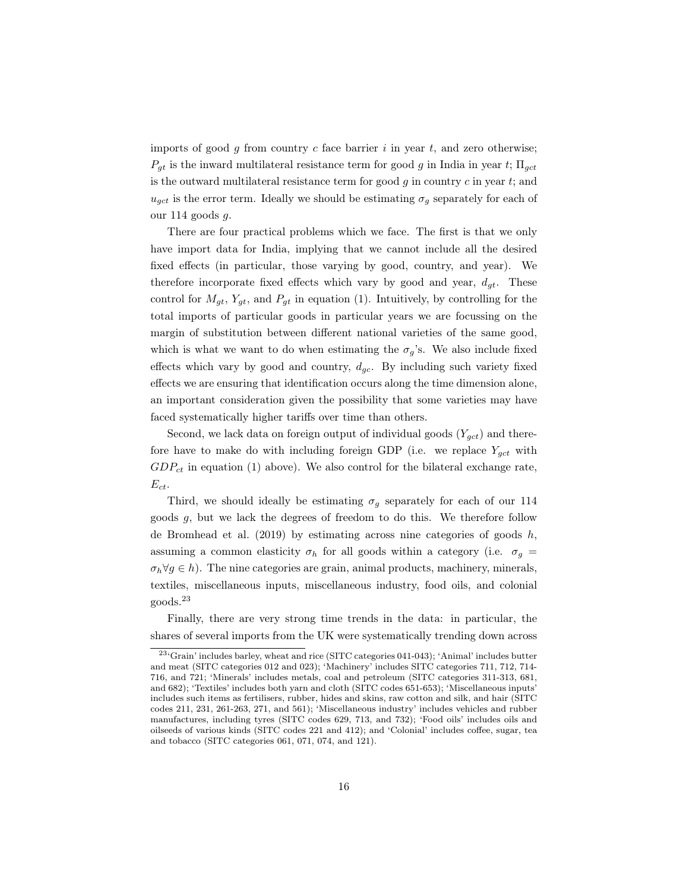imports of good $g$ from country $c$ face barrier $i$ in year $t$, and zero otherwise; $P_{gt}$ is the inward multilateral resistance term for good $g$ in India in year $t$; $\Pi_{gct}$ is the outward multilateral resistance term for good $g$ in country $c$ in year $t$; and $u_{gct}$ is the error term. Ideally we should be estimating $\sigma_g$ separately for each of our 114 goods $g$.

There are four practical problems which we face. The first is that we only have import data for India, implying that we cannot include all the desired fixed effects (in particular, those varying by good, country, and year). We therefore incorporate fixed effects which vary by good and year, $d_{gt}$. These control for $M_{gt}$, $Y_{gt}$, and $P_{gt}$ in equation (1). Intuitively, by controlling for the total imports of particular goods in particular years we are focussing on the margin of substitution between different national varieties of the same good, which is what we want to do when estimating the $\sigma_g$'s. We also include fixed effects which vary by good and country, $d_{gc}$. By including such variety fixed effects we are ensuring that identification occurs along the time dimension alone, an important consideration given the possibility that some varieties may have faced systematically higher tariffs over time than others.

Second, we lack data on foreign output of individual goods ($Y_{gct}$) and therefore have to make do with including foreign GDP (i.e. we replace $Y_{gct}$ with $GDP_{ct}$ in equation (1) above). We also control for the bilateral exchange rate, $E_{ct}$.

Third, we should ideally be estimating $\sigma_g$ separately for each of our 114 goods $g$, but we lack the degrees of freedom to do this. We therefore follow de Bromhead et al. (2019) by estimating across nine categories of goods $h$, assuming a common elasticity $\sigma_h$ for all goods within a category (i.e. $\sigma_g = \sigma_h \forall g \in h$). The nine categories are grain, animal products, machinery, minerals, textiles, miscellaneous inputs, miscellaneous industry, food oils, and colonial goods.[23]

Finally, there are very strong time trends in the data: in particular, the shares of several imports from the UK were systematically trending down across

[23] 'Grain' includes barley, wheat and rice (SITC categories 041-043); 'Animal' includes butter and meat (SITC categories 012 and 023); 'Machinery' includes SITC categories 711, 712, 714-716, and 721; 'Minerals' includes metals, coal and petroleum (SITC categories 311-313, 681, and 682); 'Textiles' includes both yarn and cloth (SITC codes 651-653); 'Miscellaneous inputs' includes such items as fertilisers, rubber, hides and skins, raw cotton and silk, and hair (SITC codes 211, 231, 261-263, 271, and 561); 'Miscellaneous industry' includes vehicles and rubber manufactures, including tyres (SITC codes 629, 713, and 732); 'Food oils' includes oils and oilseeds of various kinds (SITC codes 221 and 412); and 'Colonial' includes coffee, sugar, tea and tobacco (SITC categories 061, 071, 074, and 121).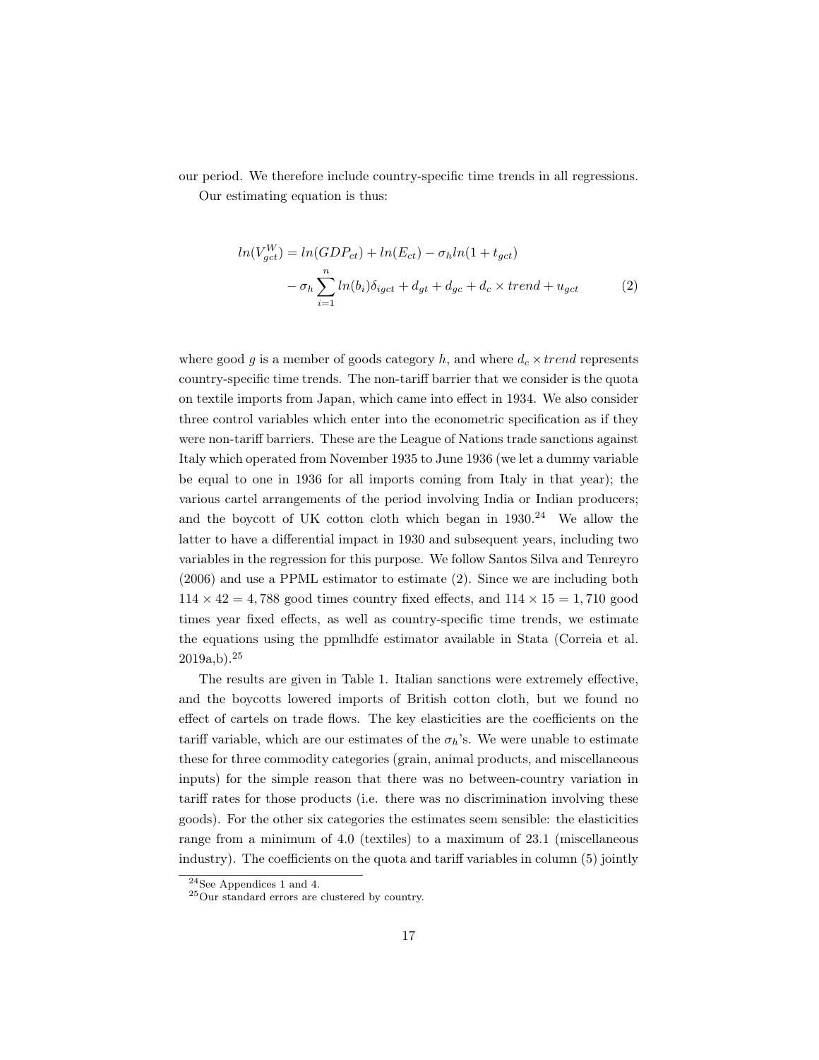our period. We therefore include country-specific time trends in all regressions.

Our estimating equation is thus:

$$ln(V^W_{gct}) = ln(GDP_{ct}) + ln(E_{ct}) - \sigma_h ln(1 + t_{gct})$$
$$- \sigma_h \sum_{i=1}^{n} ln(b_i)\delta_{igct} + d_{gt} + d_{gc} + d_c \times trend + u_{gct} \tag{2}$$

where good $g$ is a member of goods category $h$, and where $d_c \times trend$ represents country-specific time trends. The non-tariff barrier that we consider is the quota on textile imports from Japan, which came into effect in 1934. We also consider three control variables which enter into the econometric specification as if they were non-tariff barriers. These are the League of Nations trade sanctions against Italy which operated from November 1935 to June 1936 (we let a dummy variable be equal to one in 1936 for all imports coming from Italy in that year); the various cartel arrangements of the period involving India or Indian producers; and the boycott of UK cotton cloth which began in 1930.[24] We allow the latter to have a differential impact in 1930 and subsequent years, including two variables in the regression for this purpose. We follow Santos Silva and Tenreyro (2006) and use a PPML estimator to estimate (2). Since we are including both $114 \times 42 = 4,788$ good times country fixed effects, and $114 \times 15 = 1,710$ good times year fixed effects, as well as country-specific time trends, we estimate the equations using the ppmlhdfe estimator available in Stata (Correia et al. 2019a,b).[25]

The results are given in Table 1. Italian sanctions were extremely effective, and the boycotts lowered imports of British cotton cloth, but we found no effect of cartels on trade flows. The key elasticities are the coefficients on the tariff variable, which are our estimates of the $\sigma_h$'s. We were unable to estimate these for three commodity categories (grain, animal products, and miscellaneous inputs) for the simple reason that there was no between-country variation in tariff rates for those products (i.e. there was no discrimination involving these goods). For the other six categories the estimates seem sensible: the elasticities range from a minimum of 4.0 (textiles) to a maximum of 23.1 (miscellaneous industry). The coefficients on the quota and tariff variables in column (5) jointly

---

[24] See Appendices 1 and 4.

[25] Our standard errors are clustered by country.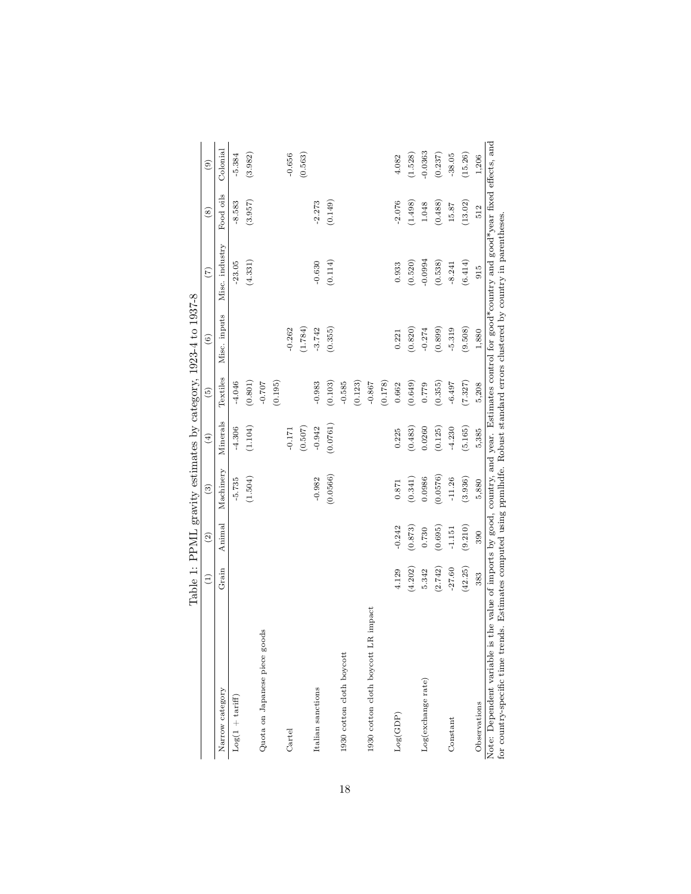Table 1: PPML gravity estimates by category, 1923-4 to 1937-8

| | (1) | (2) | (3) | (4) | (5) | (6) | (7) | (8) | (9) |
|---|---|---|---|---|---|---|---|---|---|
| Narrow category | Grain | Animal | Machinery | Minerals | Textiles | Misc. inputs | Misc. industry | Food oils | Colonial |
| Log(1 + tariff) | | | -5.735 | -4.306 | -4.046 | | -23.05 | -8.583 | -5.384 |
| | | | (1.504) | (1.104) | (0.801) | | (4.331) | (3.957) | (3.982) |
| Quota on Japanese piece goods | | | | | -0.707 | | | | |
| | | | | | (0.195) | | | | |
| Cartel | | | | -0.171 | | -0.262 | | | -0.656 |
| | | | | (0.507) | | (1.784) | | | (0.563) |
| Italian sanctions | | | -0.982 | -0.942 | -0.983 | -3.742 | -0.630 | -2.273 | |
| | | | (0.0566) | (0.0761) | (0.103) | (0.355) | (0.114) | (0.149) | |
| 1930 cotton cloth boycott | | | | | -0.585 | | | | |
| | | | | | (0.123) | | | | |
| 1930 cotton cloth boycott LR impact | | | | | -0.867 | | | | |
| | | | | | (0.178) | | | | |
| Log(GDP) | 4.129 | -0.242 | 0.871 | 0.225 | 0.662 | 0.221 | 0.933 | -2.076 | 4.082 |
| | (4.202) | (0.873) | (0.341) | (0.483) | (0.649) | (0.820) | (0.520) | (1.498) | (1.528) |
| Log(exchange rate) | 5.342 | 0.730 | 0.0986 | 0.0260 | 0.779 | -0.274 | -0.0994 | 1.048 | -0.0363 |
| | (2.742) | (0.695) | (0.0576) | (0.125) | (0.355) | (0.899) | (0.538) | (0.488) | (0.237) |
| Constant | -27.60 | -1.151 | -11.26 | -4.230 | -6.497 | -5.319 | -8.241 | 15.87 | -38.05 |
| | (42.25) | (9.210) | (3.936) | (5.165) | (7.327) | (9.508) | (6.414) | (13.02) | (15.26) |
| Observations | 383 | 390 | 5,880 | 5,385 | 5,208 | 1,880 | 915 | 512 | 1,206 |

Note: Dependent variable is the value of imports by good, country, and year. Estimates control for good*country and good*year fixed effects, and for country-specific time trends. Estimates computed using ppmlhdfe. Robust standard errors clustered by country in parentheses.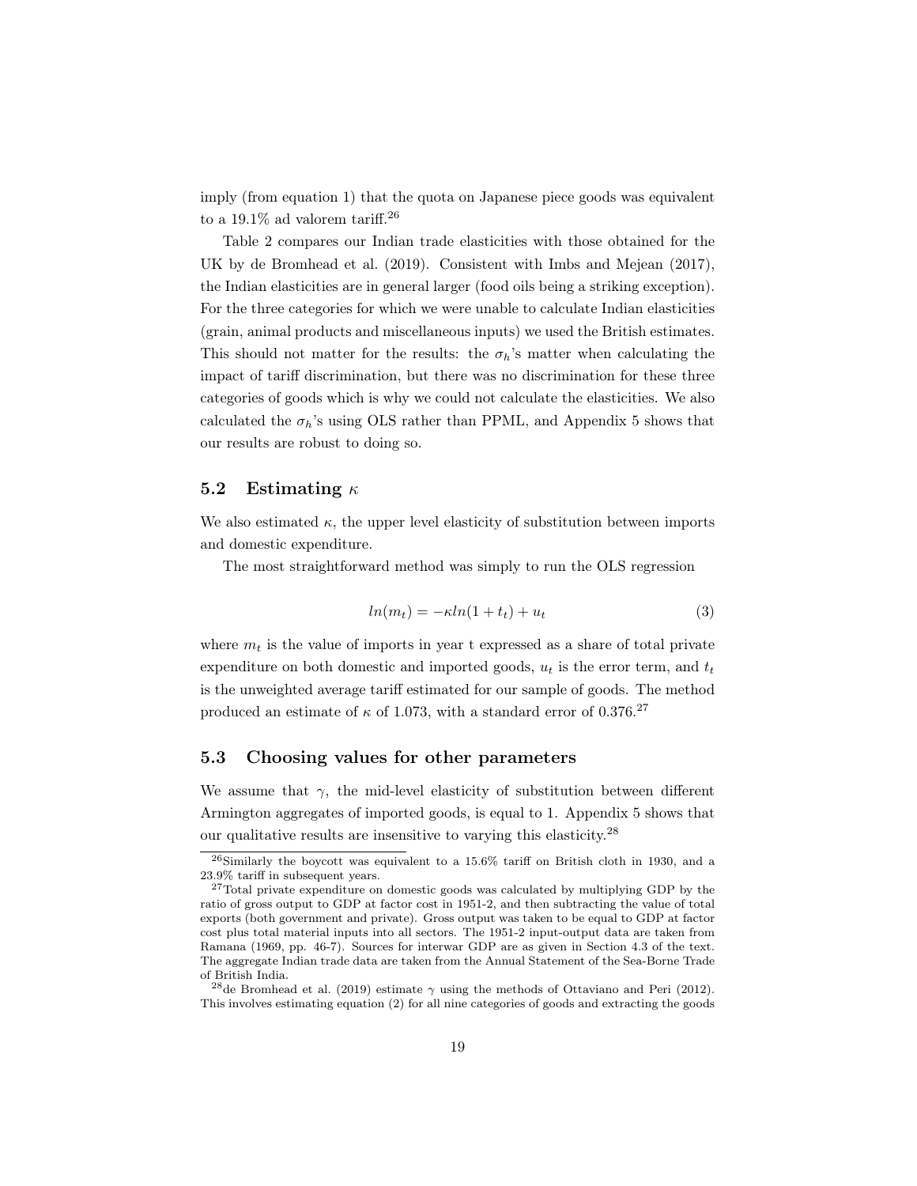imply (from equation 1) that the quota on Japanese piece goods was equivalent to a 19.1% ad valorem tariff.[26]

Table 2 compares our Indian trade elasticities with those obtained for the UK by de Bromhead et al. (2019). Consistent with Imbs and Mejean (2017), the Indian elasticities are in general larger (food oils being a striking exception). For the three categories for which we were unable to calculate Indian elasticities (grain, animal products and miscellaneous inputs) we used the British estimates. This should not matter for the results: the $\sigma_h$'s matter when calculating the impact of tariff discrimination, but there was no discrimination for these three categories of goods which is why we could not calculate the elasticities. We also calculated the $\sigma_h$'s using OLS rather than PPML, and Appendix 5 shows that our results are robust to doing so.

## 5.2 Estimating $\kappa$

We also estimated $\kappa$, the upper level elasticity of substitution between imports and domestic expenditure.

The most straightforward method was simply to run the OLS regression

$$ln(m_t) = -\kappa ln(1 + t_t) + u_t \tag{3}$$

where $m_t$ is the value of imports in year t expressed as a share of total private expenditure on both domestic and imported goods, $u_t$ is the error term, and $t_t$ is the unweighted average tariff estimated for our sample of goods. The method produced an estimate of $\kappa$ of 1.073, with a standard error of 0.376.[27]

## 5.3 Choosing values for other parameters

We assume that $\gamma$, the mid-level elasticity of substitution between different Armington aggregates of imported goods, is equal to 1. Appendix 5 shows that our qualitative results are insensitive to varying this elasticity.[28]

[26] Similarly the boycott was equivalent to a 15.6% tariff on British cloth in 1930, and a 23.9% tariff in subsequent years.

[27] Total private expenditure on domestic goods was calculated by multiplying GDP by the ratio of gross output to GDP at factor cost in 1951-2, and then subtracting the value of total exports (both government and private). Gross output was taken to be equal to GDP at factor cost plus total material inputs into all sectors. The 1951-2 input-output data are taken from Ramana (1969, pp. 46-7). Sources for interwar GDP are as given in Section 4.3 of the text. The aggregate Indian trade data are taken from the Annual Statement of the Sea-Borne Trade of British India.

[28] de Bromhead et al. (2019) estimate $\gamma$ using the methods of Ottaviano and Peri (2012). This involves estimating equation (2) for all nine categories of goods and extracting the goods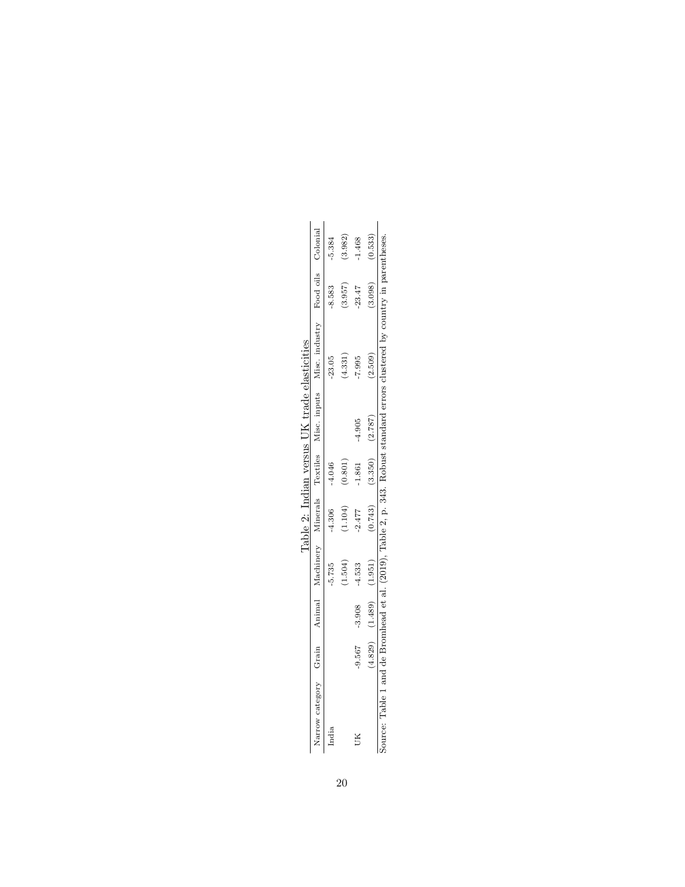Table 2: Indian versus UK trade elasticities

| Narrow category | Grain | Animal | Machinery | Minerals | Textiles | Misc. inputs | Misc. industry | Food oils | Colonial |
|---|---|---|---|---|---|---|---|---|---|
| India | | | -5.735 | -4.306 | -4.046 | | -23.05 | -8.583 | -5.384 |
| | | | (1.504) | (1.104) | (0.801) | | (4.331) | (3.957) | (3.982) |
| UK | -9.567 | -3.908 | -4.533 | -2.477 | -1.861 | -4.905 | -7.995 | -23.47 | -1.468 |
| | (4.829) | (1.489) | (1.951) | (0.743) | (3.350) | (2.787) | (2.509) | (3.098) | (0.533) |

Source: Table 1 and de Bromhead et al. (2019), Table 2, p. 343. Robust standard errors clustered by country in parentheses.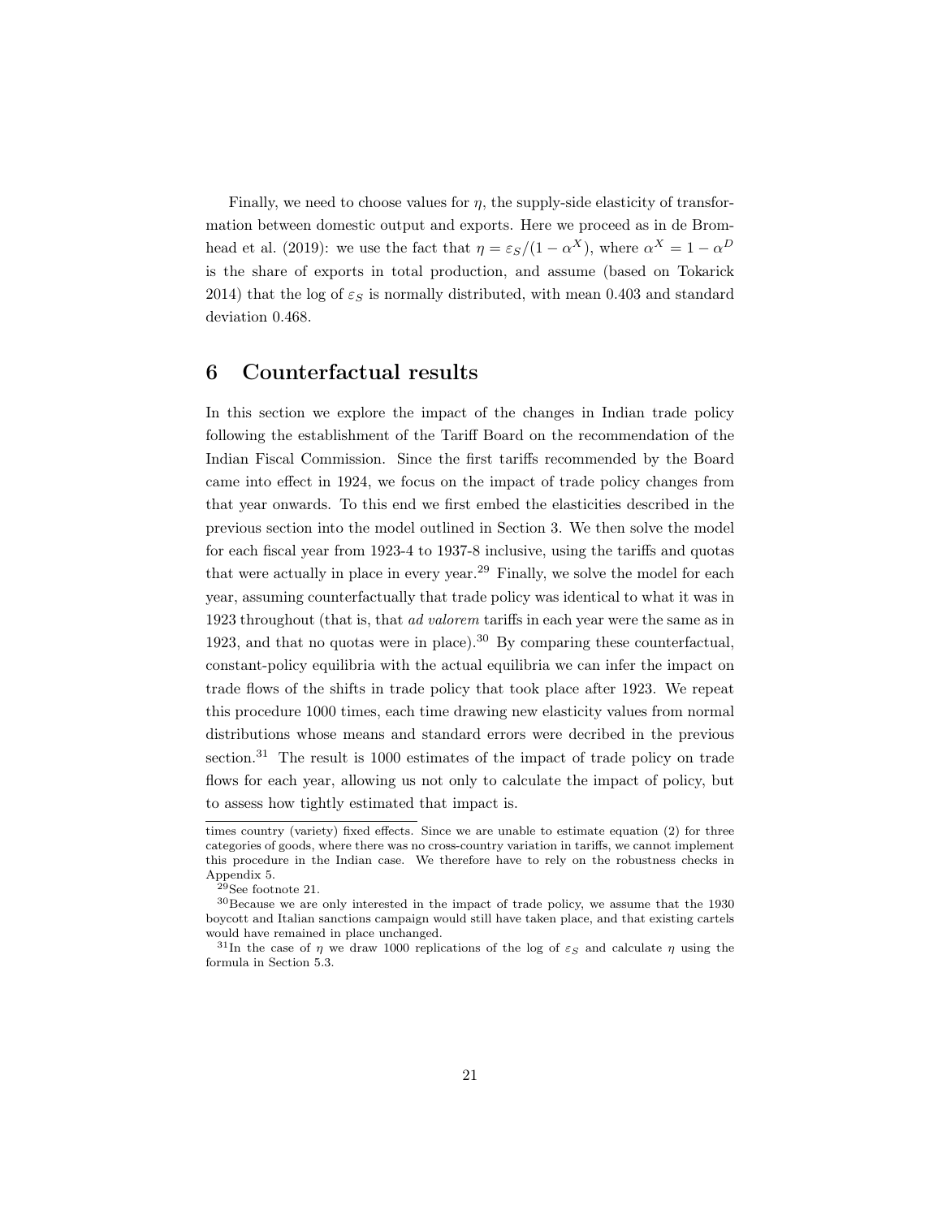Finally, we need to choose values for $\eta$, the supply-side elasticity of transformation between domestic output and exports. Here we proceed as in de Bromhead et al. (2019): we use the fact that $\eta = \varepsilon_S/(1-\alpha^X)$, where $\alpha^X = 1 - \alpha^D$ is the share of exports in total production, and assume (based on Tokarick 2014) that the log of $\varepsilon_S$ is normally distributed, with mean 0.403 and standard deviation 0.468.

## 6 Counterfactual results

In this section we explore the impact of the changes in Indian trade policy following the establishment of the Tariff Board on the recommendation of the Indian Fiscal Commission. Since the first tariffs recommended by the Board came into effect in 1924, we focus on the impact of trade policy changes from that year onwards. To this end we first embed the elasticities described in the previous section into the model outlined in Section 3. We then solve the model for each fiscal year from 1923-4 to 1937-8 inclusive, using the tariffs and quotas that were actually in place in every year.[29] Finally, we solve the model for each year, assuming counterfactually that trade policy was identical to what it was in 1923 throughout (that is, that *ad valorem* tariffs in each year were the same as in 1923, and that no quotas were in place).[30] By comparing these counterfactual, constant-policy equilibria with the actual equilibria we can infer the impact on trade flows of the shifts in trade policy that took place after 1923. We repeat this procedure 1000 times, each time drawing new elasticity values from normal distributions whose means and standard errors were decribed in the previous section.[31] The result is 1000 estimates of the impact of trade policy on trade flows for each year, allowing us not only to calculate the impact of policy, but to assess how tightly estimated that impact is.

---

times country (variety) fixed effects. Since we are unable to estimate equation (2) for three categories of goods, where there was no cross-country variation in tariffs, we cannot implement this procedure in the Indian case. We therefore have to rely on the robustness checks in Appendix 5.

[29] See footnote 21.

[30] Because we are only interested in the impact of trade policy, we assume that the 1930 boycott and Italian sanctions campaign would still have taken place, and that existing cartels would have remained in place unchanged.

[31] In the case of $\eta$ we draw 1000 replications of the log of $\varepsilon_S$ and calculate $\eta$ using the formula in Section 5.3.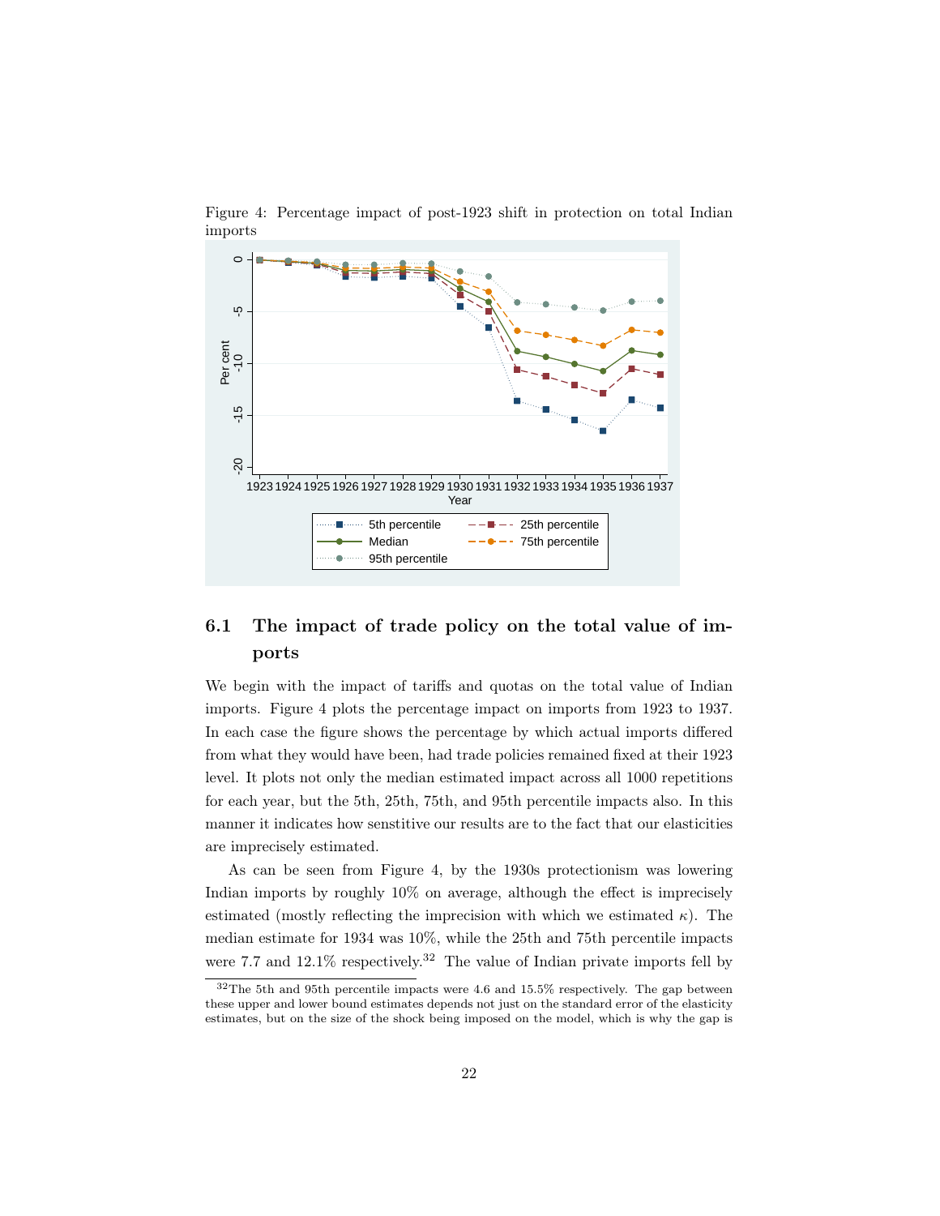Figure 4: Percentage impact of post-1923 shift in protection on total Indian imports

## 6.1 The impact of trade policy on the total value of imports

We begin with the impact of tariffs and quotas on the total value of Indian imports. Figure 4 plots the percentage impact on imports from 1923 to 1937. In each case the figure shows the percentage by which actual imports differed from what they would have been, had trade policies remained fixed at their 1923 level. It plots not only the median estimated impact across all 1000 repetitions for each year, but the 5th, 25th, 75th, and 95th percentile impacts also. In this manner it indicates how senstitive our results are to the fact that our elasticities are imprecisely estimated.

As can be seen from Figure 4, by the 1930s protectionism was lowering Indian imports by roughly 10% on average, although the effect is imprecisely estimated (mostly reflecting the imprecision with which we estimated $\kappa$). The median estimate for 1934 was 10%, while the 25th and 75th percentile impacts were 7.7 and 12.1% respectively.[32] The value of Indian private imports fell by

[32]The 5th and 95th percentile impacts were 4.6 and 15.5% respectively. The gap between these upper and lower bound estimates depends not just on the standard error of the elasticity estimates, but on the size of the shock being imposed on the model, which is why the gap is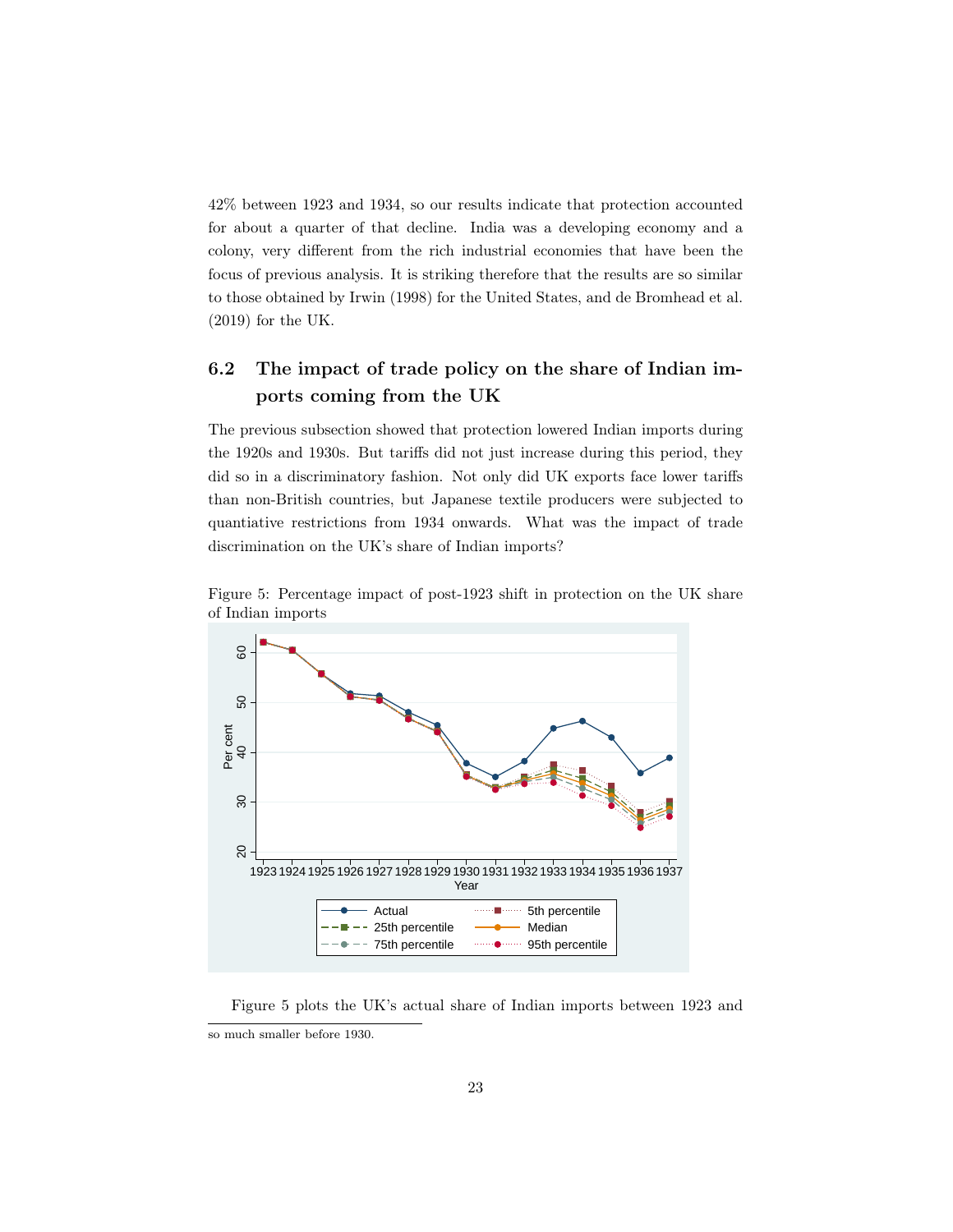42% between 1923 and 1934, so our results indicate that protection accounted for about a quarter of that decline. India was a developing economy and a colony, very different from the rich industrial economies that have been the focus of previous analysis. It is striking therefore that the results are so similar to those obtained by Irwin (1998) for the United States, and de Bromhead et al. (2019) for the UK.

### 6.2 The impact of trade policy on the share of Indian imports coming from the UK

The previous subsection showed that protection lowered Indian imports during the 1920s and 1930s. But tariffs did not just increase during this period, they did so in a discriminatory fashion. Not only did UK exports face lower tariffs than non-British countries, but Japanese textile producers were subjected to quantiative restrictions from 1934 onwards. What was the impact of trade discrimination on the UK's share of Indian imports?

Figure 5: Percentage impact of post-1923 shift in protection on the UK share of Indian imports

Figure 5 plots the UK's actual share of Indian imports between 1923 and

so much smaller before 1930.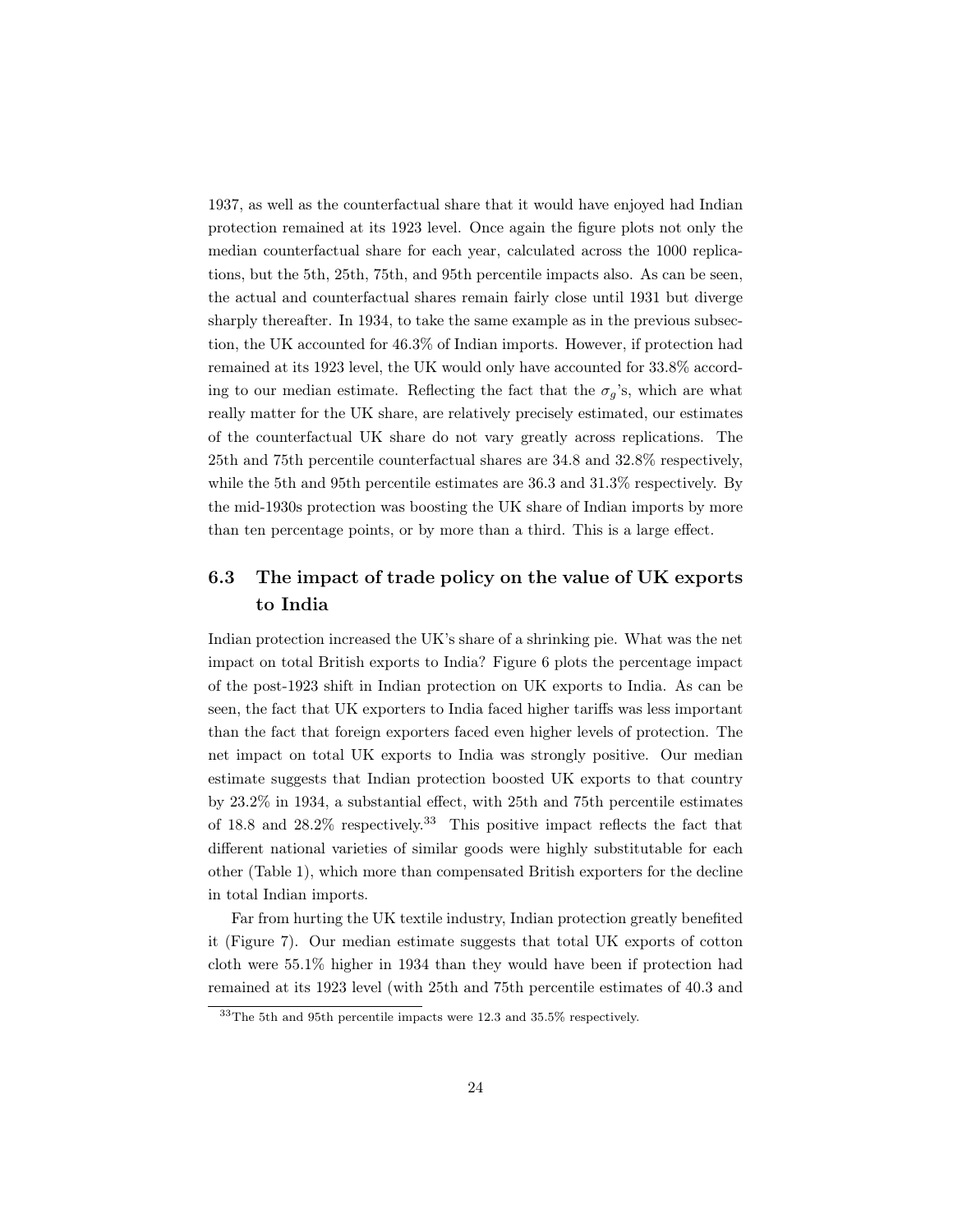1937, as well as the counterfactual share that it would have enjoyed had Indian protection remained at its 1923 level. Once again the figure plots not only the median counterfactual share for each year, calculated across the 1000 replications, but the 5th, 25th, 75th, and 95th percentile impacts also. As can be seen, the actual and counterfactual shares remain fairly close until 1931 but diverge sharply thereafter. In 1934, to take the same example as in the previous subsection, the UK accounted for 46.3% of Indian imports. However, if protection had remained at its 1923 level, the UK would only have accounted for 33.8% according to our median estimate. Reflecting the fact that the $\sigma_g$'s, which are what really matter for the UK share, are relatively precisely estimated, our estimates of the counterfactual UK share do not vary greatly across replications. The 25th and 75th percentile counterfactual shares are 34.8 and 32.8% respectively, while the 5th and 95th percentile estimates are 36.3 and 31.3% respectively. By the mid-1930s protection was boosting the UK share of Indian imports by more than ten percentage points, or by more than a third. This is a large effect.

### 6.3 The impact of trade policy on the value of UK exports to India

Indian protection increased the UK's share of a shrinking pie. What was the net impact on total British exports to India? Figure 6 plots the percentage impact of the post-1923 shift in Indian protection on UK exports to India. As can be seen, the fact that UK exporters to India faced higher tariffs was less important than the fact that foreign exporters faced even higher levels of protection. The net impact on total UK exports to India was strongly positive. Our median estimate suggests that Indian protection boosted UK exports to that country by 23.2% in 1934, a substantial effect, with 25th and 75th percentile estimates of 18.8 and 28.2% respectively.[33] This positive impact reflects the fact that different national varieties of similar goods were highly substitutable for each other (Table 1), which more than compensated British exporters for the decline in total Indian imports.

Far from hurting the UK textile industry, Indian protection greatly benefited it (Figure 7). Our median estimate suggests that total UK exports of cotton cloth were 55.1% higher in 1934 than they would have been if protection had remained at its 1923 level (with 25th and 75th percentile estimates of 40.3 and

[33] The 5th and 95th percentile impacts were 12.3 and 35.5% respectively.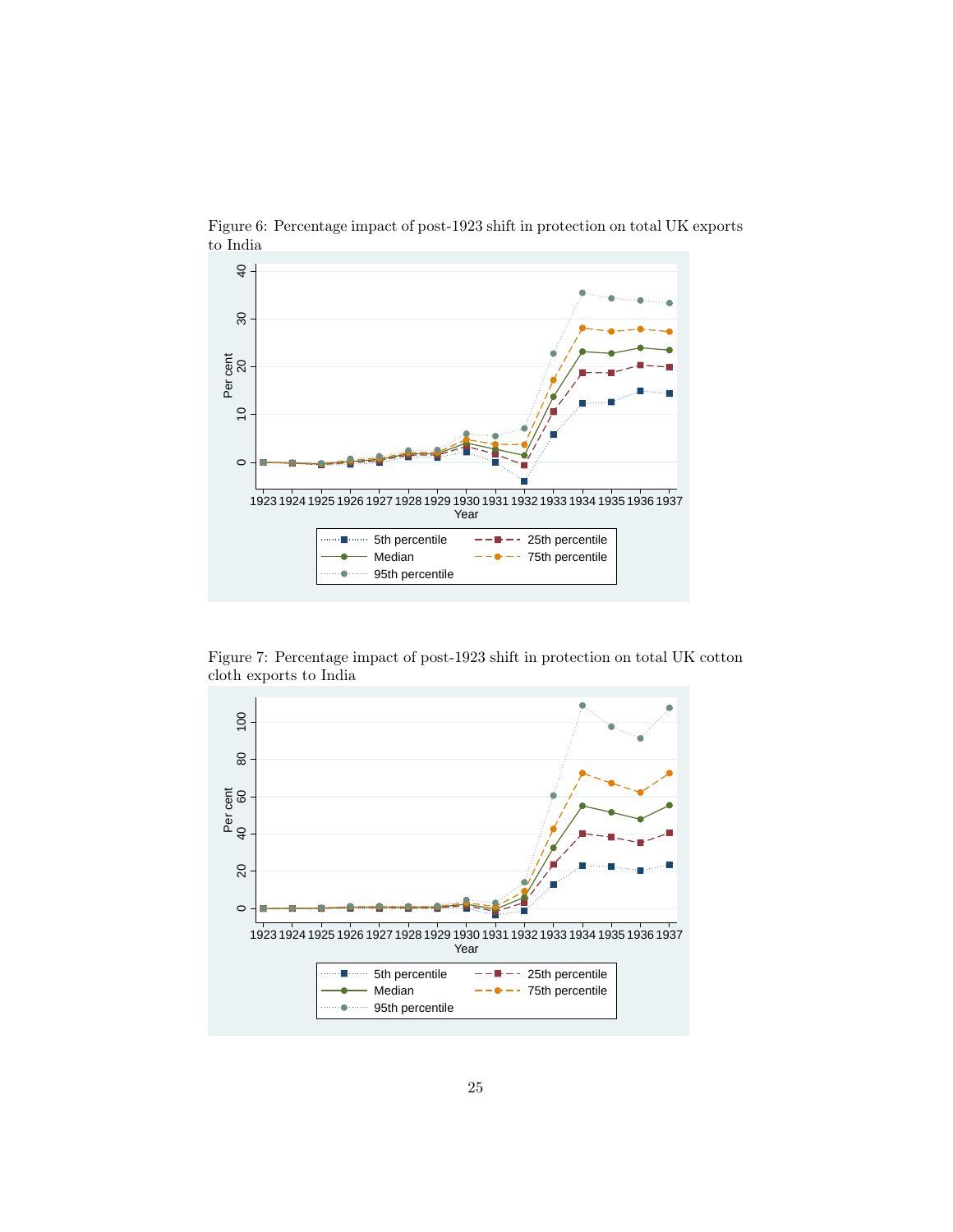Figure 6: Percentage impact of post-1923 shift in protection on total UK exports to India

Figure 7: Percentage impact of post-1923 shift in protection on total UK cotton cloth exports to India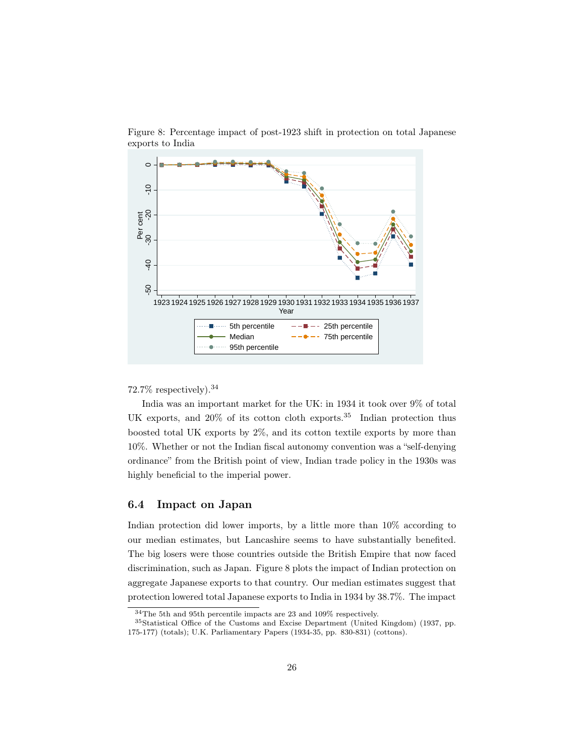Figure 8: Percentage impact of post-1923 shift in protection on total Japanese exports to India

72.7% respectively).[34]

India was an important market for the UK: in 1934 it took over 9% of total UK exports, and 20% of its cotton cloth exports.[35] Indian protection thus boosted total UK exports by 2%, and its cotton textile exports by more than 10%. Whether or not the Indian fiscal autonomy convention was a "self-denying ordinance" from the British point of view, Indian trade policy in the 1930s was highly beneficial to the imperial power.

### 6.4 Impact on Japan

Indian protection did lower imports, by a little more than 10% according to our median estimates, but Lancashire seems to have substantially benefited. The big losers were those countries outside the British Empire that now faced discrimination, such as Japan. Figure 8 plots the impact of Indian protection on aggregate Japanese exports to that country. Our median estimates suggest that protection lowered total Japanese exports to India in 1934 by 38.7%. The impact

[34] The 5th and 95th percentile impacts are 23 and 109% respectively.

[35] Statistical Office of the Customs and Excise Department (United Kingdom) (1937, pp. 175-177) (totals); U.K. Parliamentary Papers (1934-35, pp. 830-831) (cottons).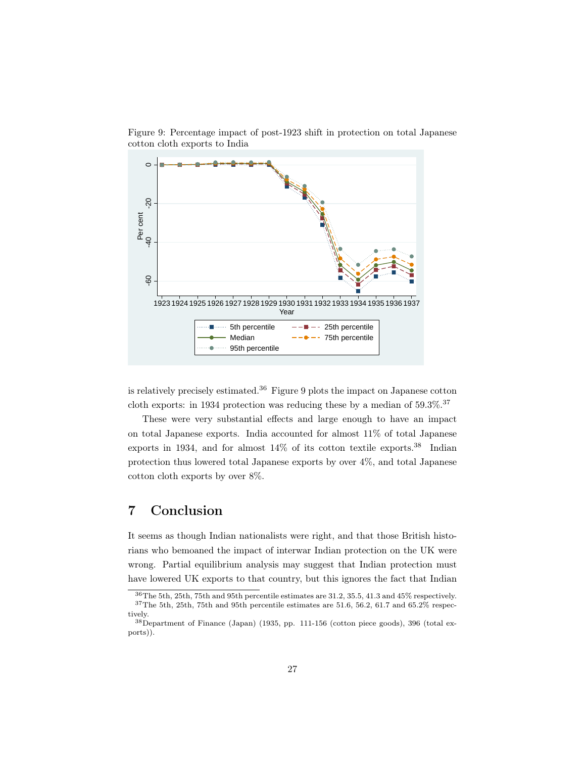Figure 9: Percentage impact of post-1923 shift in protection on total Japanese cotton cloth exports to India

is relatively precisely estimated.[36] Figure 9 plots the impact on Japanese cotton cloth exports: in 1934 protection was reducing these by a median of 59.3%.[37]

These were very substantial effects and large enough to have an impact on total Japanese exports. India accounted for almost 11% of total Japanese exports in 1934, and for almost 14% of its cotton textile exports.[38] Indian protection thus lowered total Japanese exports by over 4%, and total Japanese cotton cloth exports by over 8%.

## 7 Conclusion

It seems as though Indian nationalists were right, and that those British historians who bemoaned the impact of interwar Indian protection on the UK were wrong. Partial equilibrium analysis may suggest that Indian protection must have lowered UK exports to that country, but this ignores the fact that Indian

[36] The 5th, 25th, 75th and 95th percentile estimates are 31.2, 35.5, 41.3 and 45% respectively.

[37] The 5th, 25th, 75th and 95th percentile estimates are 51.6, 56.2, 61.7 and 65.2% respectively.

[38] Department of Finance (Japan) (1935, pp. 111-156 (cotton piece goods), 396 (total exports)).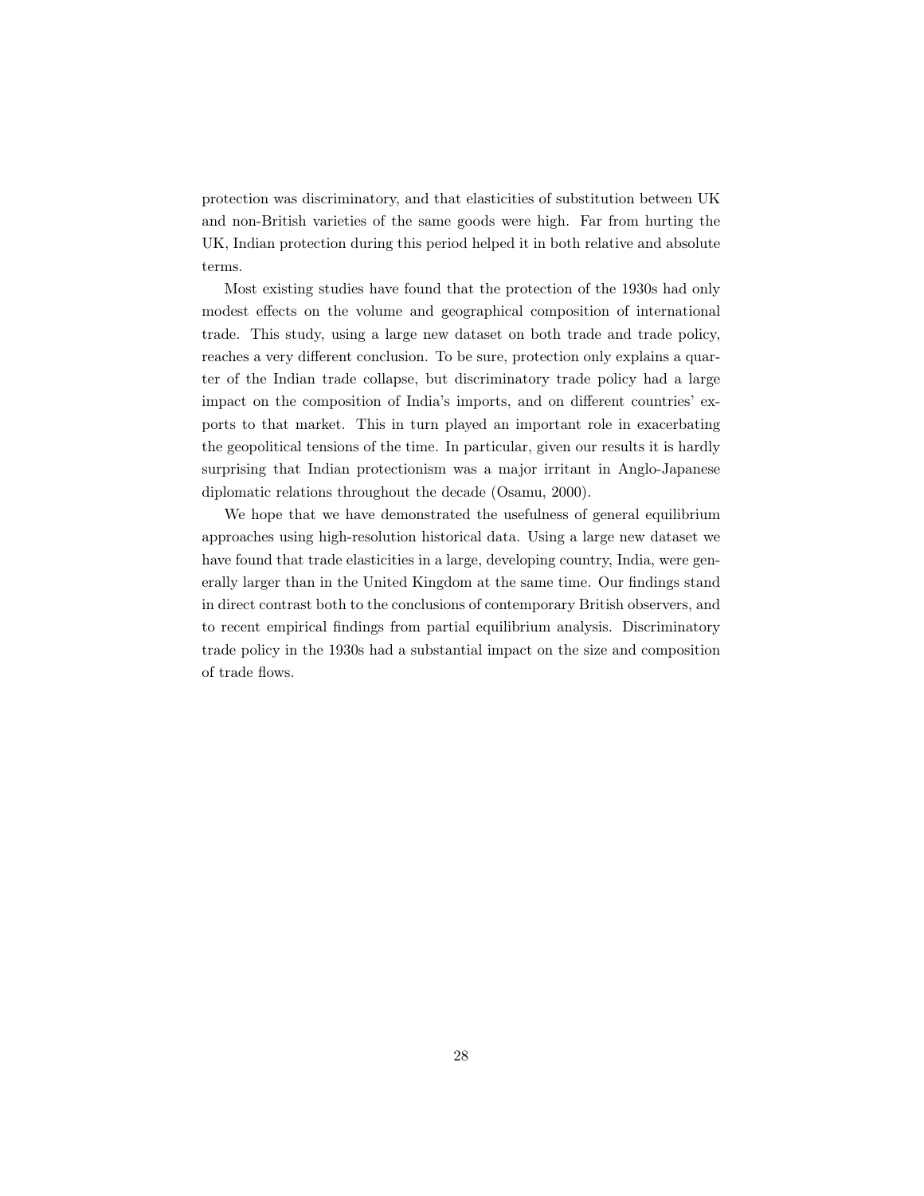protection was discriminatory, and that elasticities of substitution between UK and non-British varieties of the same goods were high. Far from hurting the UK, Indian protection during this period helped it in both relative and absolute terms.

Most existing studies have found that the protection of the 1930s had only modest effects on the volume and geographical composition of international trade. This study, using a large new dataset on both trade and trade policy, reaches a very different conclusion. To be sure, protection only explains a quarter of the Indian trade collapse, but discriminatory trade policy had a large impact on the composition of India's imports, and on different countries' exports to that market. This in turn played an important role in exacerbating the geopolitical tensions of the time. In particular, given our results it is hardly surprising that Indian protectionism was a major irritant in Anglo-Japanese diplomatic relations throughout the decade (Osamu, 2000).

We hope that we have demonstrated the usefulness of general equilibrium approaches using high-resolution historical data. Using a large new dataset we have found that trade elasticities in a large, developing country, India, were generally larger than in the United Kingdom at the same time. Our findings stand in direct contrast both to the conclusions of contemporary British observers, and to recent empirical findings from partial equilibrium analysis. Discriminatory trade policy in the 1930s had a substantial impact on the size and composition of trade flows.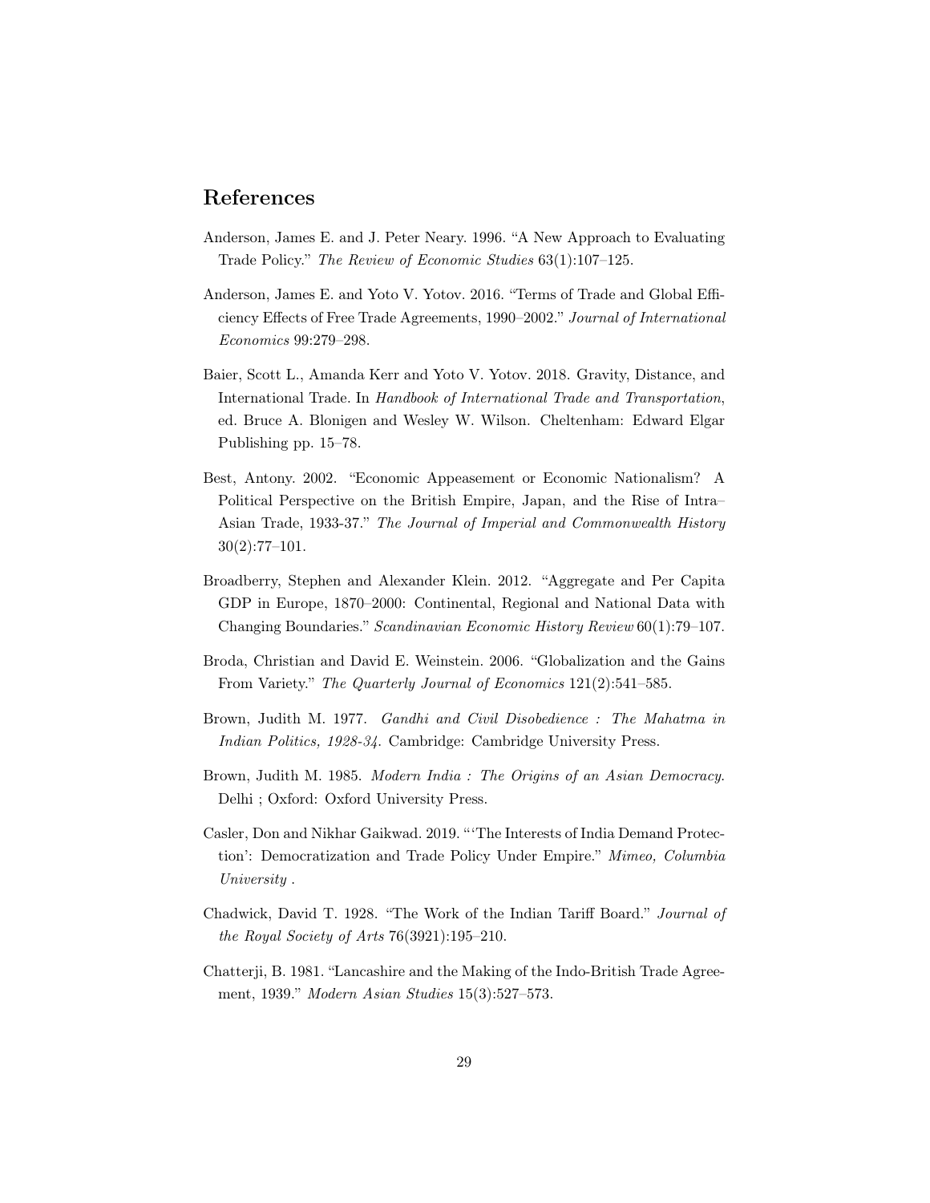## References

Anderson, James E. and J. Peter Neary. 1996. "A New Approach to Evaluating Trade Policy." *The Review of Economic Studies* 63(1):107–125.

Anderson, James E. and Yoto V. Yotov. 2016. "Terms of Trade and Global Efficiency Effects of Free Trade Agreements, 1990–2002." *Journal of International Economics* 99:279–298.

Baier, Scott L., Amanda Kerr and Yoto V. Yotov. 2018. Gravity, Distance, and International Trade. In *Handbook of International Trade and Transportation*, ed. Bruce A. Blonigen and Wesley W. Wilson. Cheltenham: Edward Elgar Publishing pp. 15–78.

Best, Antony. 2002. "Economic Appeasement or Economic Nationalism? A Political Perspective on the British Empire, Japan, and the Rise of Intra–Asian Trade, 1933-37." *The Journal of Imperial and Commonwealth History* 30(2):77–101.

Broadberry, Stephen and Alexander Klein. 2012. "Aggregate and Per Capita GDP in Europe, 1870–2000: Continental, Regional and National Data with Changing Boundaries." *Scandinavian Economic History Review* 60(1):79–107.

Broda, Christian and David E. Weinstein. 2006. "Globalization and the Gains From Variety." *The Quarterly Journal of Economics* 121(2):541–585.

Brown, Judith M. 1977. *Gandhi and Civil Disobedience : The Mahatma in Indian Politics, 1928-34*. Cambridge: Cambridge University Press.

Brown, Judith M. 1985. *Modern India : The Origins of an Asian Democracy*. Delhi ; Oxford: Oxford University Press.

Casler, Don and Nikhar Gaikwad. 2019. "'The Interests of India Demand Protection': Democratization and Trade Policy Under Empire." *Mimeo, Columbia University* .

Chadwick, David T. 1928. "The Work of the Indian Tariff Board." *Journal of the Royal Society of Arts* 76(3921):195–210.

Chatterji, B. 1981. "Lancashire and the Making of the Indo-British Trade Agreement, 1939." *Modern Asian Studies* 15(3):527–573.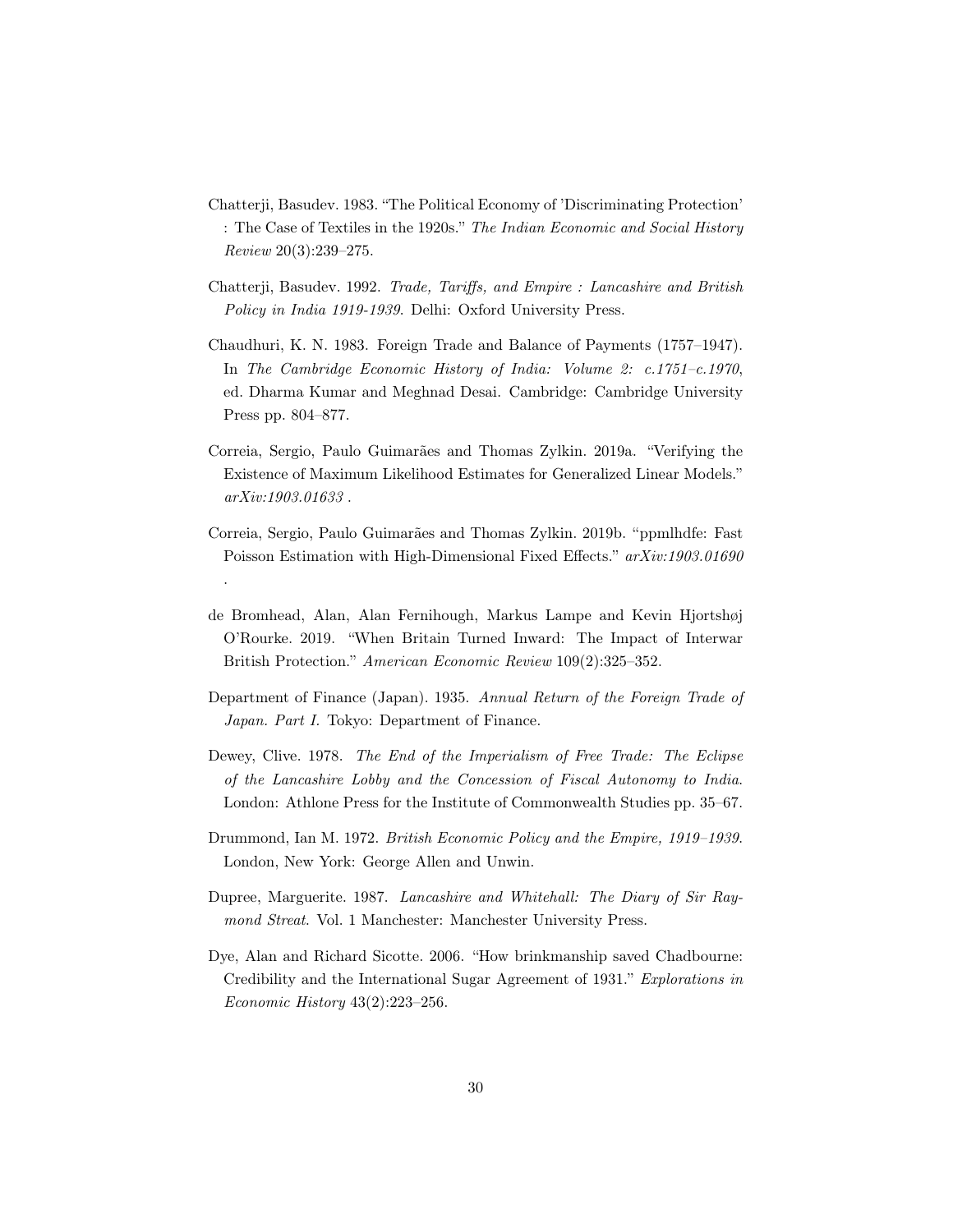Chatterji, Basudev. 1983. "The Political Economy of 'Discriminating Protection' : The Case of Textiles in the 1920s." *The Indian Economic and Social History Review* 20(3):239–275.

Chatterji, Basudev. 1992. *Trade, Tariffs, and Empire : Lancashire and British Policy in India 1919-1939*. Delhi: Oxford University Press.

Chaudhuri, K. N. 1983. Foreign Trade and Balance of Payments (1757–1947). In *The Cambridge Economic History of India: Volume 2: c.1751–c.1970*, ed. Dharma Kumar and Meghnad Desai. Cambridge: Cambridge University Press pp. 804–877.

Correia, Sergio, Paulo Guimarães and Thomas Zylkin. 2019a. "Verifying the Existence of Maximum Likelihood Estimates for Generalized Linear Models." *arXiv:1903.01633* .

Correia, Sergio, Paulo Guimarães and Thomas Zylkin. 2019b. "ppmlhdfe: Fast Poisson Estimation with High-Dimensional Fixed Effects." *arXiv:1903.01690* .

de Bromhead, Alan, Alan Fernihough, Markus Lampe and Kevin Hjortshøj O'Rourke. 2019. "When Britain Turned Inward: The Impact of Interwar British Protection." *American Economic Review* 109(2):325–352.

Department of Finance (Japan). 1935. *Annual Return of the Foreign Trade of Japan. Part I.* Tokyo: Department of Finance.

Dewey, Clive. 1978. *The End of the Imperialism of Free Trade: The Eclipse of the Lancashire Lobby and the Concession of Fiscal Autonomy to India*. London: Athlone Press for the Institute of Commonwealth Studies pp. 35–67.

Drummond, Ian M. 1972. *British Economic Policy and the Empire, 1919–1939*. London, New York: George Allen and Unwin.

Dupree, Marguerite. 1987. *Lancashire and Whitehall: The Diary of Sir Raymond Streat*. Vol. 1 Manchester: Manchester University Press.

Dye, Alan and Richard Sicotte. 2006. "How brinkmanship saved Chadbourne: Credibility and the International Sugar Agreement of 1931." *Explorations in Economic History* 43(2):223–256.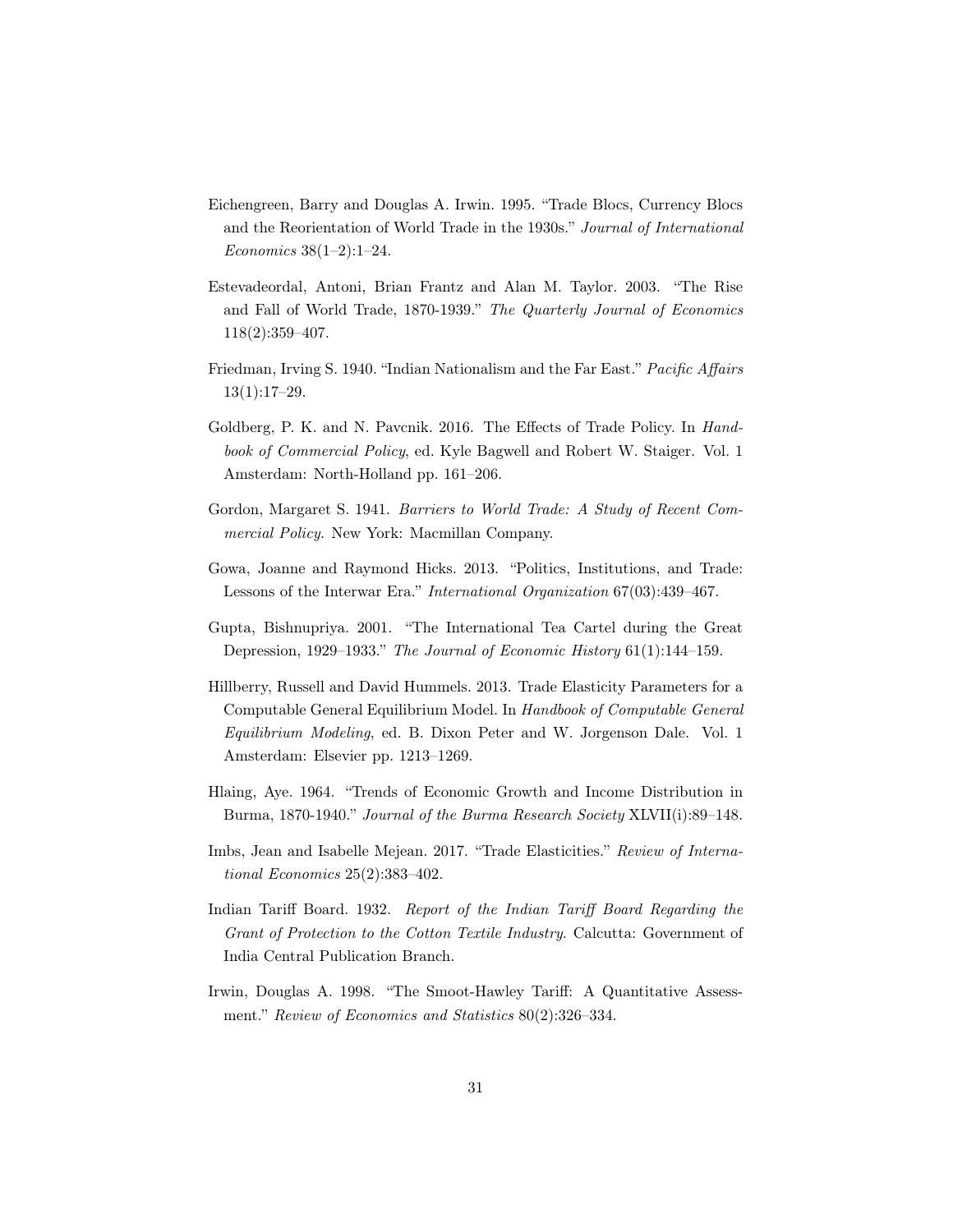Eichengreen, Barry and Douglas A. Irwin. 1995. "Trade Blocs, Currency Blocs and the Reorientation of World Trade in the 1930s." *Journal of International Economics* 38(1–2):1–24.

Estevadeordal, Antoni, Brian Frantz and Alan M. Taylor. 2003. "The Rise and Fall of World Trade, 1870-1939." *The Quarterly Journal of Economics* 118(2):359–407.

Friedman, Irving S. 1940. "Indian Nationalism and the Far East." *Pacific Affairs* 13(1):17–29.

Goldberg, P. K. and N. Pavcnik. 2016. The Effects of Trade Policy. In *Handbook of Commercial Policy*, ed. Kyle Bagwell and Robert W. Staiger. Vol. 1 Amsterdam: North-Holland pp. 161–206.

Gordon, Margaret S. 1941. *Barriers to World Trade: A Study of Recent Commercial Policy*. New York: Macmillan Company.

Gowa, Joanne and Raymond Hicks. 2013. "Politics, Institutions, and Trade: Lessons of the Interwar Era." *International Organization* 67(03):439–467.

Gupta, Bishnupriya. 2001. "The International Tea Cartel during the Great Depression, 1929–1933." *The Journal of Economic History* 61(1):144–159.

Hillberry, Russell and David Hummels. 2013. Trade Elasticity Parameters for a Computable General Equilibrium Model. In *Handbook of Computable General Equilibrium Modeling*, ed. B. Dixon Peter and W. Jorgenson Dale. Vol. 1 Amsterdam: Elsevier pp. 1213–1269.

Hlaing, Aye. 1964. "Trends of Economic Growth and Income Distribution in Burma, 1870-1940." *Journal of the Burma Research Society* XLVII(i):89–148.

Imbs, Jean and Isabelle Mejean. 2017. "Trade Elasticities." *Review of International Economics* 25(2):383–402.

Indian Tariff Board. 1932. *Report of the Indian Tariff Board Regarding the Grant of Protection to the Cotton Textile Industry*. Calcutta: Government of India Central Publication Branch.

Irwin, Douglas A. 1998. "The Smoot-Hawley Tariff: A Quantitative Assessment." *Review of Economics and Statistics* 80(2):326–334.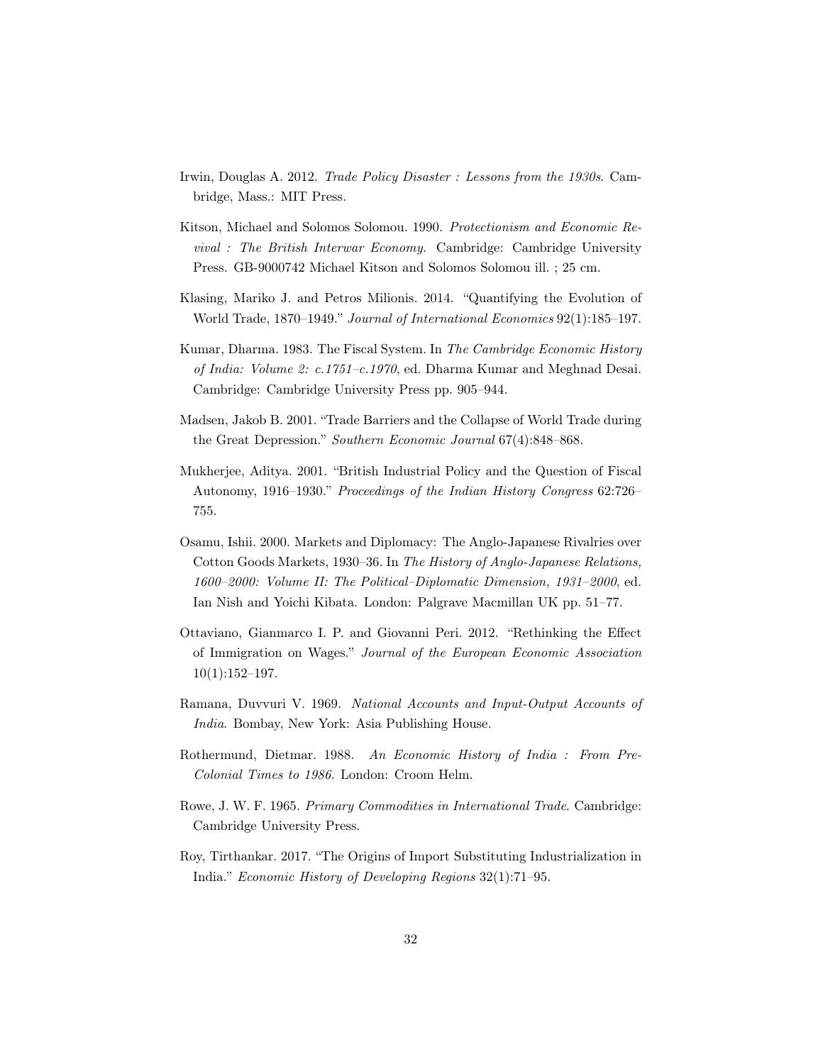Irwin, Douglas A. 2012. *Trade Policy Disaster : Lessons from the 1930s*. Cambridge, Mass.: MIT Press.

Kitson, Michael and Solomos Solomou. 1990. *Protectionism and Economic Revival : The British Interwar Economy*. Cambridge: Cambridge University Press. GB-9000742 Michael Kitson and Solomos Solomou ill. ; 25 cm.

Klasing, Mariko J. and Petros Milionis. 2014. "Quantifying the Evolution of World Trade, 1870–1949." *Journal of International Economics* 92(1):185–197.

Kumar, Dharma. 1983. The Fiscal System. In *The Cambridge Economic History of India: Volume 2: c.1751–c.1970*, ed. Dharma Kumar and Meghnad Desai. Cambridge: Cambridge University Press pp. 905–944.

Madsen, Jakob B. 2001. "Trade Barriers and the Collapse of World Trade during the Great Depression." *Southern Economic Journal* 67(4):848–868.

Mukherjee, Aditya. 2001. "British Industrial Policy and the Question of Fiscal Autonomy, 1916–1930." *Proceedings of the Indian History Congress* 62:726–755.

Osamu, Ishii. 2000. Markets and Diplomacy: The Anglo-Japanese Rivalries over Cotton Goods Markets, 1930–36. In *The History of Anglo-Japanese Relations, 1600–2000: Volume II: The Political–Diplomatic Dimension, 1931–2000*, ed. Ian Nish and Yoichi Kibata. London: Palgrave Macmillan UK pp. 51–77.

Ottaviano, Gianmarco I. P. and Giovanni Peri. 2012. "Rethinking the Effect of Immigration on Wages." *Journal of the European Economic Association* 10(1):152–197.

Ramana, Duvvuri V. 1969. *National Accounts and Input-Output Accounts of India*. Bombay, New York: Asia Publishing House.

Rothermund, Dietmar. 1988. *An Economic History of India : From Pre-Colonial Times to 1986*. London: Croom Helm.

Rowe, J. W. F. 1965. *Primary Commodities in International Trade*. Cambridge: Cambridge University Press.

Roy, Tirthankar. 2017. "The Origins of Import Substituting Industrialization in India." *Economic History of Developing Regions* 32(1):71–95.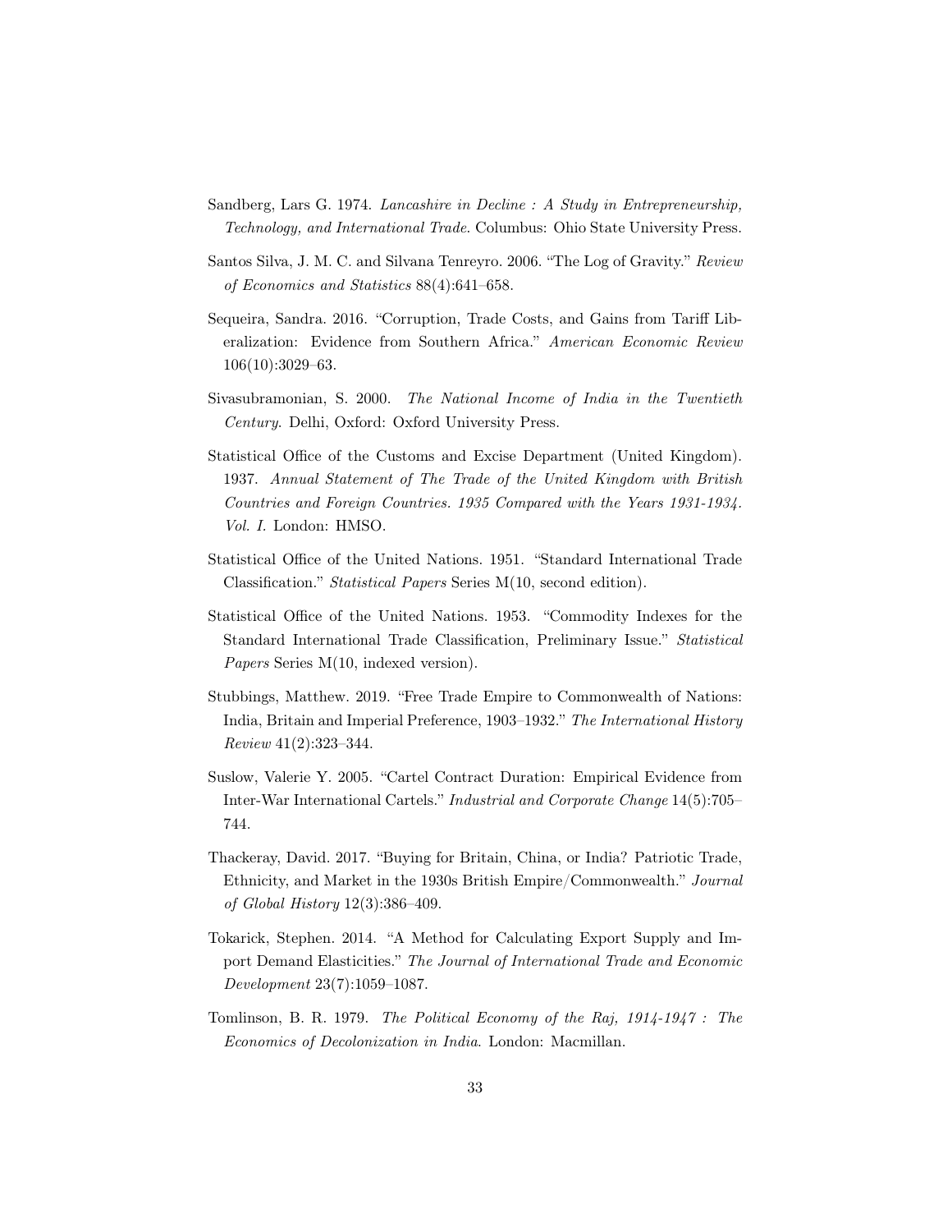Sandberg, Lars G. 1974. *Lancashire in Decline : A Study in Entrepreneurship, Technology, and International Trade*. Columbus: Ohio State University Press.

Santos Silva, J. M. C. and Silvana Tenreyro. 2006. "The Log of Gravity." *Review of Economics and Statistics* 88(4):641–658.

Sequeira, Sandra. 2016. "Corruption, Trade Costs, and Gains from Tariff Liberalization: Evidence from Southern Africa." *American Economic Review* 106(10):3029–63.

Sivasubramonian, S. 2000. *The National Income of India in the Twentieth Century*. Delhi, Oxford: Oxford University Press.

Statistical Office of the Customs and Excise Department (United Kingdom). 1937. *Annual Statement of The Trade of the United Kingdom with British Countries and Foreign Countries. 1935 Compared with the Years 1931-1934. Vol. I*. London: HMSO.

Statistical Office of the United Nations. 1951. "Standard International Trade Classification." *Statistical Papers* Series M(10, second edition).

Statistical Office of the United Nations. 1953. "Commodity Indexes for the Standard International Trade Classification, Preliminary Issue." *Statistical Papers* Series M(10, indexed version).

Stubbings, Matthew. 2019. "Free Trade Empire to Commonwealth of Nations: India, Britain and Imperial Preference, 1903–1932." *The International History Review* 41(2):323–344.

Suslow, Valerie Y. 2005. "Cartel Contract Duration: Empirical Evidence from Inter-War International Cartels." *Industrial and Corporate Change* 14(5):705–744.

Thackeray, David. 2017. "Buying for Britain, China, or India? Patriotic Trade, Ethnicity, and Market in the 1930s British Empire/Commonwealth." *Journal of Global History* 12(3):386–409.

Tokarick, Stephen. 2014. "A Method for Calculating Export Supply and Import Demand Elasticities." *The Journal of International Trade and Economic Development* 23(7):1059–1087.

Tomlinson, B. R. 1979. *The Political Economy of the Raj, 1914-1947 : The Economics of Decolonization in India*. London: Macmillan.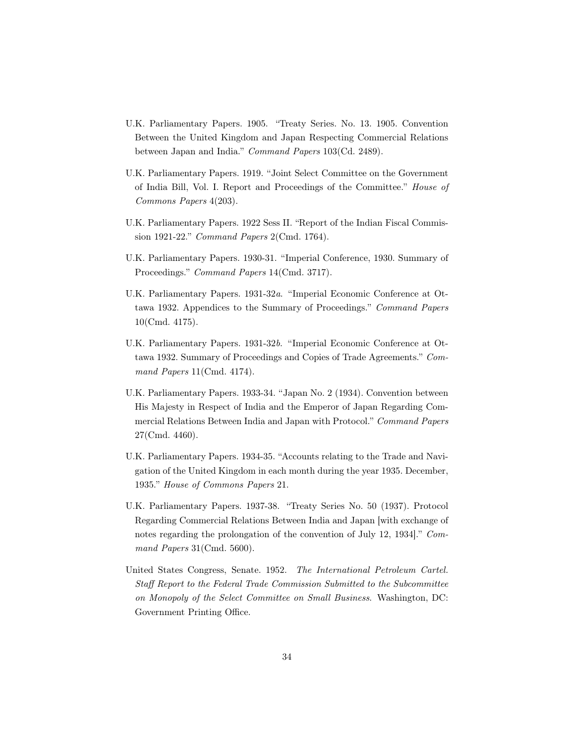U.K. Parliamentary Papers. 1905. "Treaty Series. No. 13. 1905. Convention Between the United Kingdom and Japan Respecting Commercial Relations between Japan and India." *Command Papers* 103(Cd. 2489).

U.K. Parliamentary Papers. 1919. "Joint Select Committee on the Government of India Bill, Vol. I. Report and Proceedings of the Committee." *House of Commons Papers* 4(203).

U.K. Parliamentary Papers. 1922 Sess II. "Report of the Indian Fiscal Commission 1921-22." *Command Papers* 2(Cmd. 1764).

U.K. Parliamentary Papers. 1930-31. "Imperial Conference, 1930. Summary of Proceedings." *Command Papers* 14(Cmd. 3717).

U.K. Parliamentary Papers. 1931-32*a*. "Imperial Economic Conference at Ottawa 1932. Appendices to the Summary of Proceedings." *Command Papers* 10(Cmd. 4175).

U.K. Parliamentary Papers. 1931-32*b*. "Imperial Economic Conference at Ottawa 1932. Summary of Proceedings and Copies of Trade Agreements." *Command Papers* 11(Cmd. 4174).

U.K. Parliamentary Papers. 1933-34. "Japan No. 2 (1934). Convention between His Majesty in Respect of India and the Emperor of Japan Regarding Commercial Relations Between India and Japan with Protocol." *Command Papers* 27(Cmd. 4460).

U.K. Parliamentary Papers. 1934-35. "Accounts relating to the Trade and Navigation of the United Kingdom in each month during the year 1935. December, 1935." *House of Commons Papers* 21.

U.K. Parliamentary Papers. 1937-38. "Treaty Series No. 50 (1937). Protocol Regarding Commercial Relations Between India and Japan [with exchange of notes regarding the prolongation of the convention of July 12, 1934]." *Command Papers* 31(Cmd. 5600).

United States Congress, Senate. 1952. *The International Petroleum Cartel. Staff Report to the Federal Trade Commission Submitted to the Subcommittee on Monopoly of the Select Committee on Small Business*. Washington, DC: Government Printing Office.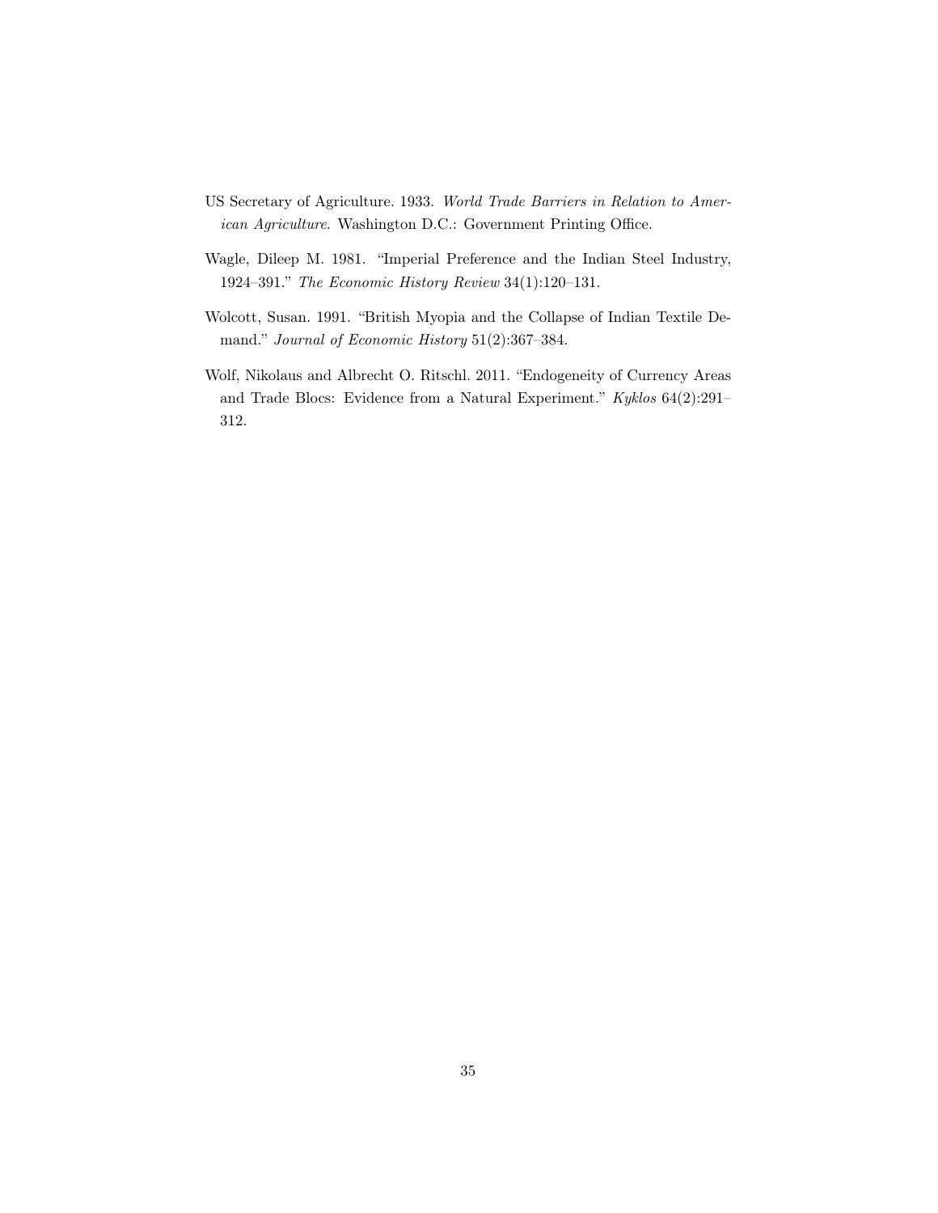US Secretary of Agriculture. 1933. *World Trade Barriers in Relation to American Agriculture*. Washington D.C.: Government Printing Office.

Wagle, Dileep M. 1981. "Imperial Preference and the Indian Steel Industry, 1924–391." *The Economic History Review* 34(1):120–131.

Wolcott, Susan. 1991. "British Myopia and the Collapse of Indian Textile Demand." *Journal of Economic History* 51(2):367–384.

Wolf, Nikolaus and Albrecht O. Ritschl. 2011. "Endogeneity of Currency Areas and Trade Blocs: Evidence from a Natural Experiment." *Kyklos* 64(2):291–312.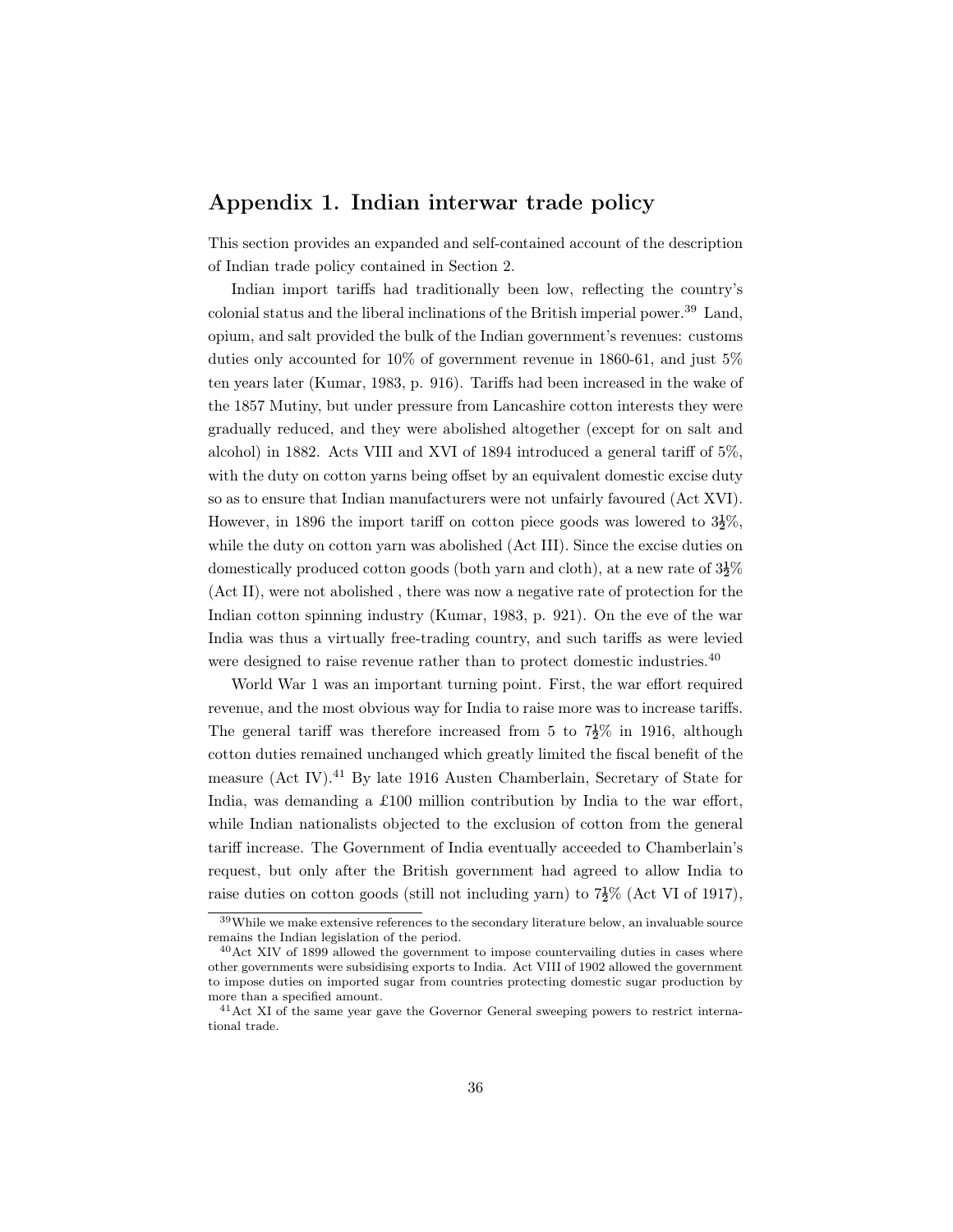## Appendix 1. Indian interwar trade policy

This section provides an expanded and self-contained account of the description of Indian trade policy contained in Section 2.

Indian import tariffs had traditionally been low, reflecting the country's colonial status and the liberal inclinations of the British imperial power.[39] Land, opium, and salt provided the bulk of the Indian government's revenues: customs duties only accounted for 10% of government revenue in 1860-61, and just 5% ten years later (Kumar, 1983, p. 916). Tariffs had been increased in the wake of the 1857 Mutiny, but under pressure from Lancashire cotton interests they were gradually reduced, and they were abolished altogether (except for on salt and alcohol) in 1882. Acts VIII and XVI of 1894 introduced a general tariff of 5%, with the duty on cotton yarns being offset by an equivalent domestic excise duty so as to ensure that Indian manufacturers were not unfairly favoured (Act XVI). However, in 1896 the import tariff on cotton piece goods was lowered to 3½%, while the duty on cotton yarn was abolished (Act III). Since the excise duties on domestically produced cotton goods (both yarn and cloth), at a new rate of 3½% (Act II), were not abolished , there was now a negative rate of protection for the Indian cotton spinning industry (Kumar, 1983, p. 921). On the eve of the war India was thus a virtually free-trading country, and such tariffs as were levied were designed to raise revenue rather than to protect domestic industries.[40]

World War 1 was an important turning point. First, the war effort required revenue, and the most obvious way for India to raise more was to increase tariffs. The general tariff was therefore increased from 5 to 7½% in 1916, although cotton duties remained unchanged which greatly limited the fiscal benefit of the measure (Act IV).[41] By late 1916 Austen Chamberlain, Secretary of State for India, was demanding a £100 million contribution by India to the war effort, while Indian nationalists objected to the exclusion of cotton from the general tariff increase. The Government of India eventually acceeded to Chamberlain's request, but only after the British government had agreed to allow India to raise duties on cotton goods (still not including yarn) to 7½% (Act VI of 1917),

[39] While we make extensive references to the secondary literature below, an invaluable source remains the Indian legislation of the period.

[40] Act XIV of 1899 allowed the government to impose countervailing duties in cases where other governments were subsidising exports to India. Act VIII of 1902 allowed the government to impose duties on imported sugar from countries protecting domestic sugar production by more than a specified amount.

[41] Act XI of the same year gave the Governor General sweeping powers to restrict international trade.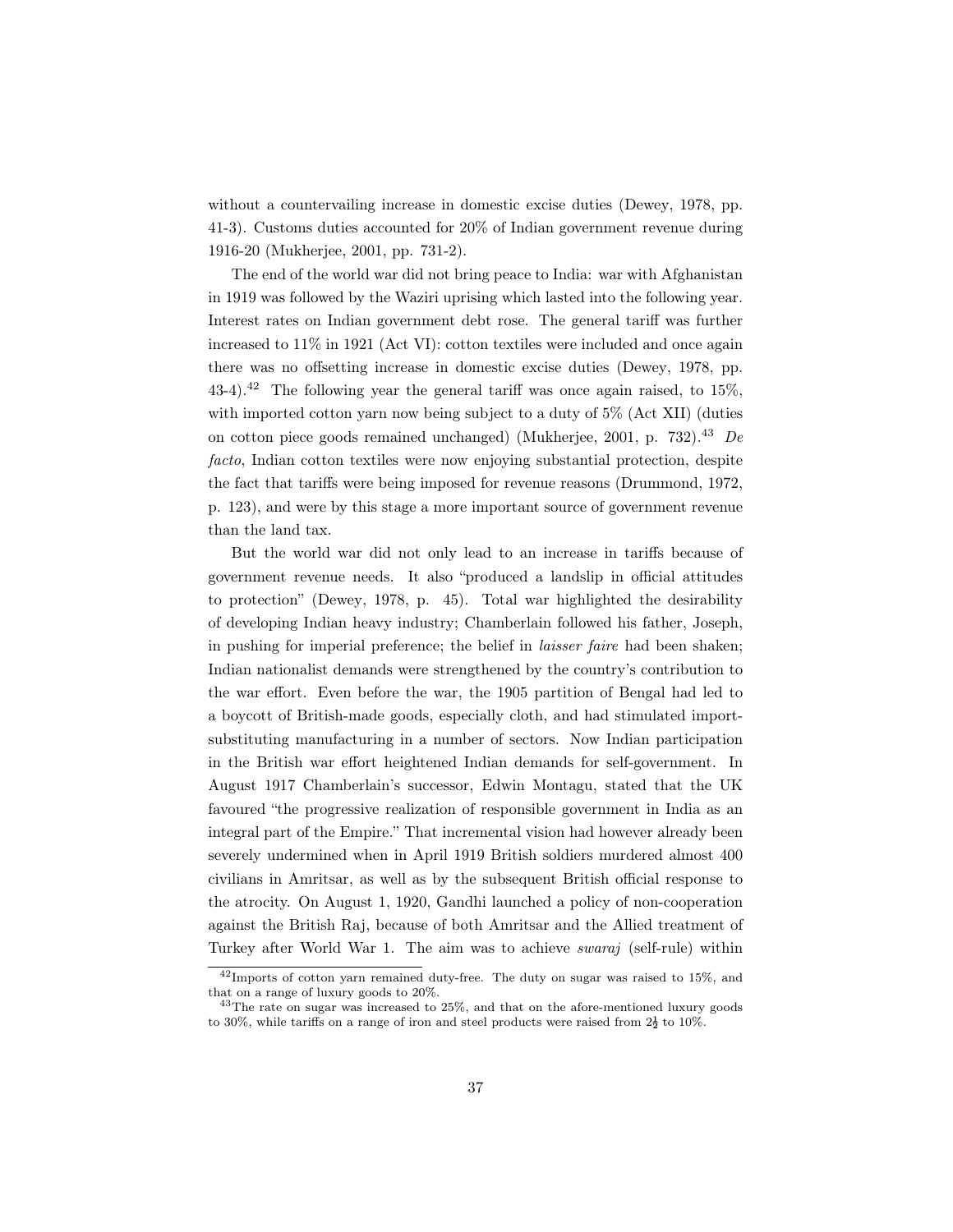without a countervailing increase in domestic excise duties (Dewey, 1978, pp. 41-3). Customs duties accounted for 20% of Indian government revenue during 1916-20 (Mukherjee, 2001, pp. 731-2).

The end of the world war did not bring peace to India: war with Afghanistan in 1919 was followed by the Waziri uprising which lasted into the following year. Interest rates on Indian government debt rose. The general tariff was further increased to 11% in 1921 (Act VI): cotton textiles were included and once again there was no offsetting increase in domestic excise duties (Dewey, 1978, pp. 43-4).[42] The following year the general tariff was once again raised, to 15%, with imported cotton yarn now being subject to a duty of 5% (Act XII) (duties on cotton piece goods remained unchanged) (Mukherjee, 2001, p. 732).[43] *De facto*, Indian cotton textiles were now enjoying substantial protection, despite the fact that tariffs were being imposed for revenue reasons (Drummond, 1972, p. 123), and were by this stage a more important source of government revenue than the land tax.

But the world war did not only lead to an increase in tariffs because of government revenue needs. It also "produced a landslip in official attitudes to protection" (Dewey, 1978, p. 45). Total war highlighted the desirability of developing Indian heavy industry; Chamberlain followed his father, Joseph, in pushing for imperial preference; the belief in *laisser faire* had been shaken; Indian nationalist demands were strengthened by the country's contribution to the war effort. Even before the war, the 1905 partition of Bengal had led to a boycott of British-made goods, especially cloth, and had stimulated import-substituting manufacturing in a number of sectors. Now Indian participation in the British war effort heightened Indian demands for self-government. In August 1917 Chamberlain's successor, Edwin Montagu, stated that the UK favoured "the progressive realization of responsible government in India as an integral part of the Empire." That incremental vision had however already been severely undermined when in April 1919 British soldiers murdered almost 400 civilians in Amritsar, as well as by the subsequent British official response to the atrocity. On August 1, 1920, Gandhi launched a policy of non-cooperation against the British Raj, because of both Amritsar and the Allied treatment of Turkey after World War 1. The aim was to achieve *swaraj* (self-rule) within

[42] Imports of cotton yarn remained duty-free. The duty on sugar was raised to 15%, and that on a range of luxury goods to 20%.

[43] The rate on sugar was increased to 25%, and that on the afore-mentioned luxury goods to 30%, while tariffs on a range of iron and steel products were raised from $2\frac{1}{2}$ to 10%.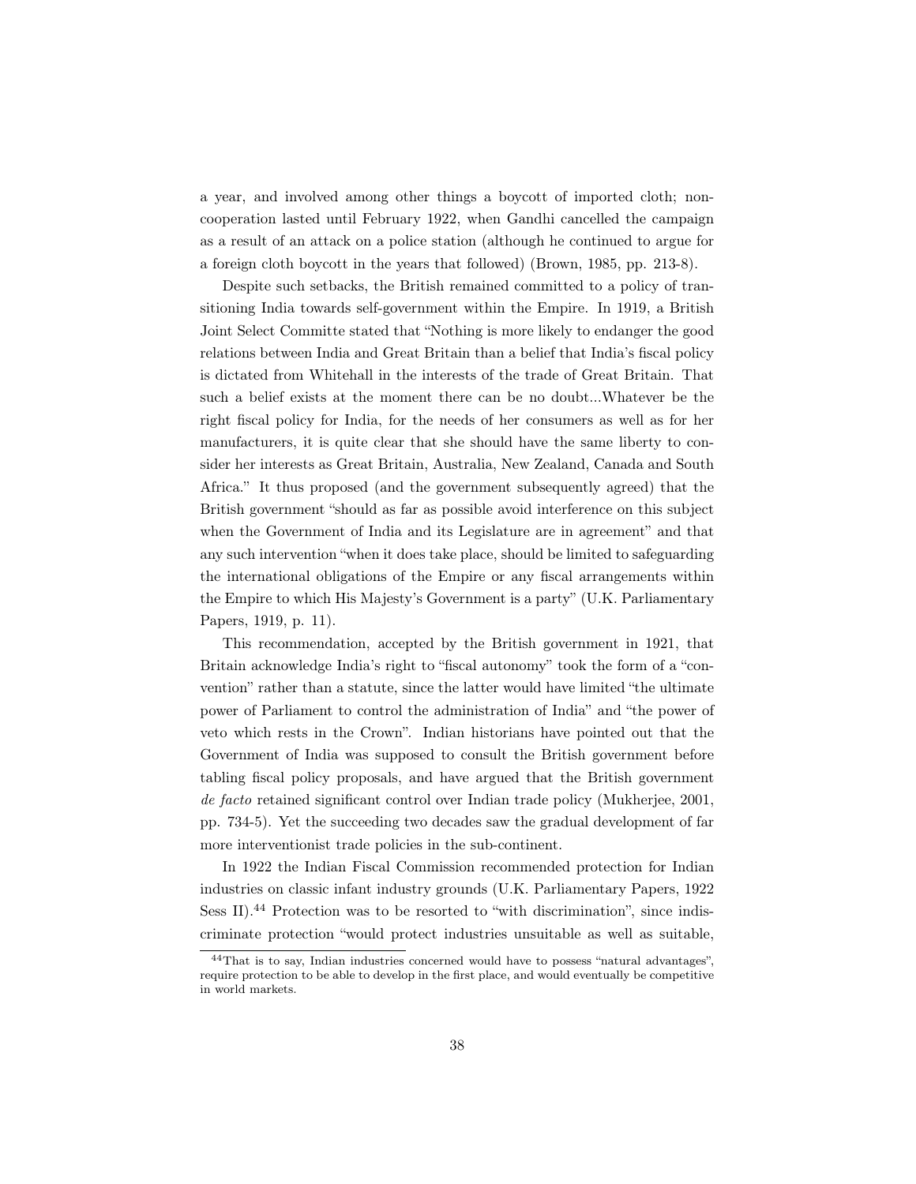a year, and involved among other things a boycott of imported cloth; non-cooperation lasted until February 1922, when Gandhi cancelled the campaign as a result of an attack on a police station (although he continued to argue for a foreign cloth boycott in the years that followed) (Brown, 1985, pp. 213-8).

Despite such setbacks, the British remained committed to a policy of transitioning India towards self-government within the Empire. In 1919, a British Joint Select Committe stated that "Nothing is more likely to endanger the good relations between India and Great Britain than a belief that India's fiscal policy is dictated from Whitehall in the interests of the trade of Great Britain. That such a belief exists at the moment there can be no doubt...Whatever be the right fiscal policy for India, for the needs of her consumers as well as for her manufacturers, it is quite clear that she should have the same liberty to consider her interests as Great Britain, Australia, New Zealand, Canada and South Africa." It thus proposed (and the government subsequently agreed) that the British government "should as far as possible avoid interference on this subject when the Government of India and its Legislature are in agreement" and that any such intervention "when it does take place, should be limited to safeguarding the international obligations of the Empire or any fiscal arrangements within the Empire to which His Majesty's Government is a party" (U.K. Parliamentary Papers, 1919, p. 11).

This recommendation, accepted by the British government in 1921, that Britain acknowledge India's right to "fiscal autonomy" took the form of a "convention" rather than a statute, since the latter would have limited "the ultimate power of Parliament to control the administration of India" and "the power of veto which rests in the Crown". Indian historians have pointed out that the Government of India was supposed to consult the British government before tabling fiscal policy proposals, and have argued that the British government *de facto* retained significant control over Indian trade policy (Mukherjee, 2001, pp. 734-5). Yet the succeeding two decades saw the gradual development of far more interventionist trade policies in the sub-continent.

In 1922 the Indian Fiscal Commission recommended protection for Indian industries on classic infant industry grounds (U.K. Parliamentary Papers, 1922 Sess II).[44] Protection was to be resorted to "with discrimination", since indiscriminate protection "would protect industries unsuitable as well as suitable,

[44] That is to say, Indian industries concerned would have to possess "natural advantages", require protection to be able to develop in the first place, and would eventually be competitive in world markets.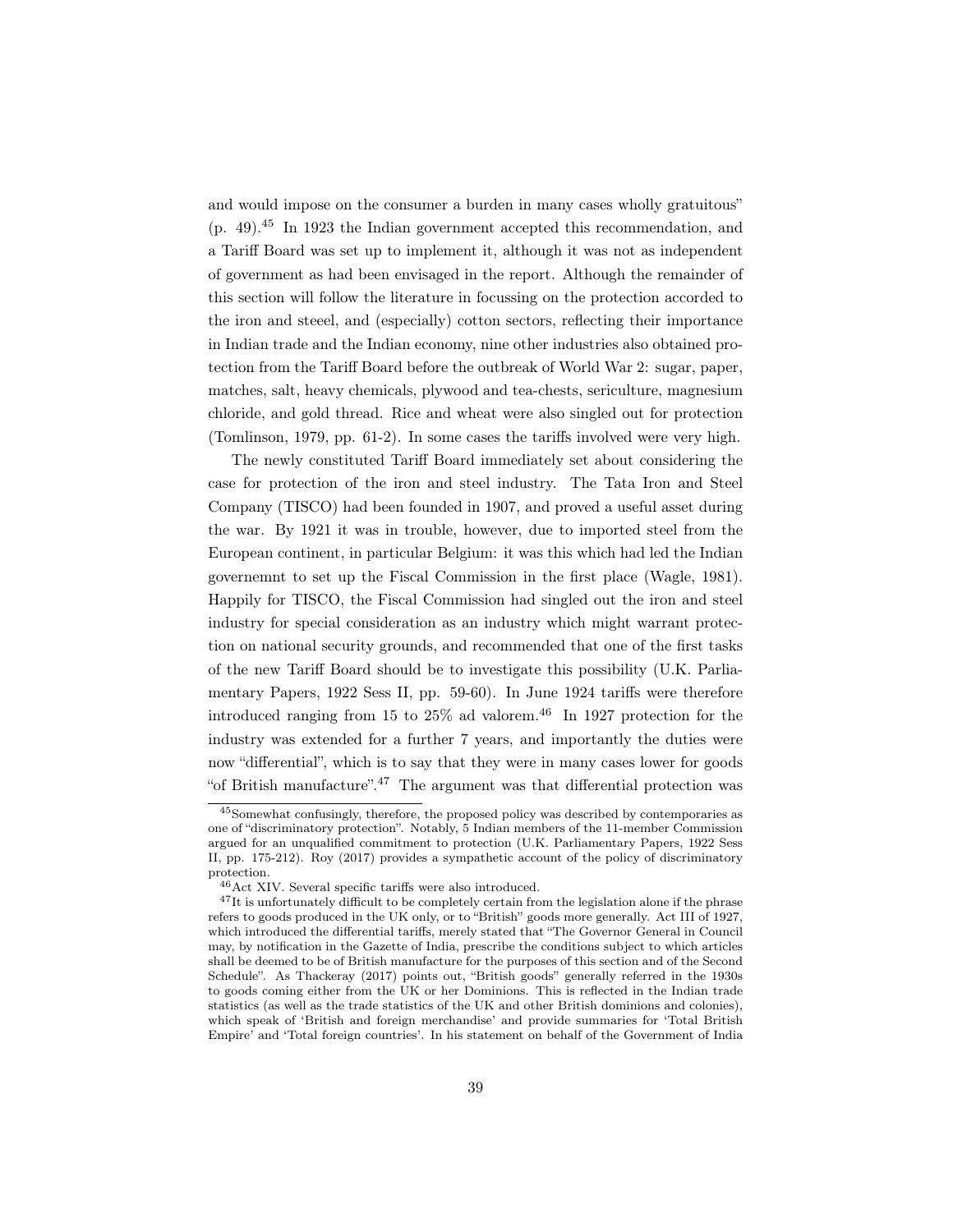and would impose on the consumer a burden in many cases wholly gratuitous" (p. 49).[45] In 1923 the Indian government accepted this recommendation, and a Tariff Board was set up to implement it, although it was not as independent of government as had been envisaged in the report. Although the remainder of this section will follow the literature in focussing on the protection accorded to the iron and steeel, and (especially) cotton sectors, reflecting their importance in Indian trade and the Indian economy, nine other industries also obtained protection from the Tariff Board before the outbreak of World War 2: sugar, paper, matches, salt, heavy chemicals, plywood and tea-chests, sericulture, magnesium chloride, and gold thread. Rice and wheat were also singled out for protection (Tomlinson, 1979, pp. 61-2). In some cases the tariffs involved were very high.

The newly constituted Tariff Board immediately set about considering the case for protection of the iron and steel industry. The Tata Iron and Steel Company (TISCO) had been founded in 1907, and proved a useful asset during the war. By 1921 it was in trouble, however, due to imported steel from the European continent, in particular Belgium: it was this which had led the Indian governemnt to set up the Fiscal Commission in the first place (Wagle, 1981). Happily for TISCO, the Fiscal Commission had singled out the iron and steel industry for special consideration as an industry which might warrant protection on national security grounds, and recommended that one of the first tasks of the new Tariff Board should be to investigate this possibility (U.K. Parliamentary Papers, 1922 Sess II, pp. 59-60). In June 1924 tariffs were therefore introduced ranging from 15 to 25% ad valorem.[46] In 1927 protection for the industry was extended for a further 7 years, and importantly the duties were now "differential", which is to say that they were in many cases lower for goods "of British manufacture".[47] The argument was that differential protection was

[45] Somewhat confusingly, therefore, the proposed policy was described by contemporaries as one of "discriminatory protection". Notably, 5 Indian members of the 11-member Commission argued for an unqualified commitment to protection (U.K. Parliamentary Papers, 1922 Sess II, pp. 175-212). Roy (2017) provides a sympathetic account of the policy of discriminatory protection.

[46] Act XIV. Several specific tariffs were also introduced.

[47] It is unfortunately difficult to be completely certain from the legislation alone if the phrase refers to goods produced in the UK only, or to "British" goods more generally. Act III of 1927, which introduced the differential tariffs, merely stated that "The Governor General in Council may, by notification in the Gazette of India, prescribe the conditions subject to which articles shall be deemed to be of British manufacture for the purposes of this section and of the Second Schedule". As Thackeray (2017) points out, "British goods" generally referred in the 1930s to goods coming either from the UK or her Dominions. This is reflected in the Indian trade statistics (as well as the trade statistics of the UK and other British dominions and colonies), which speak of 'British and foreign merchandise' and provide summaries for 'Total British Empire' and 'Total foreign countries'. In his statement on behalf of the Government of India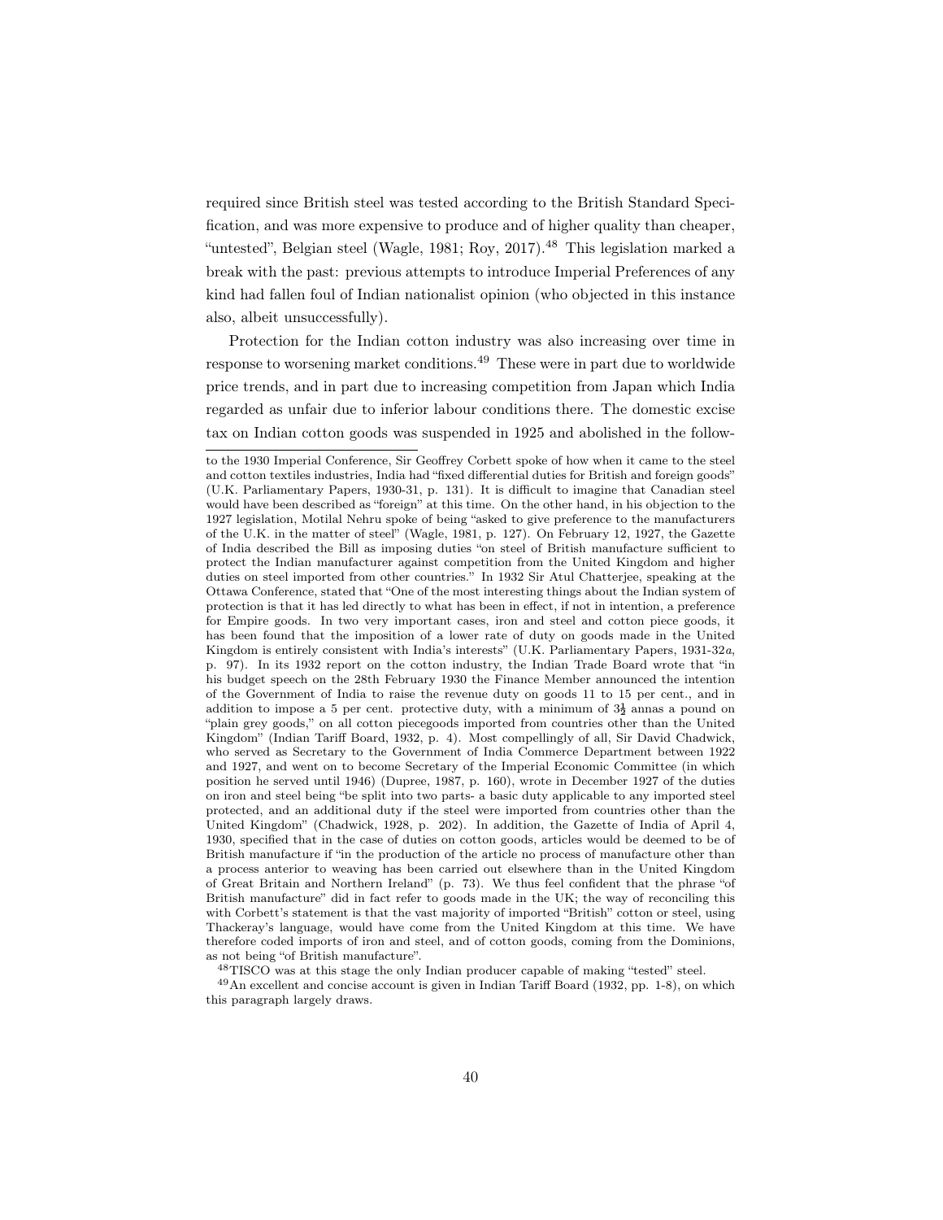required since British steel was tested according to the British Standard Specification, and was more expensive to produce and of higher quality than cheaper, "untested", Belgian steel (Wagle, 1981; Roy, 2017).[48] This legislation marked a break with the past: previous attempts to introduce Imperial Preferences of any kind had fallen foul of Indian nationalist opinion (who objected in this instance also, albeit unsuccessfully).

Protection for the Indian cotton industry was also increasing over time in response to worsening market conditions.[49] These were in part due to worldwide price trends, and in part due to increasing competition from Japan which India regarded as unfair due to inferior labour conditions there. The domestic excise tax on Indian cotton goods was suspended in 1925 and abolished in the follow-

---

to the 1930 Imperial Conference, Sir Geoffrey Corbett spoke of how when it came to the steel and cotton textiles industries, India had "fixed differential duties for British and foreign goods" (U.K. Parliamentary Papers, 1930-31, p. 131). It is difficult to imagine that Canadian steel would have been described as "foreign" at this time. On the other hand, in his objection to the 1927 legislation, Motilal Nehru spoke of being "asked to give preference to the manufacturers of the U.K. in the matter of steel" (Wagle, 1981, p. 127). On February 12, 1927, the Gazette of India described the Bill as imposing duties "on steel of British manufacture sufficient to protect the Indian manufacturer against competition from the United Kingdom and higher duties on steel imported from other countries." In 1932 Sir Atul Chatterjee, speaking at the Ottawa Conference, stated that "One of the most interesting things about the Indian system of protection is that it has led directly to what has been in effect, if not in intention, a preference for Empire goods. In two very important cases, iron and steel and cotton piece goods, it has been found that the imposition of a lower rate of duty on goods made in the United Kingdom is entirely consistent with India's interests" (U.K. Parliamentary Papers, 1931-32*a*, p. 97). In its 1932 report on the cotton industry, the Indian Trade Board wrote that "in his budget speech on the 28th February 1930 the Finance Member announced the intention of the Government of India to raise the revenue duty on goods 11 to 15 per cent., and in addition to impose a 5 per cent. protective duty, with a minimum of $3\frac{1}{2}$ annas a pound on "plain grey goods," on all cotton piecegoods imported from countries other than the United Kingdom" (Indian Tariff Board, 1932, p. 4). Most compellingly of all, Sir David Chadwick, who served as Secretary to the Government of India Commerce Department between 1922 and 1927, and went on to become Secretary of the Imperial Economic Committee (in which position he served until 1946) (Dupree, 1987, p. 160), wrote in December 1927 of the duties on iron and steel being "be split into two parts- a basic duty applicable to any imported steel protected, and an additional duty if the steel were imported from countries other than the United Kingdom" (Chadwick, 1928, p. 202). In addition, the Gazette of India of April 4, 1930, specified that in the case of duties on cotton goods, articles would be deemed to be of British manufacture if "in the production of the article no process of manufacture other than a process anterior to weaving has been carried out elsewhere than in the United Kingdom of Great Britain and Northern Ireland" (p. 73). We thus feel confident that the phrase "of British manufacture" did in fact refer to goods made in the UK; the way of reconciling this with Corbett's statement is that the vast majority of imported "British" cotton or steel, using Thackeray's language, would have come from the United Kingdom at this time. We have therefore coded imports of iron and steel, and of cotton goods, coming from the Dominions, as not being "of British manufacture".

[48] TISCO was at this stage the only Indian producer capable of making "tested" steel.

[49] An excellent and concise account is given in Indian Tariff Board (1932, pp. 1-8), on which this paragraph largely draws.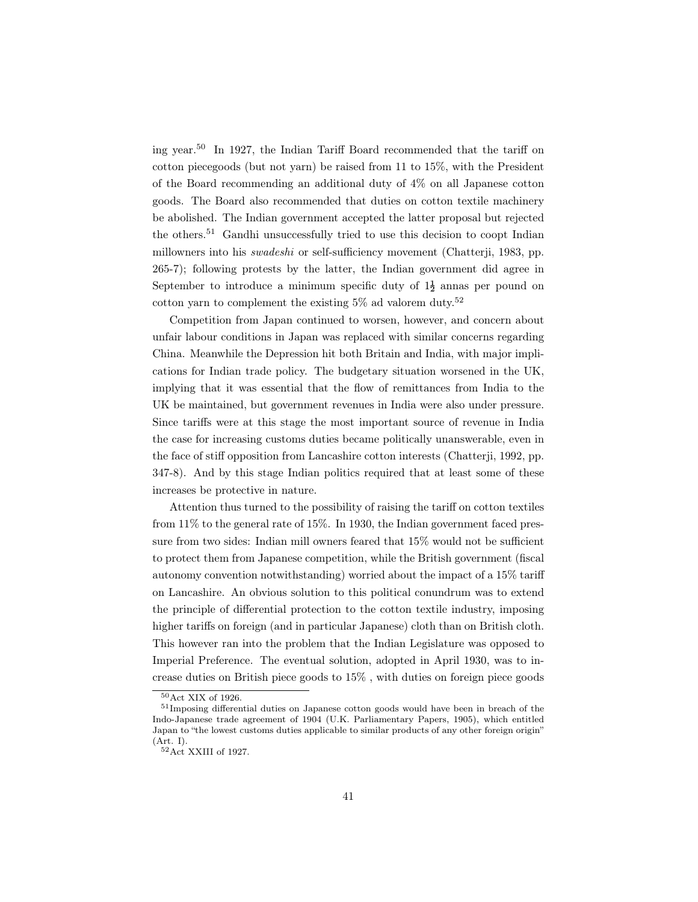ing year.[50] In 1927, the Indian Tariff Board recommended that the tariff on cotton piecegoods (but not yarn) be raised from 11 to 15%, with the President of the Board recommending an additional duty of 4% on all Japanese cotton goods. The Board also recommended that duties on cotton textile machinery be abolished. The Indian government accepted the latter proposal but rejected the others.[51] Gandhi unsuccessfully tried to use this decision to coopt Indian millowners into his *swadeshi* or self-sufficiency movement (Chatterji, 1983, pp. 265-7); following protests by the latter, the Indian government did agree in September to introduce a minimum specific duty of $1\frac{1}{2}$ annas per pound on cotton yarn to complement the existing 5% ad valorem duty.[52]

Competition from Japan continued to worsen, however, and concern about unfair labour conditions in Japan was replaced with similar concerns regarding China. Meanwhile the Depression hit both Britain and India, with major implications for Indian trade policy. The budgetary situation worsened in the UK, implying that it was essential that the flow of remittances from India to the UK be maintained, but government revenues in India were also under pressure. Since tariffs were at this stage the most important source of revenue in India the case for increasing customs duties became politically unanswerable, even in the face of stiff opposition from Lancashire cotton interests (Chatterji, 1992, pp. 347-8). And by this stage Indian politics required that at least some of these increases be protective in nature.

Attention thus turned to the possibility of raising the tariff on cotton textiles from 11% to the general rate of 15%. In 1930, the Indian government faced pressure from two sides: Indian mill owners feared that 15% would not be sufficient to protect them from Japanese competition, while the British government (fiscal autonomy convention notwithstanding) worried about the impact of a 15% tariff on Lancashire. An obvious solution to this political conundrum was to extend the principle of differential protection to the cotton textile industry, imposing higher tariffs on foreign (and in particular Japanese) cloth than on British cloth. This however ran into the problem that the Indian Legislature was opposed to Imperial Preference. The eventual solution, adopted in April 1930, was to increase duties on British piece goods to 15% , with duties on foreign piece goods

[50] Act XIX of 1926.

[51] Imposing differential duties on Japanese cotton goods would have been in breach of the Indo-Japanese trade agreement of 1904 (U.K. Parliamentary Papers, 1905), which entitled Japan to "the lowest customs duties applicable to similar products of any other foreign origin" (Art. I).

[52] Act XXIII of 1927.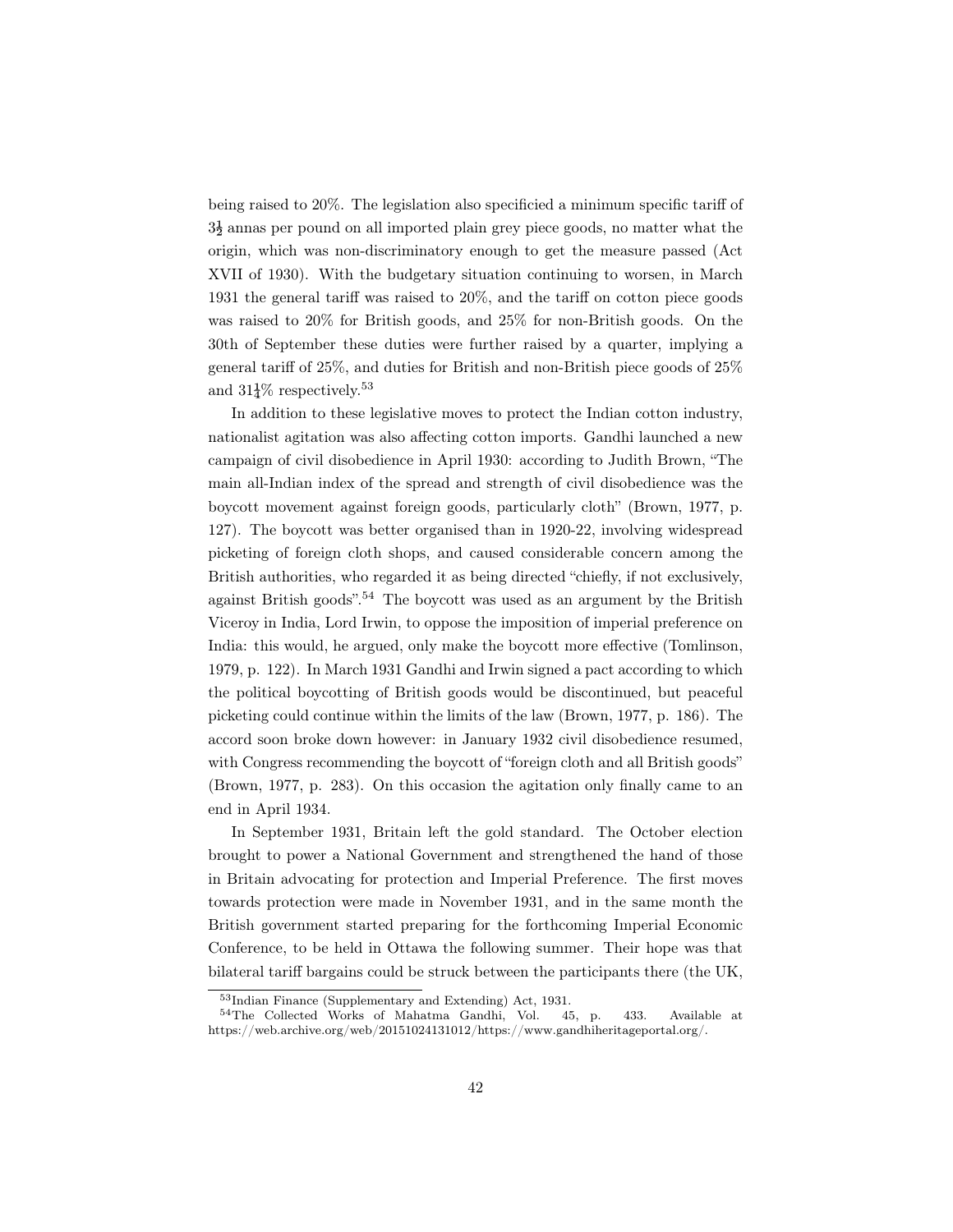being raised to 20%. The legislation also specificied a minimum specific tariff of $3\frac{1}{2}$ annas per pound on all imported plain grey piece goods, no matter what the origin, which was non-discriminatory enough to get the measure passed (Act XVII of 1930). With the budgetary situation continuing to worsen, in March 1931 the general tariff was raised to 20%, and the tariff on cotton piece goods was raised to 20% for British goods, and 25% for non-British goods. On the 30th of September these duties were further raised by a quarter, implying a general tariff of 25%, and duties for British and non-British piece goods of 25% and $31\frac{1}{4}$% respectively.[53]

In addition to these legislative moves to protect the Indian cotton industry, nationalist agitation was also affecting cotton imports. Gandhi launched a new campaign of civil disobedience in April 1930: according to Judith Brown, "The main all-Indian index of the spread and strength of civil disobedience was the boycott movement against foreign goods, particularly cloth" (Brown, 1977, p. 127). The boycott was better organised than in 1920-22, involving widespread picketing of foreign cloth shops, and caused considerable concern among the British authorities, who regarded it as being directed "chiefly, if not exclusively, against British goods".[54] The boycott was used as an argument by the British Viceroy in India, Lord Irwin, to oppose the imposition of imperial preference on India: this would, he argued, only make the boycott more effective (Tomlinson, 1979, p. 122). In March 1931 Gandhi and Irwin signed a pact according to which the political boycotting of British goods would be discontinued, but peaceful picketing could continue within the limits of the law (Brown, 1977, p. 186). The accord soon broke down however: in January 1932 civil disobedience resumed, with Congress recommending the boycott of "foreign cloth and all British goods" (Brown, 1977, p. 283). On this occasion the agitation only finally came to an end in April 1934.

In September 1931, Britain left the gold standard. The October election brought to power a National Government and strengthened the hand of those in Britain advocating for protection and Imperial Preference. The first moves towards protection were made in November 1931, and in the same month the British government started preparing for the forthcoming Imperial Economic Conference, to be held in Ottawa the following summer. Their hope was that bilateral tariff bargains could be struck between the participants there (the UK,

[53] Indian Finance (Supplementary and Extending) Act, 1931.

[54] The Collected Works of Mahatma Gandhi, Vol. 45, p. 433. Available at https://web.archive.org/web/20151024131012/https://www.gandhiheritageportal.org/.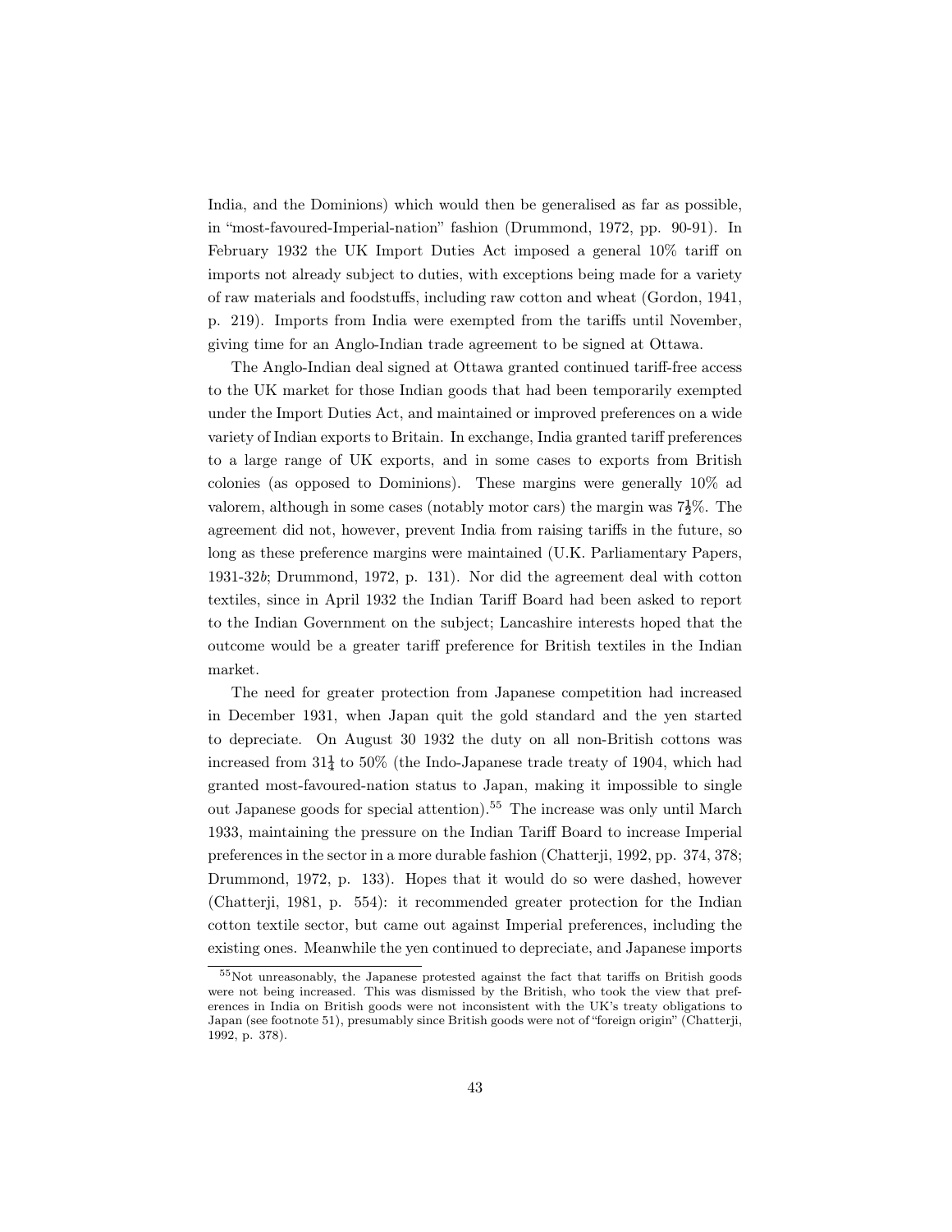India, and the Dominions) which would then be generalised as far as possible, in "most-favoured-Imperial-nation" fashion (Drummond, 1972, pp. 90-91). In February 1932 the UK Import Duties Act imposed a general 10% tariff on imports not already subject to duties, with exceptions being made for a variety of raw materials and foodstuffs, including raw cotton and wheat (Gordon, 1941, p. 219). Imports from India were exempted from the tariffs until November, giving time for an Anglo-Indian trade agreement to be signed at Ottawa.

The Anglo-Indian deal signed at Ottawa granted continued tariff-free access to the UK market for those Indian goods that had been temporarily exempted under the Import Duties Act, and maintained or improved preferences on a wide variety of Indian exports to Britain. In exchange, India granted tariff preferences to a large range of UK exports, and in some cases to exports from British colonies (as opposed to Dominions). These margins were generally 10% ad valorem, although in some cases (notably motor cars) the margin was $7\frac{1}{2}$%. The agreement did not, however, prevent India from raising tariffs in the future, so long as these preference margins were maintained (U.K. Parliamentary Papers, 1931-32*b*; Drummond, 1972, p. 131). Nor did the agreement deal with cotton textiles, since in April 1932 the Indian Tariff Board had been asked to report to the Indian Government on the subject; Lancashire interests hoped that the outcome would be a greater tariff preference for British textiles in the Indian market.

The need for greater protection from Japanese competition had increased in December 1931, when Japan quit the gold standard and the yen started to depreciate. On August 30 1932 the duty on all non-British cottons was increased from $31\frac{1}{4}$ to 50% (the Indo-Japanese trade treaty of 1904, which had granted most-favoured-nation status to Japan, making it impossible to single out Japanese goods for special attention).[55] The increase was only until March 1933, maintaining the pressure on the Indian Tariff Board to increase Imperial preferences in the sector in a more durable fashion (Chatterji, 1992, pp. 374, 378; Drummond, 1972, p. 133). Hopes that it would do so were dashed, however (Chatterji, 1981, p. 554): it recommended greater protection for the Indian cotton textile sector, but came out against Imperial preferences, including the existing ones. Meanwhile the yen continued to depreciate, and Japanese imports

[55] Not unreasonably, the Japanese protested against the fact that tariffs on British goods were not being increased. This was dismissed by the British, who took the view that preferences in India on British goods were not inconsistent with the UK's treaty obligations to Japan (see footnote 51), presumably since British goods were not of "foreign origin" (Chatterji, 1992, p. 378).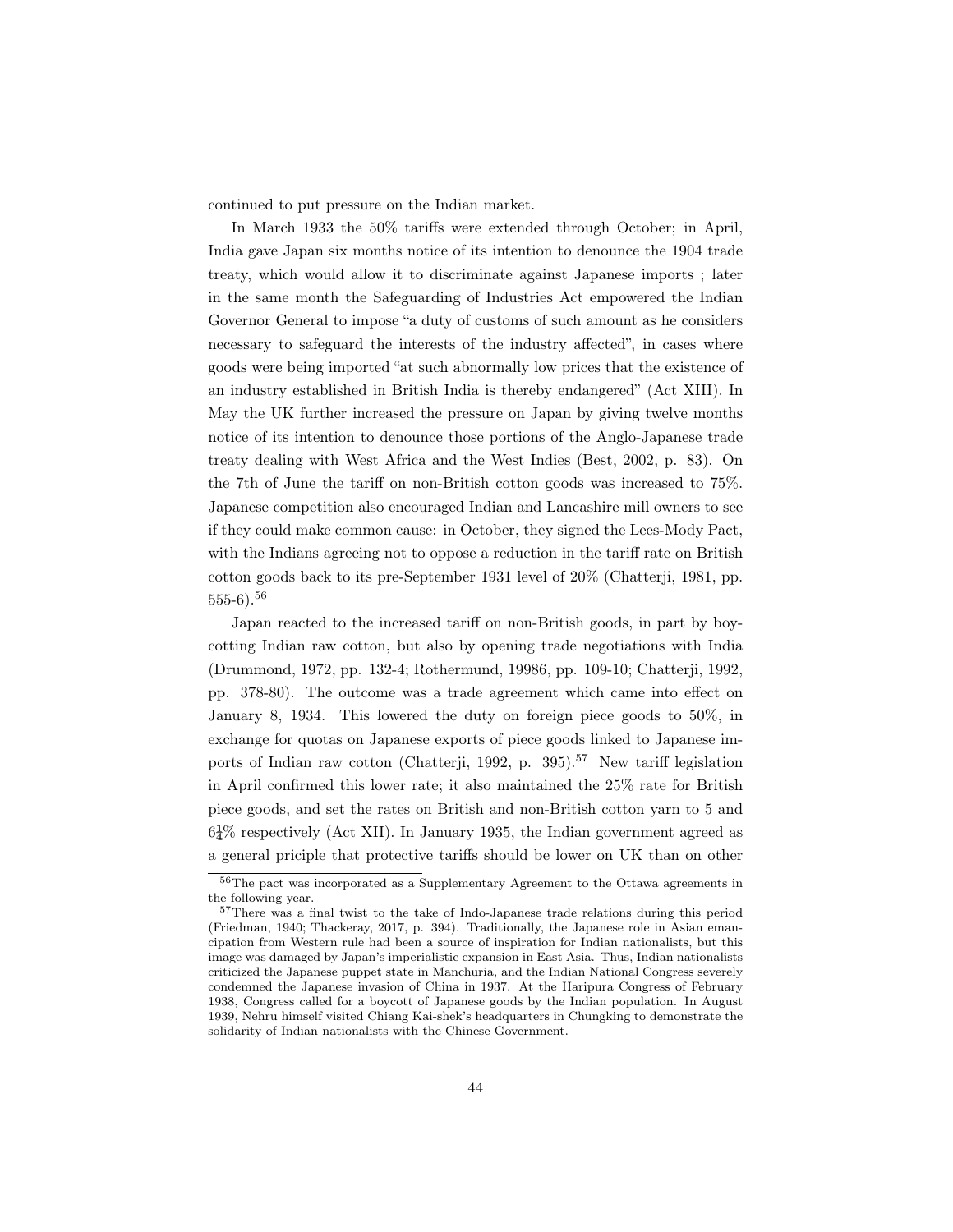continued to put pressure on the Indian market.

In March 1933 the 50% tariffs were extended through October; in April, India gave Japan six months notice of its intention to denounce the 1904 trade treaty, which would allow it to discriminate against Japanese imports ; later in the same month the Safeguarding of Industries Act empowered the Indian Governor General to impose "a duty of customs of such amount as he considers necessary to safeguard the interests of the industry affected", in cases where goods were being imported "at such abnormally low prices that the existence of an industry established in British India is thereby endangered" (Act XIII). In May the UK further increased the pressure on Japan by giving twelve months notice of its intention to denounce those portions of the Anglo-Japanese trade treaty dealing with West Africa and the West Indies (Best, 2002, p. 83). On the 7th of June the tariff on non-British cotton goods was increased to 75%. Japanese competition also encouraged Indian and Lancashire mill owners to see if they could make common cause: in October, they signed the Lees-Mody Pact, with the Indians agreeing not to oppose a reduction in the tariff rate on British cotton goods back to its pre-September 1931 level of 20% (Chatterji, 1981, pp. 555-6).[56]

Japan reacted to the increased tariff on non-British goods, in part by boycotting Indian raw cotton, but also by opening trade negotiations with India (Drummond, 1972, pp. 132-4; Rothermund, 19986, pp. 109-10; Chatterji, 1992, pp. 378-80). The outcome was a trade agreement which came into effect on January 8, 1934. This lowered the duty on foreign piece goods to 50%, in exchange for quotas on Japanese exports of piece goods linked to Japanese imports of Indian raw cotton (Chatterji, 1992, p. 395).[57] New tariff legislation in April confirmed this lower rate; it also maintained the 25% rate for British piece goods, and set the rates on British and non-British cotton yarn to 5 and $6\frac{1}{4}$% respectively (Act XII). In January 1935, the Indian government agreed as a general priciple that protective tariffs should be lower on UK than on other

[56]The pact was incorporated as a Supplementary Agreement to the Ottawa agreements in the following year.

[57]There was a final twist to the take of Indo-Japanese trade relations during this period (Friedman, 1940; Thackeray, 2017, p. 394). Traditionally, the Japanese role in Asian emancipation from Western rule had been a source of inspiration for Indian nationalists, but this image was damaged by Japan's imperialistic expansion in East Asia. Thus, Indian nationalists criticized the Japanese puppet state in Manchuria, and the Indian National Congress severely condemned the Japanese invasion of China in 1937. At the Haripura Congress of February 1938, Congress called for a boycott of Japanese goods by the Indian population. In August 1939, Nehru himself visited Chiang Kai-shek's headquarters in Chungking to demonstrate the solidarity of Indian nationalists with the Chinese Government.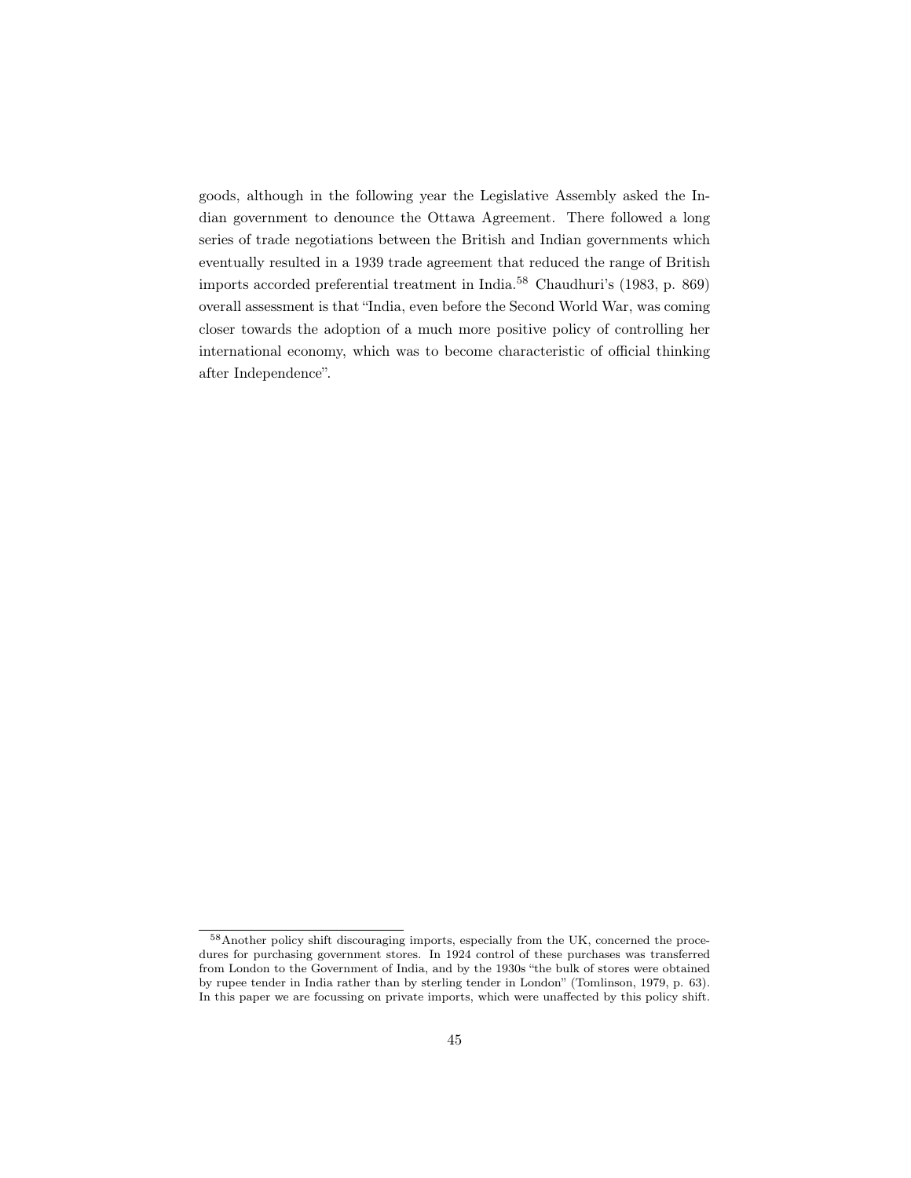goods, although in the following year the Legislative Assembly asked the Indian government to denounce the Ottawa Agreement. There followed a long series of trade negotiations between the British and Indian governments which eventually resulted in a 1939 trade agreement that reduced the range of British imports accorded preferential treatment in India.[58] Chaudhuri's (1983, p. 869) overall assessment is that "India, even before the Second World War, was coming closer towards the adoption of a much more positive policy of controlling her international economy, which was to become characteristic of official thinking after Independence".

[58] Another policy shift discouraging imports, especially from the UK, concerned the procedures for purchasing government stores. In 1924 control of these purchases was transferred from London to the Government of India, and by the 1930s "the bulk of stores were obtained by rupee tender in India rather than by sterling tender in London" (Tomlinson, 1979, p. 63). In this paper we are focussing on private imports, which were unaffected by this policy shift.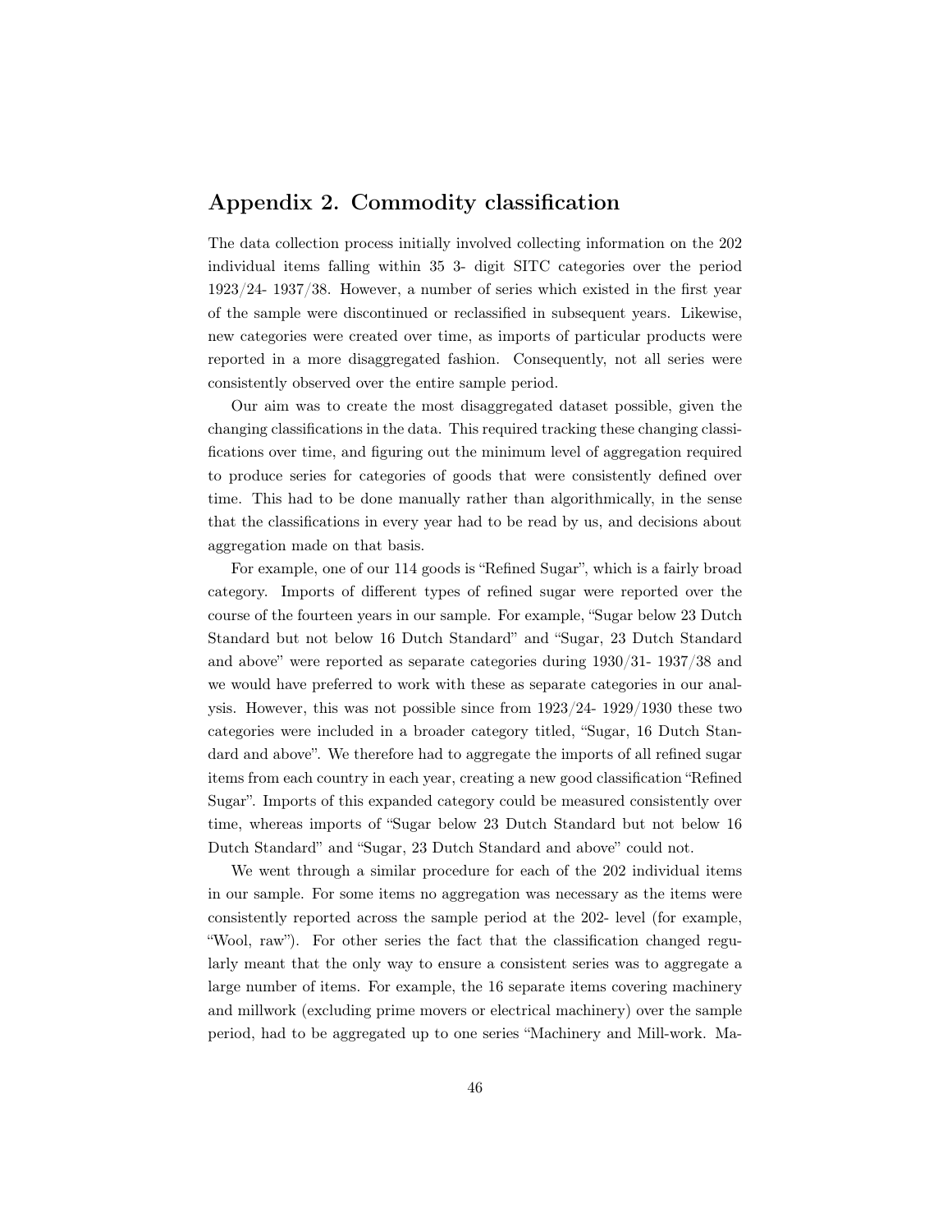## Appendix 2. Commodity classification

The data collection process initially involved collecting information on the 202 individual items falling within 35 3- digit SITC categories over the period 1923/24- 1937/38. However, a number of series which existed in the first year of the sample were discontinued or reclassified in subsequent years. Likewise, new categories were created over time, as imports of particular products were reported in a more disaggregated fashion. Consequently, not all series were consistently observed over the entire sample period.

Our aim was to create the most disaggregated dataset possible, given the changing classifications in the data. This required tracking these changing classifications over time, and figuring out the minimum level of aggregation required to produce series for categories of goods that were consistently defined over time. This had to be done manually rather than algorithmically, in the sense that the classifications in every year had to be read by us, and decisions about aggregation made on that basis.

For example, one of our 114 goods is "Refined Sugar", which is a fairly broad category. Imports of different types of refined sugar were reported over the course of the fourteen years in our sample. For example, "Sugar below 23 Dutch Standard but not below 16 Dutch Standard" and "Sugar, 23 Dutch Standard and above" were reported as separate categories during 1930/31- 1937/38 and we would have preferred to work with these as separate categories in our analysis. However, this was not possible since from 1923/24- 1929/1930 these two categories were included in a broader category titled, "Sugar, 16 Dutch Standard and above". We therefore had to aggregate the imports of all refined sugar items from each country in each year, creating a new good classification "Refined Sugar". Imports of this expanded category could be measured consistently over time, whereas imports of "Sugar below 23 Dutch Standard but not below 16 Dutch Standard" and "Sugar, 23 Dutch Standard and above" could not.

We went through a similar procedure for each of the 202 individual items in our sample. For some items no aggregation was necessary as the items were consistently reported across the sample period at the 202- level (for example, "Wool, raw"). For other series the fact that the classification changed regularly meant that the only way to ensure a consistent series was to aggregate a large number of items. For example, the 16 separate items covering machinery and millwork (excluding prime movers or electrical machinery) over the sample period, had to be aggregated up to one series "Machinery and Mill-work. Ma-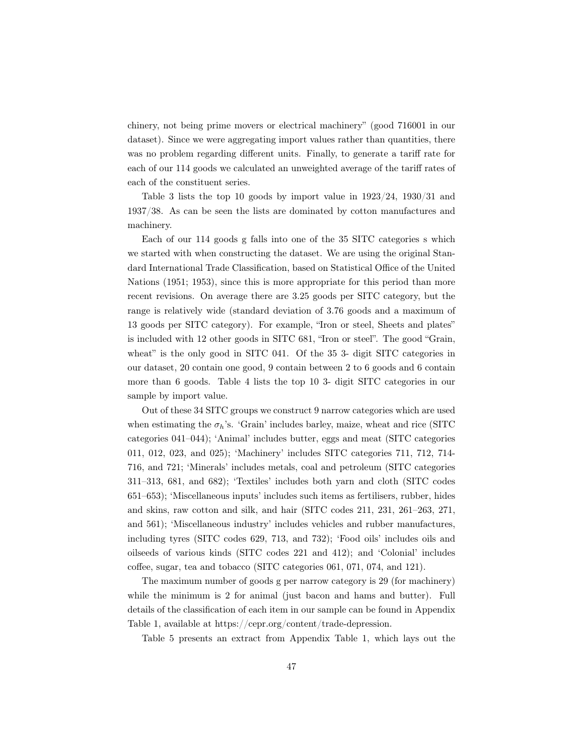chinery, not being prime movers or electrical machinery" (good 716001 in our dataset). Since we were aggregating import values rather than quantities, there was no problem regarding different units. Finally, to generate a tariff rate for each of our 114 goods we calculated an unweighted average of the tariff rates of each of the constituent series.

Table 3 lists the top 10 goods by import value in 1923/24, 1930/31 and 1937/38. As can be seen the lists are dominated by cotton manufactures and machinery.

Each of our 114 goods g falls into one of the 35 SITC categories s which we started with when constructing the dataset. We are using the original Standard International Trade Classification, based on Statistical Office of the United Nations (1951; 1953), since this is more appropriate for this period than more recent revisions. On average there are 3.25 goods per SITC category, but the range is relatively wide (standard deviation of 3.76 goods and a maximum of 13 goods per SITC category). For example, "Iron or steel, Sheets and plates" is included with 12 other goods in SITC 681, "Iron or steel". The good "Grain, wheat" is the only good in SITC 041. Of the 35 3- digit SITC categories in our dataset, 20 contain one good, 9 contain between 2 to 6 goods and 6 contain more than 6 goods. Table 4 lists the top 10 3- digit SITC categories in our sample by import value.

Out of these 34 SITC groups we construct 9 narrow categories which are used when estimating the $\sigma_h$'s. 'Grain' includes barley, maize, wheat and rice (SITC categories 041–044); 'Animal' includes butter, eggs and meat (SITC categories 011, 012, 023, and 025); 'Machinery' includes SITC categories 711, 712, 714-716, and 721; 'Minerals' includes metals, coal and petroleum (SITC categories 311–313, 681, and 682); 'Textiles' includes both yarn and cloth (SITC codes 651–653); 'Miscellaneous inputs' includes such items as fertilisers, rubber, hides and skins, raw cotton and silk, and hair (SITC codes 211, 231, 261–263, 271, and 561); 'Miscellaneous industry' includes vehicles and rubber manufactures, including tyres (SITC codes 629, 713, and 732); 'Food oils' includes oils and oilseeds of various kinds (SITC codes 221 and 412); and 'Colonial' includes coffee, sugar, tea and tobacco (SITC categories 061, 071, 074, and 121).

The maximum number of goods g per narrow category is 29 (for machinery) while the minimum is 2 for animal (just bacon and hams and butter). Full details of the classification of each item in our sample can be found in Appendix Table 1, available at https://cepr.org/content/trade-depression.

Table 5 presents an extract from Appendix Table 1, which lays out the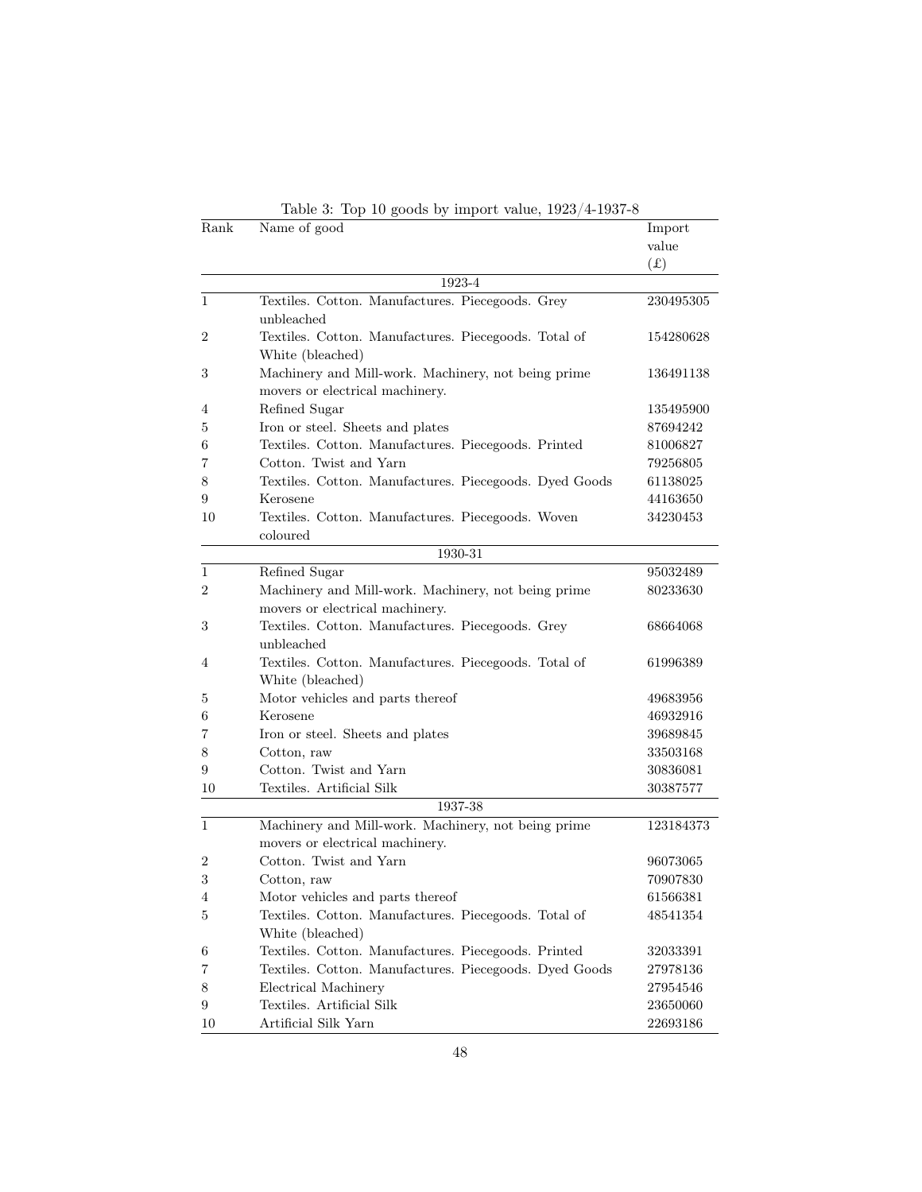Table 3: Top 10 goods by import value, 1923/4-1937-8

| Rank | Name of good | Import value (£) |
|---|---|---|
| | **1923-4** | |
| 1 | Textiles. Cotton. Manufactures. Piecegoods. Grey unbleached | 230495305 |
| 2 | Textiles. Cotton. Manufactures. Piecegoods. Total of White (bleached) | 154280628 |
| 3 | Machinery and Mill-work. Machinery, not being prime movers or electrical machinery. | 136491138 |
| 4 | Refined Sugar | 135495900 |
| 5 | Iron or steel. Sheets and plates | 87694242 |
| 6 | Textiles. Cotton. Manufactures. Piecegoods. Printed | 81006827 |
| 7 | Cotton. Twist and Yarn | 79256805 |
| 8 | Textiles. Cotton. Manufactures. Piecegoods. Dyed Goods | 61138025 |
| 9 | Kerosene | 44163650 |
| 10 | Textiles. Cotton. Manufactures. Piecegoods. Woven coloured | 34230453 |
| | **1930-31** | |
| 1 | Refined Sugar | 95032489 |
| 2 | Machinery and Mill-work. Machinery, not being prime movers or electrical machinery. | 80233630 |
| 3 | Textiles. Cotton. Manufactures. Piecegoods. Grey unbleached | 68664068 |
| 4 | Textiles. Cotton. Manufactures. Piecegoods. Total of White (bleached) | 61996389 |
| 5 | Motor vehicles and parts thereof | 49683956 |
| 6 | Kerosene | 46932916 |
| 7 | Iron or steel. Sheets and plates | 39689845 |
| 8 | Cotton, raw | 33503168 |
| 9 | Cotton. Twist and Yarn | 30836081 |
| 10 | Textiles. Artificial Silk | 30387577 |
| | **1937-38** | |
| 1 | Machinery and Mill-work. Machinery, not being prime movers or electrical machinery. | 123184373 |
| 2 | Cotton. Twist and Yarn | 96073065 |
| 3 | Cotton, raw | 70907830 |
| 4 | Motor vehicles and parts thereof | 61566381 |
| 5 | Textiles. Cotton. Manufactures. Piecegoods. Total of White (bleached) | 48541354 |
| 6 | Textiles. Cotton. Manufactures. Piecegoods. Printed | 32033391 |
| 7 | Textiles. Cotton. Manufactures. Piecegoods. Dyed Goods | 27978136 |
| 8 | Electrical Machinery | 27954546 |
| 9 | Textiles. Artificial Silk | 23650060 |
| 10 | Artificial Silk Yarn | 22693186 |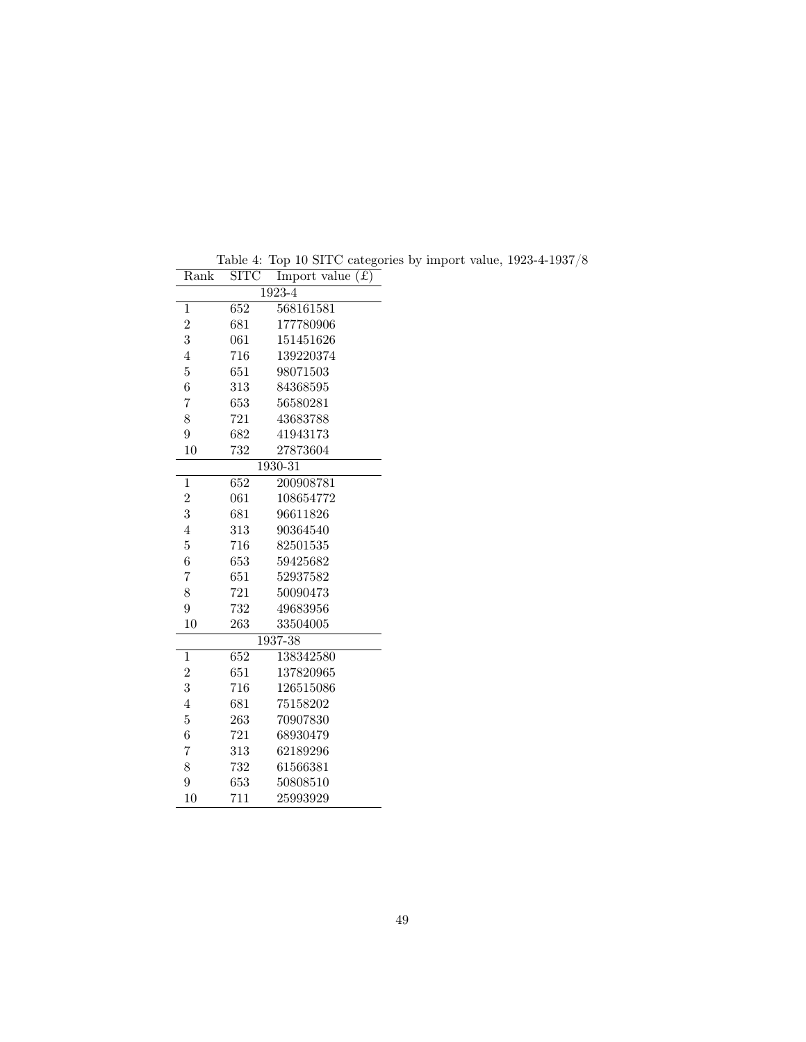Table 4: Top 10 SITC categories by import value, 1923-4-1937/8

| Rank | SITC | Import value (£) |
|---|---|---|
| 1923-4 | | |
| 1 | 652 | 568161581 |
| 2 | 681 | 177780906 |
| 3 | 061 | 151451626 |
| 4 | 716 | 139220374 |
| 5 | 651 | 98071503 |
| 6 | 313 | 84368595 |
| 7 | 653 | 56580281 |
| 8 | 721 | 43683788 |
| 9 | 682 | 41943173 |
| 10 | 732 | 27873604 |
| 1930-31 | | |
| 1 | 652 | 200908781 |
| 2 | 061 | 108654772 |
| 3 | 681 | 96611826 |
| 4 | 313 | 90364540 |
| 5 | 716 | 82501535 |
| 6 | 653 | 59425682 |
| 7 | 651 | 52937582 |
| 8 | 721 | 50090473 |
| 9 | 732 | 49683956 |
| 10 | 263 | 33504005 |
| 1937-38 | | |
| 1 | 652 | 138342580 |
| 2 | 651 | 137820965 |
| 3 | 716 | 126515086 |
| 4 | 681 | 75158202 |
| 5 | 263 | 70907830 |
| 6 | 721 | 68930479 |
| 7 | 313 | 62189296 |
| 8 | 732 | 61566381 |
| 9 | 653 | 50808510 |
| 10 | 711 | 25993929 |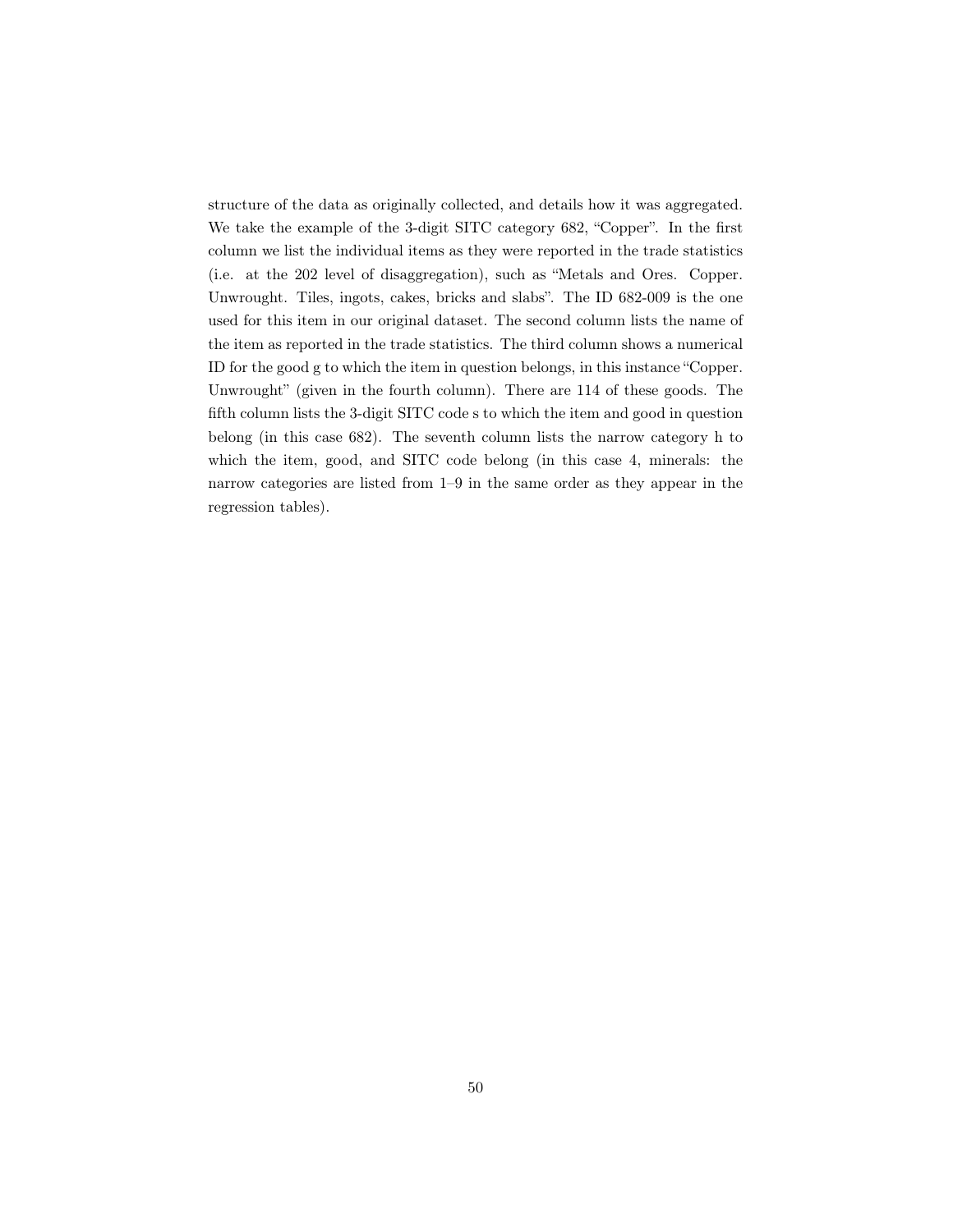structure of the data as originally collected, and details how it was aggregated. We take the example of the 3-digit SITC category 682, "Copper". In the first column we list the individual items as they were reported in the trade statistics (i.e. at the 202 level of disaggregation), such as "Metals and Ores. Copper. Unwrought. Tiles, ingots, cakes, bricks and slabs". The ID 682-009 is the one used for this item in our original dataset. The second column lists the name of the item as reported in the trade statistics. The third column shows a numerical ID for the good g to which the item in question belongs, in this instance "Copper. Unwrought" (given in the fourth column). There are 114 of these goods. The fifth column lists the 3-digit SITC code s to which the item and good in question belong (in this case 682). The seventh column lists the narrow category h to which the item, good, and SITC code belong (in this case 4, minerals: the narrow categories are listed from 1–9 in the same order as they appear in the regression tables).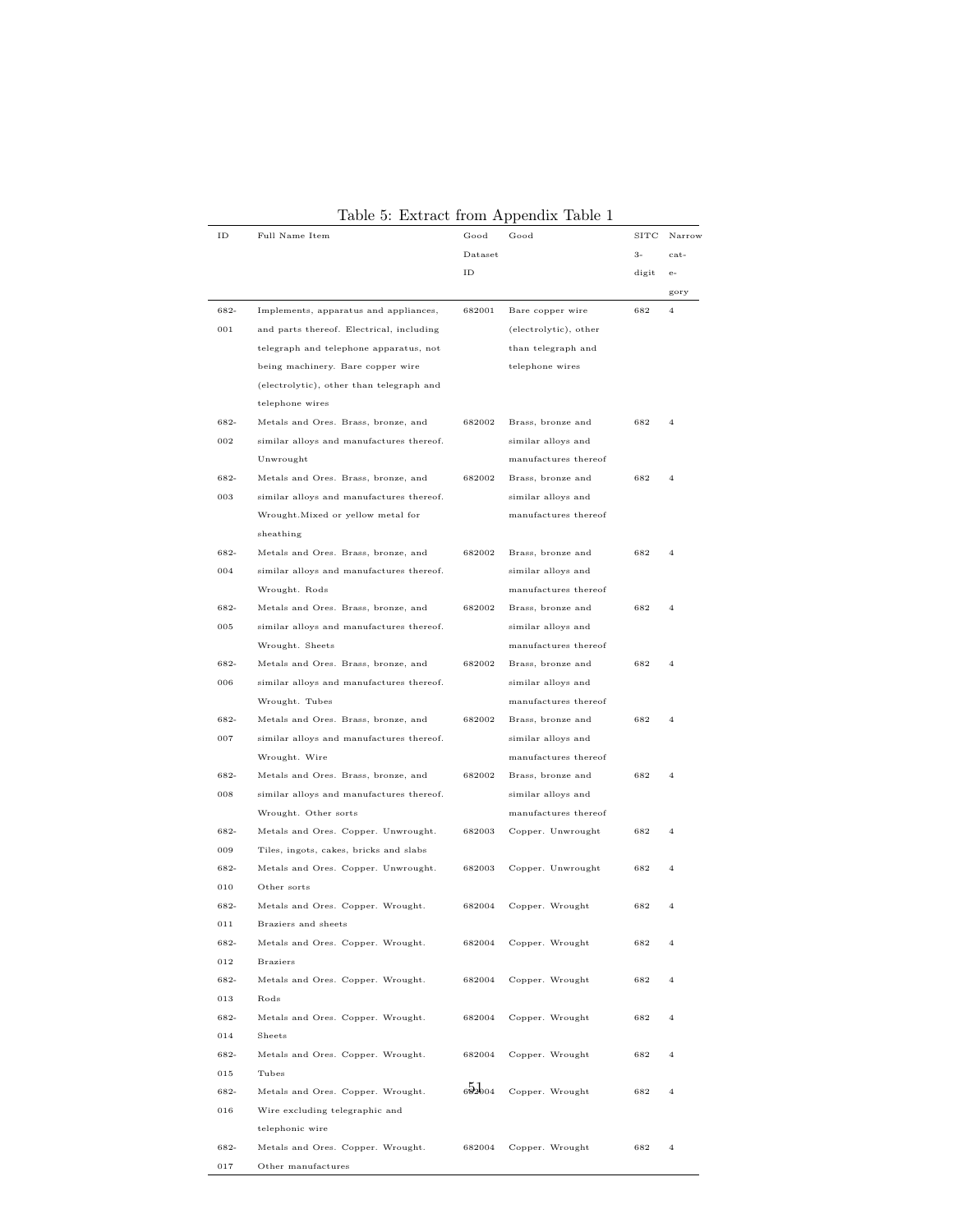Table 5: Extract from Appendix Table 1

| ID | Full Name Item | Good Dataset ID | Good | SITC 3-digit | Narrow category |
|---|---|---|---|---|---|
| 682-001 | Implements, apparatus and appliances, and parts thereof. Electrical, including telegraph and telephone apparatus, not being machinery. Bare copper wire (electrolytic), other than telegraph and telephone wires | 682001 | Bare copper wire (electrolytic), other than telegraph and telephone wires | 682 | 4 |
| 682-002 | Metals and Ores. Brass, bronze, and similar alloys and manufactures thereof. Unwrought | 682002 | Brass, bronze and similar alloys and manufactures thereof | 682 | 4 |
| 682-003 | Metals and Ores. Brass, bronze, and similar alloys and manufactures thereof. Wrought.Mixed or yellow metal for sheathing | 682002 | Brass, bronze and similar alloys and manufactures thereof | 682 | 4 |
| 682-004 | Metals and Ores. Brass, bronze, and similar alloys and manufactures thereof. Wrought. Rods | 682002 | Brass, bronze and similar alloys and manufactures thereof | 682 | 4 |
| 682-005 | Metals and Ores. Brass, bronze, and similar alloys and manufactures thereof. Wrought. Sheets | 682002 | Brass, bronze and similar alloys and manufactures thereof | 682 | 4 |
| 682-006 | Metals and Ores. Brass, bronze, and similar alloys and manufactures thereof. Wrought. Tubes | 682002 | Brass, bronze and similar alloys and manufactures thereof | 682 | 4 |
| 682-007 | Metals and Ores. Brass, bronze, and similar alloys and manufactures thereof. Wrought. Wire | 682002 | Brass, bronze and similar alloys and manufactures thereof | 682 | 4 |
| 682-008 | Metals and Ores. Brass, bronze, and similar alloys and manufactures thereof. Wrought. Other sorts | 682002 | Brass, bronze and similar alloys and manufactures thereof | 682 | 4 |
| 682-009 | Metals and Ores. Copper. Unwrought. Tiles, ingots, cakes, bricks and slabs | 682003 | Copper. Unwrought | 682 | 4 |
| 682-010 | Metals and Ores. Copper. Unwrought. Other sorts | 682003 | Copper. Unwrought | 682 | 4 |
| 682-011 | Metals and Ores. Copper. Wrought. Braziers and sheets | 682004 | Copper. Wrought | 682 | 4 |
| 682-012 | Metals and Ores. Copper. Wrought. Braziers | 682004 | Copper. Wrought | 682 | 4 |
| 682-013 | Metals and Ores. Copper. Wrought. Rods | 682004 | Copper. Wrought | 682 | 4 |
| 682-014 | Metals and Ores. Copper. Wrought. Sheets | 682004 | Copper. Wrought | 682 | 4 |
| 682-015 | Metals and Ores. Copper. Wrought. Tubes | 682004 | Copper. Wrought | 682 | 4 |
| 682-016 | Metals and Ores. Copper. Wrought. Wire excluding telegraphic and telephonic wire | 682004 | Copper. Wrought | 682 | 4 |
| 682-017 | Metals and Ores. Copper. Wrought. Other manufactures | 682004 | Copper. Wrought | 682 | 4 |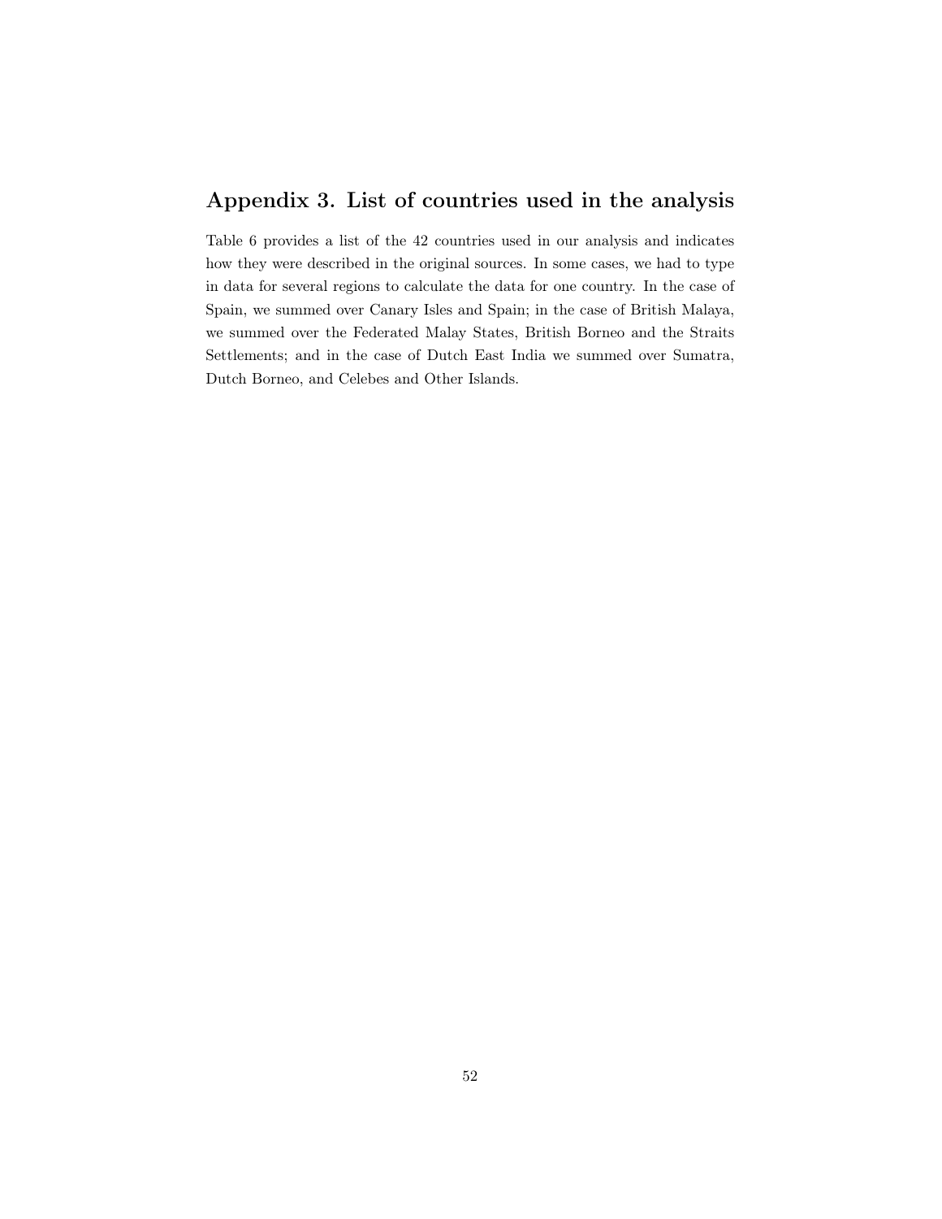## Appendix 3. List of countries used in the analysis

Table 6 provides a list of the 42 countries used in our analysis and indicates how they were described in the original sources. In some cases, we had to type in data for several regions to calculate the data for one country. In the case of Spain, we summed over Canary Isles and Spain; in the case of British Malaya, we summed over the Federated Malay States, British Borneo and the Straits Settlements; and in the case of Dutch East India we summed over Sumatra, Dutch Borneo, and Celebes and Other Islands.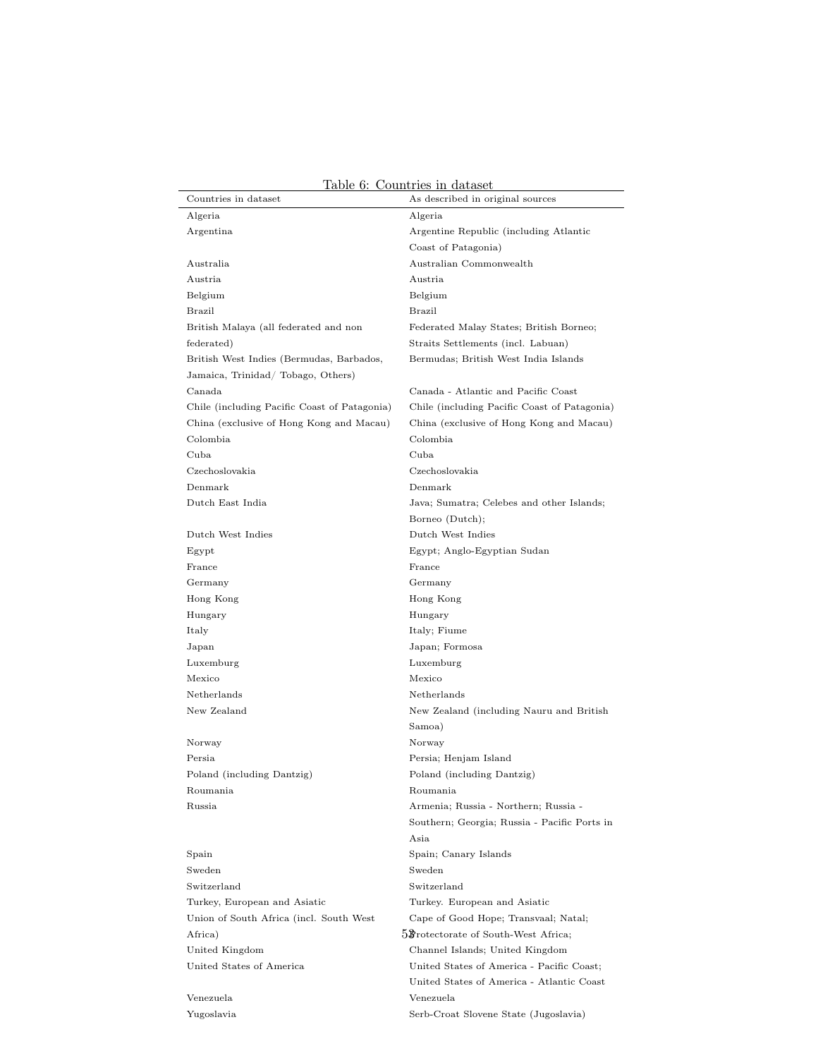Table 6: Countries in dataset

| Countries in dataset | As described in original sources |
|---|---|
| Algeria | Algeria |
| Argentina | Argentine Republic (including Atlantic Coast of Patagonia) |
| Australia | Australian Commonwealth |
| Austria | Austria |
| Belgium | Belgium |
| Brazil | Brazil |
| British Malaya (all federated and non federated) | Federated Malay States; British Borneo; Straits Settlements (incl. Labuan) |
| British West Indies (Bermudas, Barbados, Jamaica, Trinidad/ Tobago, Others) | Bermudas; British West India Islands |
| Canada | Canada - Atlantic and Pacific Coast |
| Chile (including Pacific Coast of Patagonia) | Chile (including Pacific Coast of Patagonia) |
| China (exclusive of Hong Kong and Macau) | China (exclusive of Hong Kong and Macau) |
| Colombia | Colombia |
| Cuba | Cuba |
| Czechoslovakia | Czechoslovakia |
| Denmark | Denmark |
| Dutch East India | Java; Sumatra; Celebes and other Islands; Borneo (Dutch); |
| Dutch West Indies | Dutch West Indies |
| Egypt | Egypt; Anglo-Egyptian Sudan |
| France | France |
| Germany | Germany |
| Hong Kong | Hong Kong |
| Hungary | Hungary |
| Italy | Italy; Fiume |
| Japan | Japan; Formosa |
| Luxemburg | Luxemburg |
| Mexico | Mexico |
| Netherlands | Netherlands |
| New Zealand | New Zealand (including Nauru and British Samoa) |
| Norway | Norway |
| Persia | Persia; Henjam Island |
| Poland (including Dantzig) | Poland (including Dantzig) |
| Roumania | Roumania |
| Russia | Armenia; Russia - Northern; Russia - Southern; Georgia; Russia - Pacific Ports in Asia |
| Spain | Spain; Canary Islands |
| Sweden | Sweden |
| Switzerland | Switzerland |
| Turkey, European and Asiatic | Turkey. European and Asiatic |
| Union of South Africa (incl. South West Africa) | Cape of Good Hope; Transvaal; Natal; Protectorate of South-West Africa; |
| United Kingdom | Channel Islands; United Kingdom |
| United States of America | United States of America - Pacific Coast; United States of America - Atlantic Coast |
| Venezuela | Venezuela |
| Yugoslavia | Serb-Croat Slovene State (Jugoslavia) |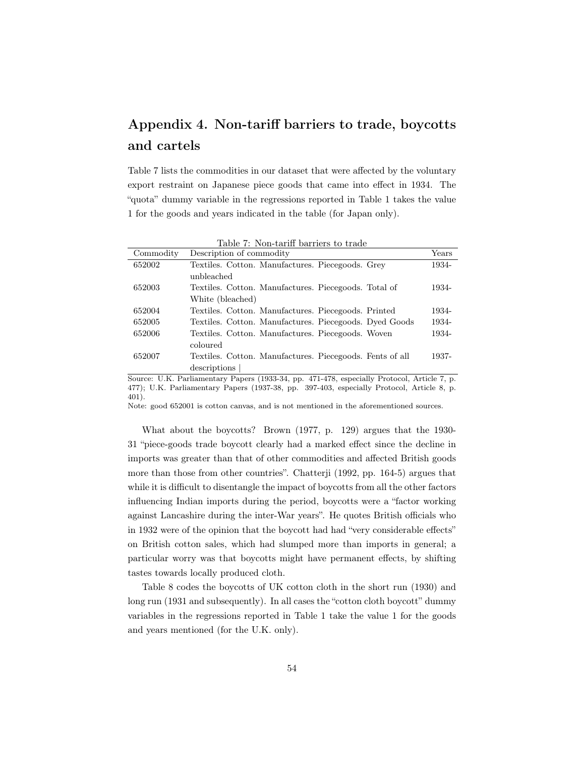# Appendix 4. Non-tariff barriers to trade, boycotts and cartels

Table 7 lists the commodities in our dataset that were affected by the voluntary export restraint on Japanese piece goods that came into effect in 1934. The "quota" dummy variable in the regressions reported in Table 1 takes the value 1 for the goods and years indicated in the table (for Japan only).

Table 7: Non-tariff barriers to trade

| Commodity | Description of commodity | Years |
|---|---|---|
| 652002 | Textiles. Cotton. Manufactures. Piecegoods. Grey unbleached | 1934- |
| 652003 | Textiles. Cotton. Manufactures. Piecegoods. Total of White (bleached) | 1934- |
| 652004 | Textiles. Cotton. Manufactures. Piecegoods. Printed | 1934- |
| 652005 | Textiles. Cotton. Manufactures. Piecegoods. Dyed Goods | 1934- |
| 652006 | Textiles. Cotton. Manufactures. Piecegoods. Woven coloured | 1934- |
| 652007 | Textiles. Cotton. Manufactures. Piecegoods. Fents of all descriptions \| | 1937- |

Source: U.K. Parliamentary Papers (1933-34, pp. 471-478, especially Protocol, Article 7, p. 477); U.K. Parliamentary Papers (1937-38, pp. 397-403, especially Protocol, Article 8, p. 401).

Note: good 652001 is cotton canvas, and is not mentioned in the aforementioned sources.

What about the boycotts? Brown (1977, p. 129) argues that the 1930-31 "piece-goods trade boycott clearly had a marked effect since the decline in imports was greater than that of other commodities and affected British goods more than those from other countries". Chatterji (1992, pp. 164-5) argues that while it is difficult to disentangle the impact of boycotts from all the other factors influencing Indian imports during the period, boycotts were a "factor working against Lancashire during the inter-War years". He quotes British officials who in 1932 were of the opinion that the boycott had had "very considerable effects" on British cotton sales, which had slumped more than imports in general; a particular worry was that boycotts might have permanent effects, by shifting tastes towards locally produced cloth.

Table 8 codes the boycotts of UK cotton cloth in the short run (1930) and long run (1931 and subsequently). In all cases the "cotton cloth boycott" dummy variables in the regressions reported in Table 1 take the value 1 for the goods and years mentioned (for the U.K. only).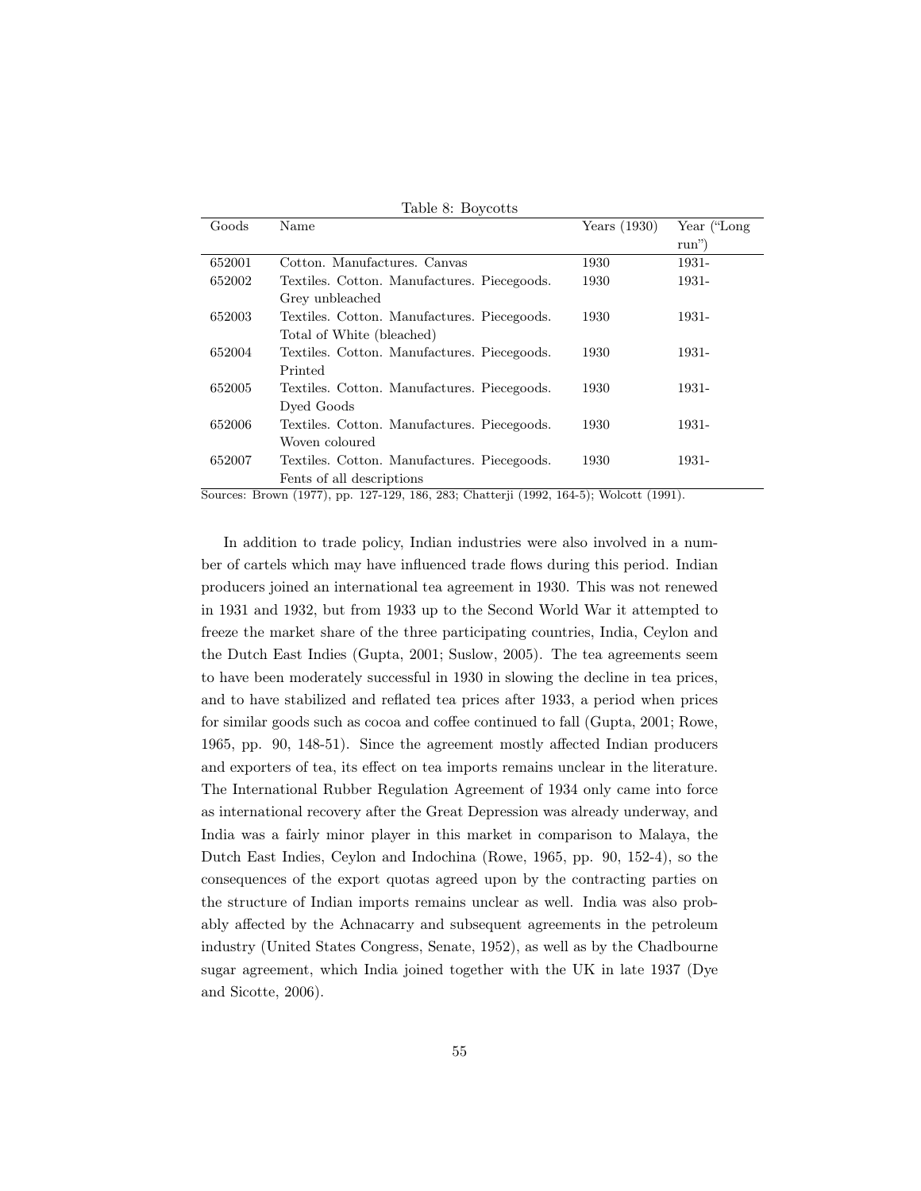Table 8: Boycotts

| Goods | Name | Years (1930) | Year ("Long run") |
|---|---|---|---|
| 652001 | Cotton. Manufactures. Canvas | 1930 | 1931- |
| 652002 | Textiles. Cotton. Manufactures. Piecegoods. Grey unbleached | 1930 | 1931- |
| 652003 | Textiles. Cotton. Manufactures. Piecegoods. Total of White (bleached) | 1930 | 1931- |
| 652004 | Textiles. Cotton. Manufactures. Piecegoods. Printed | 1930 | 1931- |
| 652005 | Textiles. Cotton. Manufactures. Piecegoods. Dyed Goods | 1930 | 1931- |
| 652006 | Textiles. Cotton. Manufactures. Piecegoods. Woven coloured | 1930 | 1931- |
| 652007 | Textiles. Cotton. Manufactures. Piecegoods. Fents of all descriptions | 1930 | 1931- |

Sources: Brown (1977), pp. 127-129, 186, 283; Chatterji (1992, 164-5); Wolcott (1991).

In addition to trade policy, Indian industries were also involved in a number of cartels which may have influenced trade flows during this period. Indian producers joined an international tea agreement in 1930. This was not renewed in 1931 and 1932, but from 1933 up to the Second World War it attempted to freeze the market share of the three participating countries, India, Ceylon and the Dutch East Indies (Gupta, 2001; Suslow, 2005). The tea agreements seem to have been moderately successful in 1930 in slowing the decline in tea prices, and to have stabilized and reflated tea prices after 1933, a period when prices for similar goods such as cocoa and coffee continued to fall (Gupta, 2001; Rowe, 1965, pp. 90, 148-51). Since the agreement mostly affected Indian producers and exporters of tea, its effect on tea imports remains unclear in the literature. The International Rubber Regulation Agreement of 1934 only came into force as international recovery after the Great Depression was already underway, and India was a fairly minor player in this market in comparison to Malaya, the Dutch East Indies, Ceylon and Indochina (Rowe, 1965, pp. 90, 152-4), so the consequences of the export quotas agreed upon by the contracting parties on the structure of Indian imports remains unclear as well. India was also probably affected by the Achnacarry and subsequent agreements in the petroleum industry (United States Congress, Senate, 1952), as well as by the Chadbourne sugar agreement, which India joined together with the UK in late 1937 (Dye and Sicotte, 2006).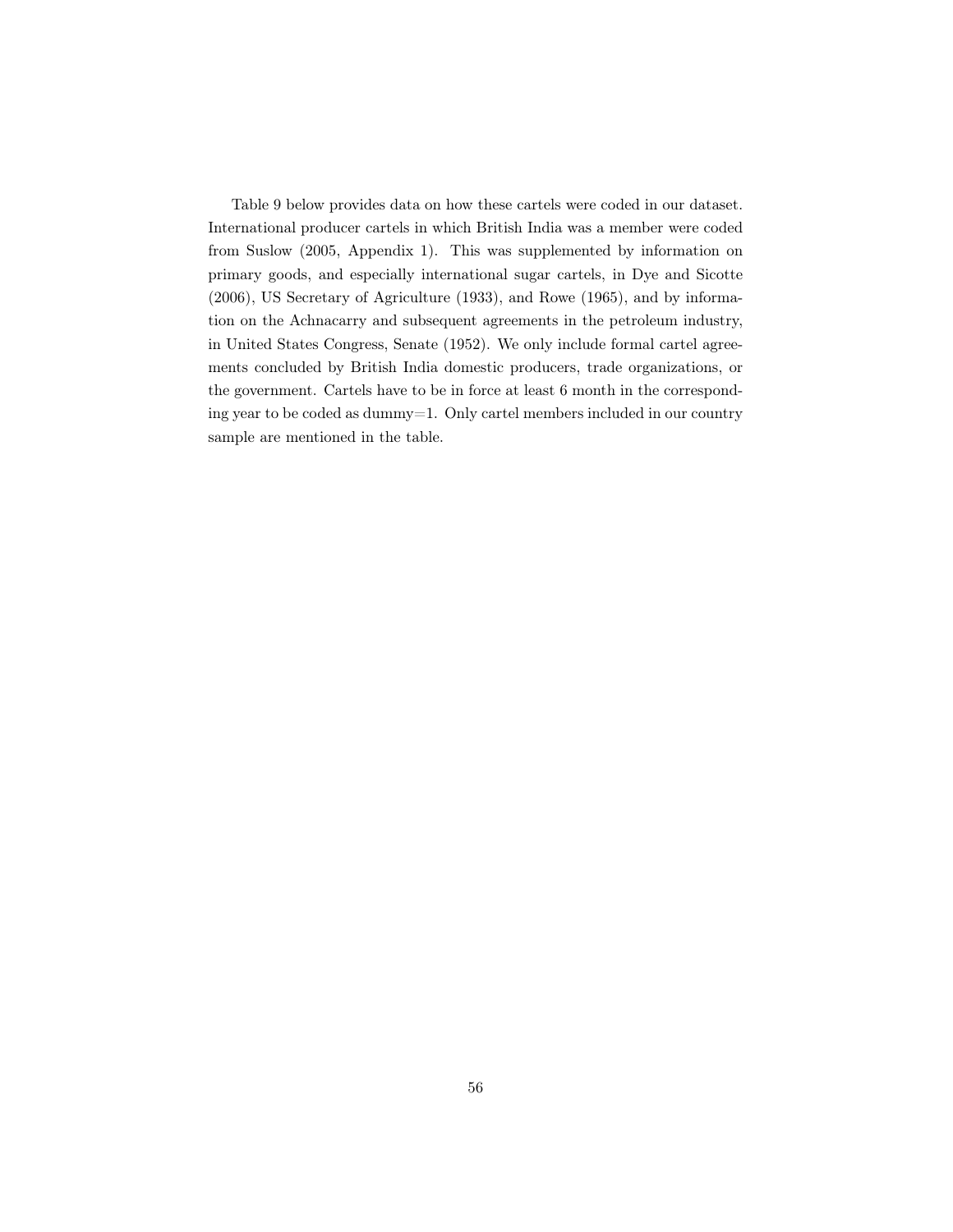Table 9 below provides data on how these cartels were coded in our dataset. International producer cartels in which British India was a member were coded from Suslow (2005, Appendix 1). This was supplemented by information on primary goods, and especially international sugar cartels, in Dye and Sicotte (2006), US Secretary of Agriculture (1933), and Rowe (1965), and by information on the Achnacarry and subsequent agreements in the petroleum industry, in United States Congress, Senate (1952). We only include formal cartel agreements concluded by British India domestic producers, trade organizations, or the government. Cartels have to be in force at least 6 month in the corresponding year to be coded as dummy=1. Only cartel members included in our country sample are mentioned in the table.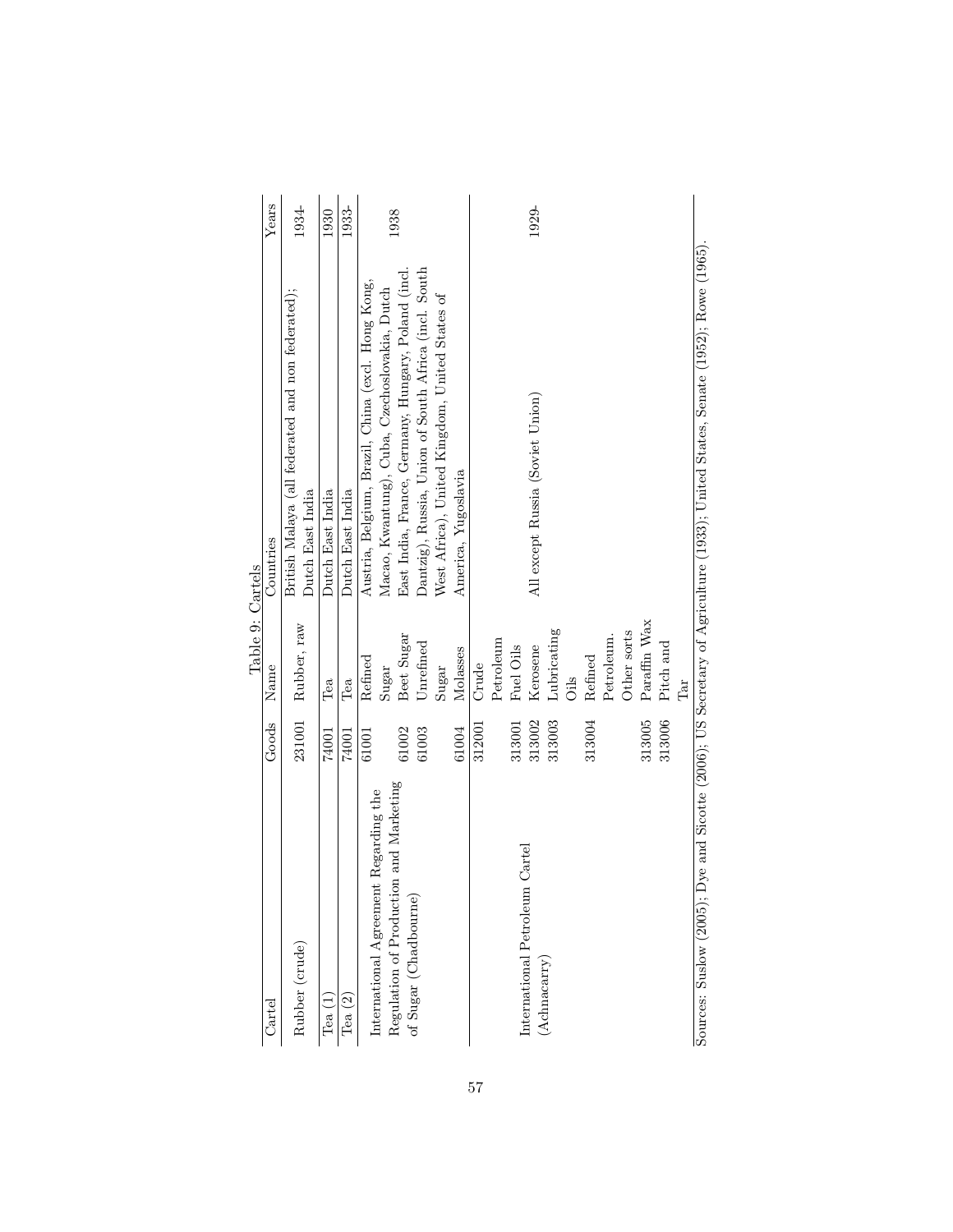Table 9: Cartels

| Cartel | Goods | Name | Countries | Years |
|---|---|---|---|---|
| Rubber (crude) | 231001 | Rubber, raw | British Malaya (all federated and non federated); Dutch East India | 1934- |
| Tea (1) | 74001 | Tea | Dutch East India | 1930 |
| Tea (2) | 74001 | Tea | Dutch East India | 1933- |
| International Agreement Regarding the Regulation of Production and Marketing of Sugar (Chadbourne) | 61001 | Refined Sugar | Austria, Belgium, Brazil, China (excl. Hong Kong, Macao, Kwantung), Cuba, Czechoslovakia, Dutch East India, France, Germany, Hungary, Poland (incl. Dantzig), Russia, Union of South Africa (incl. South West Africa), United Kingdom, United States of America, Yugoslavia | 1938 |
| | 61002 | Beet Sugar | | |
| | 61003 | Unrefined Sugar | | |
| | 61004 | Molasses | | |
| International Petroleum Cartel (Achnacarry) | 312001 | Crude Petroleum | All except Russia (Soviet Union) | 1929- |
| | 313001 | Fuel Oils | | |
| | 313002 | Kerosene | | |
| | 313003 | Lubricating Oils | | |
| | 313004 | Refined Petroleum. Other sorts | | |
| | 313005 | Paraffin Wax | | |
| | 313006 | Pitch and Tar | | |

Sources: Suslow (2005); Dye and Sicotte (2006); US Secretary of Agriculture (1933); United States, Senate (1952); Rowe (1965).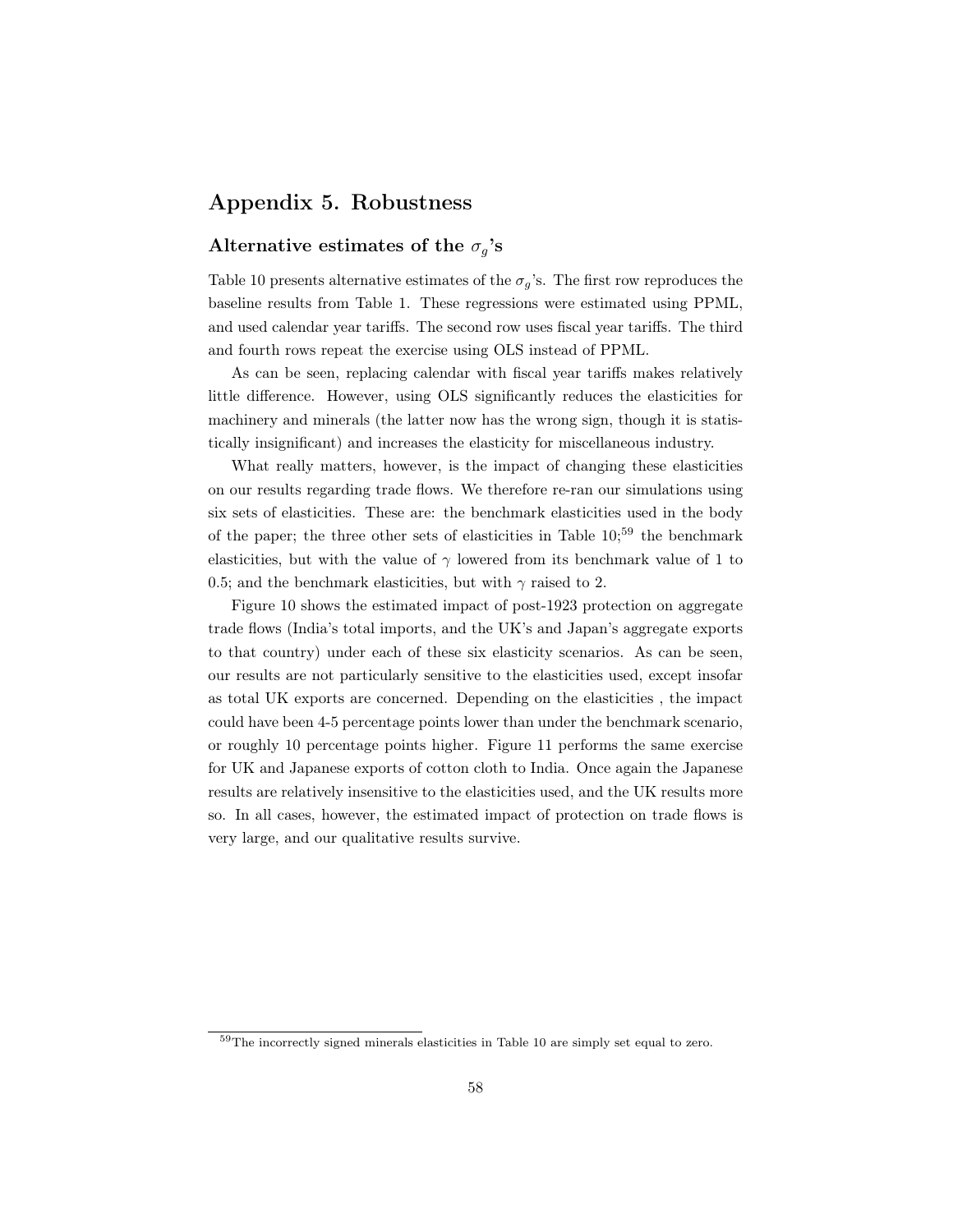# Appendix 5. Robustness

## Alternative estimates of the $\sigma_g$'s

Table 10 presents alternative estimates of the $\sigma_g$'s. The first row reproduces the baseline results from Table 1. These regressions were estimated using PPML, and used calendar year tariffs. The second row uses fiscal year tariffs. The third and fourth rows repeat the exercise using OLS instead of PPML.

As can be seen, replacing calendar with fiscal year tariffs makes relatively little difference. However, using OLS significantly reduces the elasticities for machinery and minerals (the latter now has the wrong sign, though it is statistically insignificant) and increases the elasticity for miscellaneous industry.

What really matters, however, is the impact of changing these elasticities on our results regarding trade flows. We therefore re-ran our simulations using six sets of elasticities. These are: the benchmark elasticities used in the body of the paper; the three other sets of elasticities in Table 10;[59] the benchmark elasticities, but with the value of $\gamma$ lowered from its benchmark value of 1 to 0.5; and the benchmark elasticities, but with $\gamma$ raised to 2.

Figure 10 shows the estimated impact of post-1923 protection on aggregate trade flows (India's total imports, and the UK's and Japan's aggregate exports to that country) under each of these six elasticity scenarios. As can be seen, our results are not particularly sensitive to the elasticities used, except insofar as total UK exports are concerned. Depending on the elasticities , the impact could have been 4-5 percentage points lower than under the benchmark scenario, or roughly 10 percentage points higher. Figure 11 performs the same exercise for UK and Japanese exports of cotton cloth to India. Once again the Japanese results are relatively insensitive to the elasticities used, and the UK results more so. In all cases, however, the estimated impact of protection on trade flows is very large, and our qualitative results survive.

[59] The incorrectly signed minerals elasticities in Table 10 are simply set equal to zero.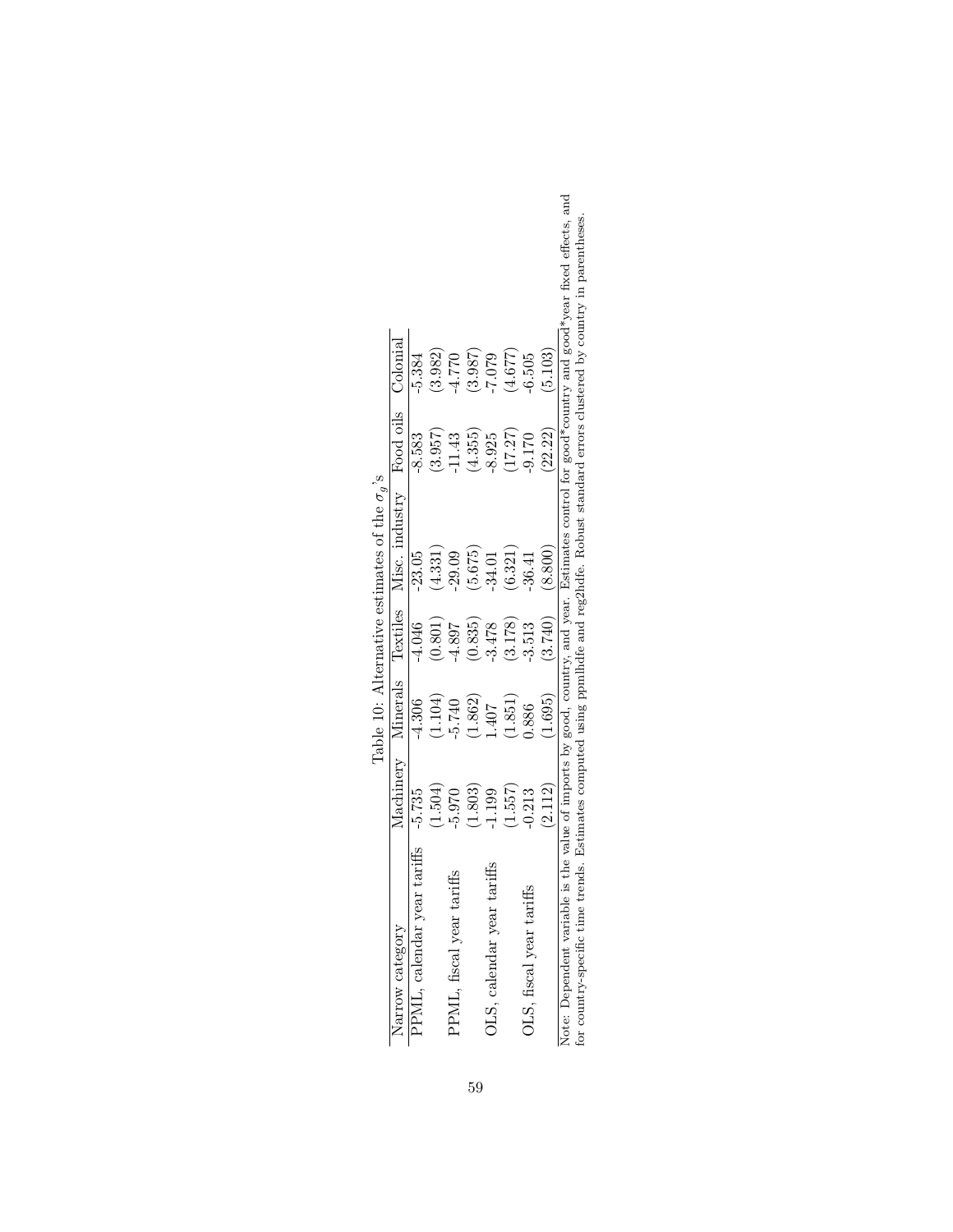Table 10: Alternative estimates of the $\sigma_g$'s

| Narrow category | Machinery | Minerals | Textiles | Misc. industry | Food oils | Colonial |
|---|---|---|---|---|---|---|
| PPML, calendar year tariffs | -5.735 | -4.306 | -4.046 | -23.05 | -8.583 | -5.384 |
| | (1.504) | (1.104) | (0.801) | (4.331) | (3.957) | (3.982) |
| PPML, fiscal year tariffs | -5.970 | -5.740 | -4.897 | -29.09 | -11.43 | -4.770 |
| | (1.803) | (1.862) | (0.835) | (5.675) | (4.355) | (3.987) |
| OLS, calendar year tariffs | -1.199 | 1.407 | -3.478 | -34.01 | -8.925 | -7.079 |
| | (1.557) | (1.851) | (3.178) | (6.321) | (17.27) | (4.677) |
| OLS, fiscal year tariffs | -0.213 | 0.886 | -3.513 | -36.41 | -9.170 | -6.505 |
| | (2.112) | (1.695) | (3.740) | (8.800) | (22.22) | (5.103) |

Note: Dependent variable is the value of imports by good, country, and year. Estimates control for good*country and good*year fixed effects, and for country-specific time trends. Estimates computed using ppmlhdfe and reg2hdfe. Robust standard errors clustered by country in parentheses.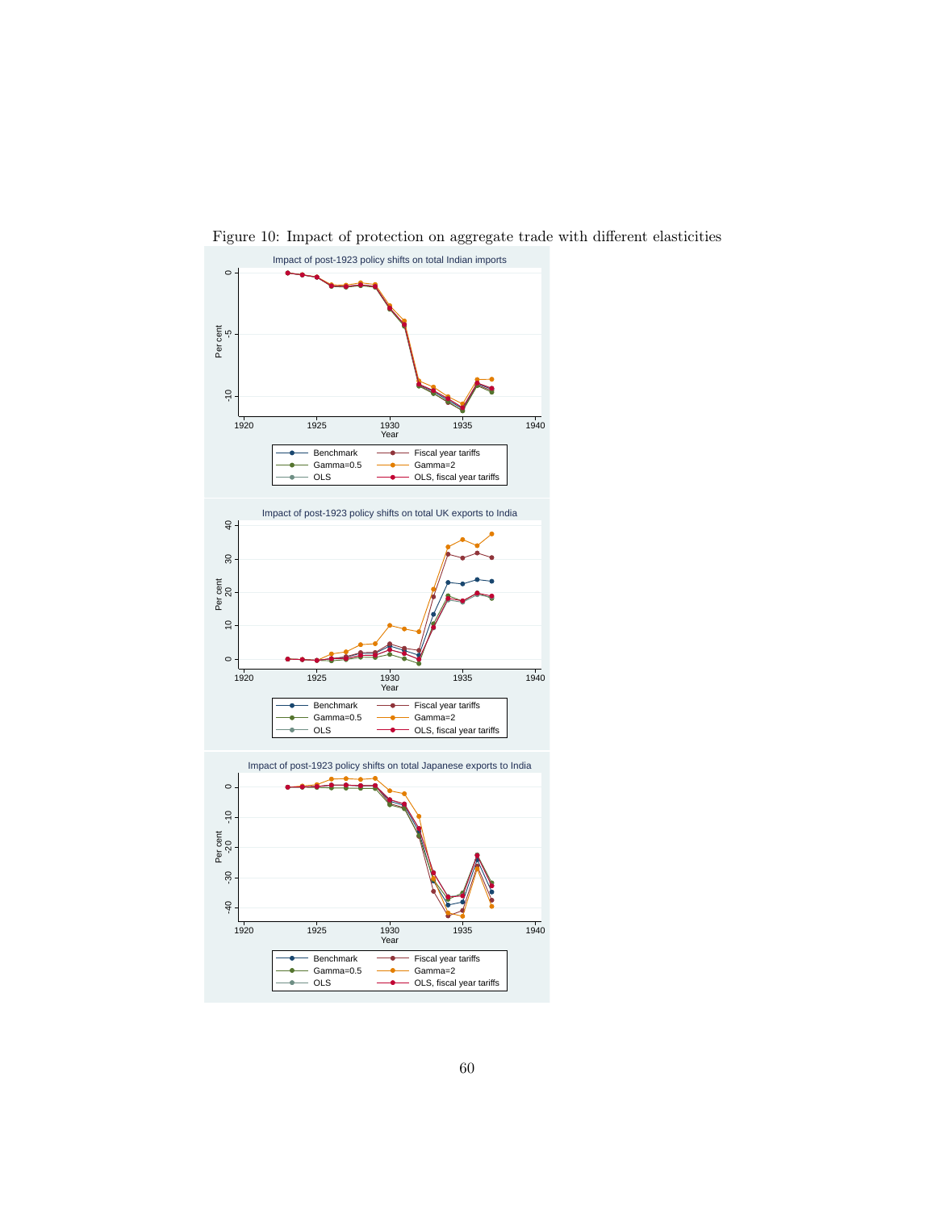Figure 10: Impact of protection on aggregate trade with different elasticities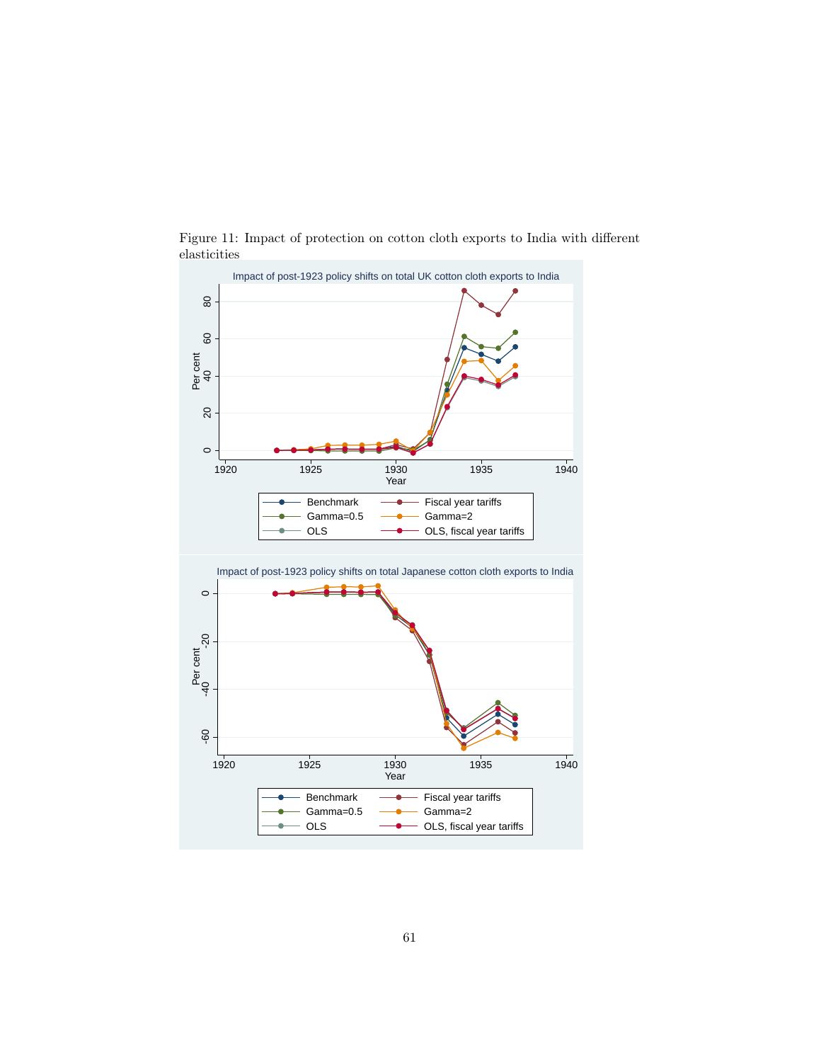Figure 11: Impact of protection on cotton cloth exports to India with different elasticities

Impact of post-1923 policy shifts on total UK cotton cloth exports to India

Per cent

0
20
40
60
80

1920
1925
1930
1935
1940

Year

Benchmark
Fiscal year tariffs
Gamma=0.5
Gamma=2
OLS
OLS, fiscal year tariffs

Impact of post-1923 policy shifts on total Japanese cotton cloth exports to India

Per cent

0
-20
-40
-60

1920
1925
1930
1935
1940

Year

Benchmark
Fiscal year tariffs
Gamma=0.5
Gamma=2
OLS
OLS, fiscal year tariffs